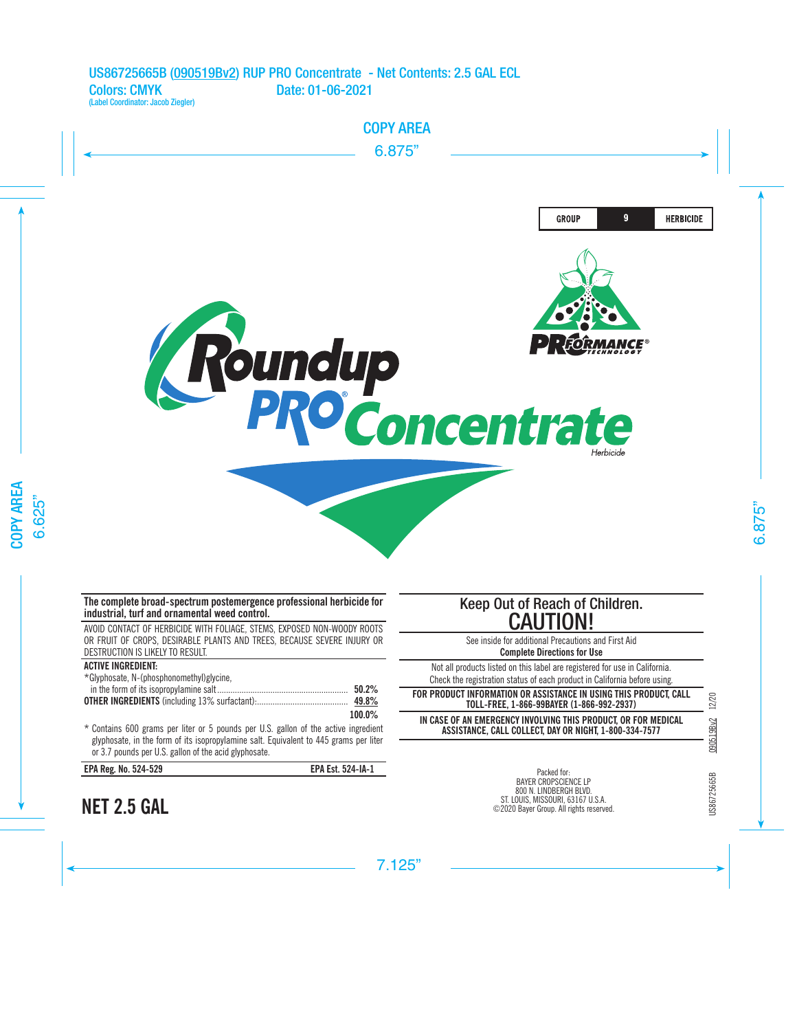US86725665B (090519Bv2) RUP PRO Concentrate - Net Contents: 2.5 GAL ECL
Colors: CMYK Date: 01-06-2021
(Label Coordinator: Jacob Ziegler)

| GROUP | 9 | HERBICIDE |
|---|---|---|

PROFORMANCE® TECHNOLOGY

# Roundup PRO® Concentrate

Herbicide

**The complete broad-spectrum postemergence professional herbicide for industrial, turf and ornamental weed control.**

AVOID CONTACT OF HERBICIDE WITH FOLIAGE, STEMS, EXPOSED NON-WOODY ROOTS OR FRUIT OF CROPS, DESIRABLE PLANTS AND TREES, BECAUSE SEVERE INJURY OR DESTRUCTION IS LIKELY TO RESULT.

**ACTIVE INGREDIENT:**

| | |
|---|---|
| *Glyphosate, N-(phosphonomethyl)glycine, in the form of its isopropylamine salt | **50.2%** |
| **OTHER INGREDIENTS** (including 13% surfactant): | **49.8%** |
| | **100.0%** |

* Contains 600 grams per liter or 5 pounds per U.S. gallon of the active ingredient glyphosate, in the form of its isopropylamine salt. Equivalent to 445 grams per liter or 3.7 pounds per U.S. gallon of the acid glyphosate.

**EPA Reg. No. 524-529** **EPA Est. 524-IA-1**

## NET 2.5 GAL

## Keep Out of Reach of Children.
## CAUTION!

See inside for additional Precautions and First Aid
**Complete Directions for Use**

Not all products listed on this label are registered for use in California. Check the registration status of each product in California before using.

**FOR PRODUCT INFORMATION OR ASSISTANCE IN USING THIS PRODUCT, CALL TOLL-FREE, 1-866-99BAYER (1-866-992-2937)**

**IN CASE OF AN EMERGENCY INVOLVING THIS PRODUCT, OR FOR MEDICAL ASSISTANCE, CALL COLLECT, DAY OR NIGHT, 1-800-334-7577**

Packed for:
BAYER CROPSCIENCE LP
800 N. LINDBERGH BLVD.
ST. LOUIS, MISSOURI, 63167 U.S.A.
©2020 Bayer Group. All rights reserved.

US86725665B 090519Bv2 12/20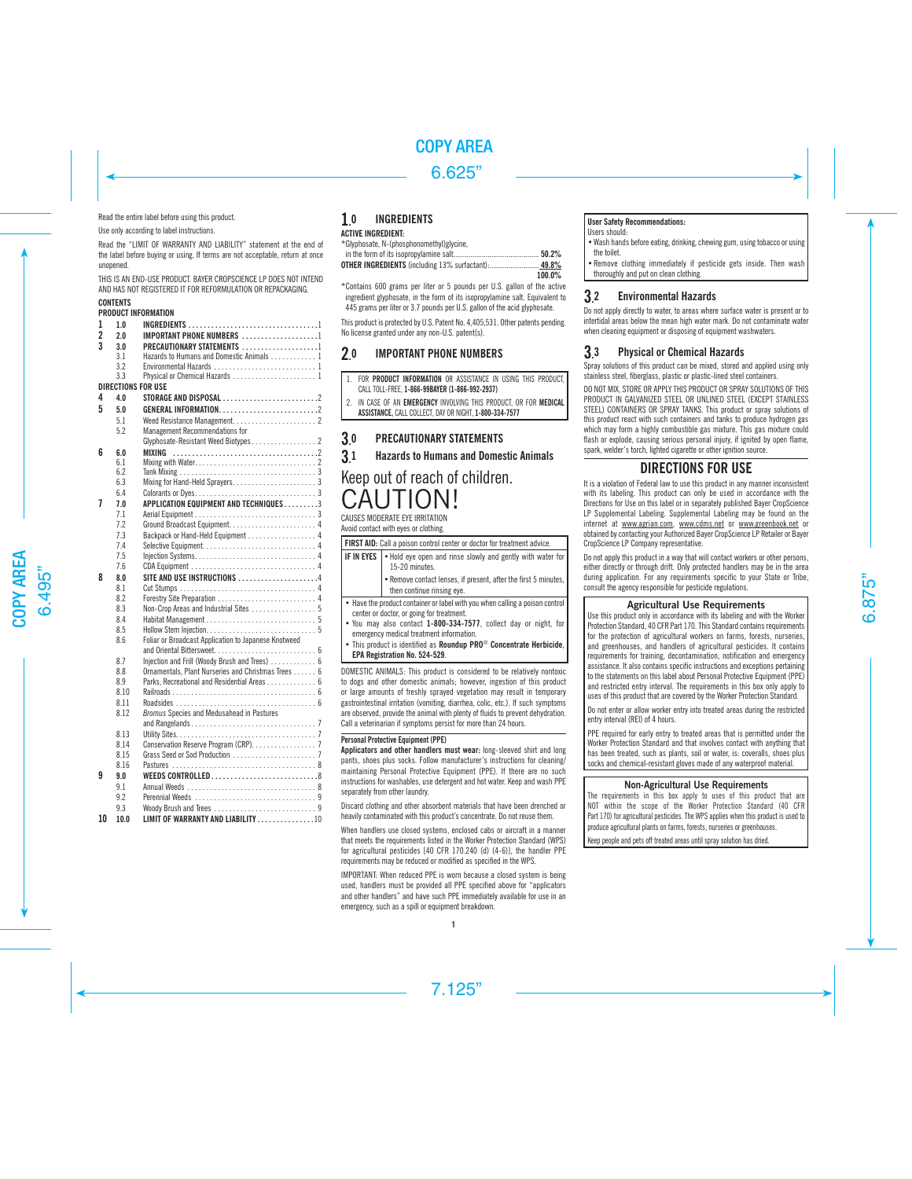Read the entire label before using this product.

Use only according to label instructions.

Read the "LIMIT OF WARRANTY AND LIABILITY" statement at the end of the label before buying or using. If terms are not acceptable, return at once unopened.

THIS IS AN END-USE PRODUCT. BAYER CROPSCIENCE LP DOES NOT INTEND AND HAS NOT REGISTERED IT FOR REFORMULATION OR REPACKAGING.

**CONTENTS**

**PRODUCT INFORMATION**

| | | | |
|---|---|---|---|
| 1 | 1.0 | **INGREDIENTS** | 1 |
| 2 | 2.0 | **IMPORTANT PHONE NUMBERS** | 1 |
| 3 | 3.0 | **PRECAUTIONARY STATEMENTS** | 1 |
| | 3.1 | Hazards to Humans and Domestic Animals | 1 |
| | 3.2 | Environmental Hazards | 1 |
| | 3.3 | Physical or Chemical Hazards | 1 |

**DIRECTIONS FOR USE**

| | | | |
|---|---|---|---|
| 4 | 4.0 | **STORAGE AND DISPOSAL** | 2 |
| 5 | 5.0 | **GENERAL INFORMATION** | 2 |
| | 5.1 | Weed Resistance Management | 2 |
| | 5.2 | Management Recommendations for Glyphosate-Resistant Weed Biotypes | 2 |
| 6 | 6.0 | **MIXING** | 2 |
| | 6.1 | Mixing with Water | 2 |
| | 6.2 | Tank Mixing | 3 |
| | 6.3 | Mixing for Hand-Held Sprayers | 3 |
| | 6.4 | Colorants or Dyes | 3 |
| 7 | 7.0 | **APPLICATION EQUIPMENT AND TECHNIQUES** | 3 |
| | 7.1 | Aerial Equipment | 3 |
| | 7.2 | Ground Broadcast Equipment | 4 |
| | 7.3 | Backpack or Hand-Held Equipment | 4 |
| | 7.4 | Selective Equipment | 4 |
| | 7.5 | Injection Systems | 4 |
| | 7.6 | CDA Equipment | 4 |
| 8 | 8.0 | **SITE AND USE INSTRUCTIONS** | 4 |
| | 8.1 | Cut Stumps | 4 |
| | 8.2 | Forestry Site Preparation | 4 |
| | 8.3 | Non-Crop Areas and Industrial Sites | 5 |
| | 8.4 | Habitat Management | 5 |
| | 8.5 | Hollow Stem Injection | 5 |
| | 8.6 | Foliar or Broadcast Application to Japanese Knotweed and Oriental Bittersweet | 6 |
| | 8.7 | Injection and Frill (Woody Brush and Trees) | 6 |
| | 8.8 | Ornamentals, Plant Nurseries and Christmas Trees | 6 |
| | 8.9 | Parks, Recreational and Residential Areas | 6 |
| | 8.10 | Railroads | 6 |
| | 8.11 | Roadsides | 6 |
| | 8.12 | *Bromus* Species and Medusahead in Pastures and Rangelands | 7 |
| | 8.13 | Utility Sites | 7 |
| | 8.14 | Conservation Reserve Program (CRP) | 7 |
| | 8.15 | Grass Seed or Sod Production | 7 |
| | 8.16 | Pastures | 8 |
| 9 | 9.0 | **WEEDS CONTROLLED** | 8 |
| | 9.1 | Annual Weeds | 8 |
| | 9.2 | Perennial Weeds | 9 |
| | 9.3 | Woody Brush and Trees | 9 |
| 10 | 10.0 | **LIMIT OF WARRANTY AND LIABILITY** | 10 |

# 1.0 INGREDIENTS

**ACTIVE INGREDIENT:**

| | |
|---|---|
| *Glyphosate, N-(phosphonomethyl)glycine, in the form of its isopropylamine salt | **50.2%** |
| **OTHER INGREDIENTS** (including 13% surfactant) | **49.8%** |
| | **100.0%** |

*Contains 600 grams per liter or 5 pounds per U.S. gallon of the active ingredient glyphosate, in the form of its isopropylamine salt. Equivalent to 445 grams per liter or 3.7 pounds per U.S. gallon of the acid glyphosate.

This product is protected by U.S. Patent No. 4,405,531. Other patents pending. No license granted under any non-U.S. patent(s).

# 2.0 IMPORTANT PHONE NUMBERS

1. FOR **PRODUCT INFORMATION** OR ASSISTANCE IN USING THIS PRODUCT, CALL TOLL-FREE, **1-866-99BAYER (1-866-992-2937)**
2. IN CASE OF AN **EMERGENCY** INVOLVING THIS PRODUCT, OR FOR **MEDICAL ASSISTANCE**, CALL COLLECT, DAY OR NIGHT, **1-800-334-7577**

# 3.0 PRECAUTIONARY STATEMENTS

## 3.1 Hazards to Humans and Domestic Animals

# Keep out of reach of children.

# CAUTION!

CAUSES MODERATE EYE IRRITATION

Avoid contact with eyes or clothing.

| **FIRST AID:** Call a poison control center or doctor for treatment advice. | |
|---|---|
| **IF IN EYES** | • Hold eye open and rinse slowly and gently with water for 15-20 minutes.<br>• Remove contact lenses, if present, after the first 5 minutes, then continue rinsing eye. |

- Have the product container or label with you when calling a poison control center or doctor, or going for treatment.
- You may also contact **1-800-334-7577**, collect day or night, for emergency medical treatment information.
- This product is identified as **Roundup PRO® Concentrate Herbicide**, **EPA Registration No. 524-529**.

DOMESTIC ANIMALS: This product is considered to be relatively nontoxic to dogs and other domestic animals; however, ingestion of this product or large amounts of freshly sprayed vegetation may result in temporary gastrointestinal irritation (vomiting, diarrhea, colic, etc.). If such symptoms are observed, provide the animal with plenty of fluids to prevent dehydration. Call a veterinarian if symptoms persist for more than 24 hours.

**Personal Protective Equipment (PPE)**

**Applicators and other handlers must wear:** long-sleeved shirt and long pants, shoes plus socks. Follow manufacturer's instructions for cleaning/maintaining Personal Protective Equipment (PPE). If there are no such instructions for washables, use detergent and hot water. Keep and wash PPE separately from other laundry.

Discard clothing and other absorbent materials that have been drenched or heavily contaminated with this product's concentrate. Do not reuse them.

When handlers use closed systems, enclosed cabs or aircraft in a manner that meets the requirements listed in the Worker Protection Standard (WPS) for agricultural pesticides [40 CFR 170.240 (d) (4-6)], the handler PPE requirements may be reduced or modified as specified in the WPS.

IMPORTANT: When reduced PPE is worn because a closed system is being used, handlers must be provided all PPE specified above for "applicators and other handlers" and have such PPE immediately available for use in an emergency, such as a spill or equipment breakdown.

**User Safety Recommendations:**

Users should:

- Wash hands before eating, drinking, chewing gum, using tobacco or using the toilet.
- Remove clothing immediately if pesticide gets inside. Then wash thoroughly and put on clean clothing.

## 3.2 Environmental Hazards

Do not apply directly to water, to areas where surface water is present or to intertidal areas below the mean high water mark. Do not contaminate water when cleaning equipment or disposing of equipment washwaters.

## 3.3 Physical or Chemical Hazards

Spray solutions of this product can be mixed, stored and applied using only stainless steel, fiberglass, plastic or plastic-lined steel containers.

DO NOT MIX, STORE OR APPLY THIS PRODUCT OR SPRAY SOLUTIONS OF THIS PRODUCT IN GALVANIZED STEEL OR UNLINED STEEL (EXCEPT STAINLESS STEEL) CONTAINERS OR SPRAY TANKS. This product or spray solutions of this product react with such containers and tanks to produce hydrogen gas which may form a highly combustible gas mixture. This gas mixture could flash or explode, causing serious personal injury, if ignited by open flame, spark, welder's torch, lighted cigarette or other ignition source.

# DIRECTIONS FOR USE

It is a violation of Federal law to use this product in any manner inconsistent with its labeling. This product can only be used in accordance with the Directions for Use on this label or in separately published Bayer CropScience LP Supplemental Labeling. Supplemental Labeling may be found on the internet at www.agrian.com, www.cdms.net or www.greenbook.net or obtained by contacting your Authorized Bayer CropScience LP Retailer or Bayer CropScience LP Company representative.

Do not apply this product in a way that will contact workers or other persons, either directly or through drift. Only protected handlers may be in the area during application. For any requirements specific to your State or Tribe, consult the agency responsible for pesticide regulations.

**Agricultural Use Requirements**

Use this product only in accordance with its labeling and with the Worker Protection Standard, 40 CFR Part 170. This Standard contains requirements for the protection of agricultural workers on farms, forests, nurseries, and greenhouses, and handlers of agricultural pesticides. It contains requirements for training, decontamination, notification and emergency assistance. It also contains specific instructions and exceptions pertaining to the statements on this label about Personal Protective Equipment (PPE) and restricted entry interval. The requirements in this box only apply to uses of this product that are covered by the Worker Protection Standard.

Do not enter or allow worker entry into treated areas during the restricted entry interval (REI) of 4 hours.

PPE required for early entry to treated areas that is permitted under the Worker Protection Standard and that involves contact with anything that has been treated, such as plants, soil or water, is: coveralls, shoes plus socks and chemical-resistant gloves made of any waterproof material.

**Non-Agricultural Use Requirements**

The requirements in this box apply to uses of this product that are NOT within the scope of the Worker Protection Standard (40 CFR Part 170) for agricultural pesticides. The WPS applies when this product is used to produce agricultural plants on farms, forests, nurseries or greenhouses.

Keep people and pets off treated areas until spray solution has dried.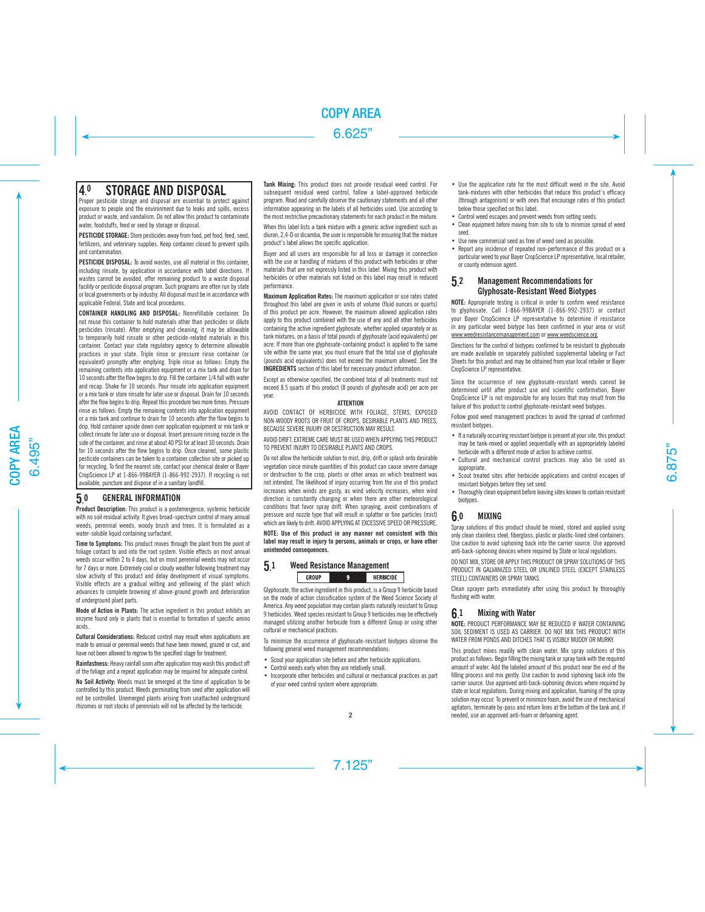## 4.0 STORAGE AND DISPOSAL

Proper pesticide storage and disposal are essential to protect against exposure to people and the environment due to leaks and spills, excess product or waste, and vandalism. Do not allow this product to contaminate water, foodstuffs, feed or seed by storage or disposal.

**PESTICIDE STORAGE:** Store pesticides away from food, pet food, feed, seed, fertilizers, and veterinary supplies. Keep container closed to prevent spills and contamination.

**PESTICIDE DISPOSAL:** To avoid wastes, use all material in this container, including rinsate, by application in accordance with label directions. If wastes cannot be avoided, offer remaining product to a waste disposal facility or pesticide disposal program. Such programs are often run by state or local governments or by industry. All disposal must be in accordance with applicable Federal, State and local procedures.

**CONTAINER HANDLING AND DISPOSAL:** Nonrefillable container. Do not reuse this container to hold materials other than pesticides or dilute pesticides (rinsate). After emptying and cleaning, it may be allowable to temporarily hold rinsate or other pesticide-related materials in this container. Contact your state regulatory agency to determine allowable practices in your state. Triple rinse or pressure rinse container (or equivalent) promptly after emptying. Triple rinse as follows: Empty the remaining contents into application equipment or a mix tank and drain for 10 seconds after the flow begins to drip. Fill the container 1/4 full with water and recap. Shake for 10 seconds. Pour rinsate into application equipment or a mix tank or store rinsate for later use or disposal. Drain for 10 seconds after the flow begins to drip. Repeat this procedure two more times. Pressure rinse as follows: Empty the remaining contents into application equipment or a mix tank and continue to drain for 10 seconds after the flow begins to drip. Hold container upside down over application equipment or mix tank or collect rinsate for later use or disposal. Insert pressure rinsing nozzle in the side of the container, and rinse at about 40 PSI for at least 30 seconds. Drain for 10 seconds after the flow begins to drip. Once cleaned, some plastic pesticide containers can be taken to a container collection site or picked up for recycling. To find the nearest site, contact your chemical dealer or Bayer CropScience LP at 1-866-99BAYER (1-866-992-2937). If recycling is not available, puncture and dispose of in a sanitary landfill.

## 5.0 GENERAL INFORMATION

**Product Description:** This product is a postemergence, systemic herbicide with no soil residual activity. It gives broad-spectrum control of many annual weeds, perennial weeds, woody brush and trees. It is formulated as a water-soluble liquid containing surfactant.

**Time to Symptoms:** This product moves through the plant from the point of foliage contact to and into the root system. Visible effects on most annual weeds occur within 2 to 4 days, but on most perennial weeds may not occur for 7 days or more. Extremely cool or cloudy weather following treatment may slow activity of this product and delay development of visual symptoms. Visible effects are a gradual wilting and yellowing of the plant which advances to complete browning of above-ground growth and deterioration of underground plant parts.

**Mode of Action in Plants:** The active ingredient in this product inhibits an enzyme found only in plants that is essential to formation of specific amino acids.

**Cultural Considerations:** Reduced control may result when applications are made to annual or perennial weeds that have been mowed, grazed or cut, and have not been allowed to regrow to the specified stage for treatment.

**Rainfastness:** Heavy rainfall soon after application may wash this product off of the foliage and a repeat application may be required for adequate control.

**No Soil Activity:** Weeds must be emerged at the time of application to be controlled by this product. Weeds germinating from seed after application will not be controlled. Unemerged plants arising from unattached underground rhizomes or root stocks of perennials will not be affected by the herbicide.

**Tank Mixing:** This product does not provide residual weed control. For subsequent residual weed control, follow a label-approved herbicide program. Read and carefully observe the cautionary statements and all other information appearing on the labels of all herbicides used. Use according to the most restrictive precautionary statements for each product in the mixture.

When this label lists a tank mixture with a generic active ingredient such as diuron, 2,4-D or dicamba, the user is responsible for ensuring that the mixture product's label allows the specific application.

Buyer and all users are responsible for all loss or damage in connection with the use or handling of mixtures of this product with herbicides or other materials that are not expressly listed in this label. Mixing this product with herbicides or other materials not listed on this label may result in reduced performance.

**Maximum Application Rates:** The maximum application or use rates stated throughout this label are given in units of volume (fluid ounces or quarts) of this product per acre. However, the maximum allowed application rates apply to this product combined with the use of any and all other herbicides containing the active ingredient glyphosate, whether applied separately or as tank mixtures, on a basis of total pounds of glyphosate (acid equivalents) per acre. If more than one glyphosate-containing product is applied to the same site within the same year, you must ensure that the total use of glyphosate (pounds acid equivalents) does not exceed the maximum allowed. See the **INGREDIENTS** section of this label for necessary product information.

Except as otherwise specified, the combined total of all treatments must not exceed 8.5 quarts of this product (8 pounds of glyphosate acid) per acre per year.

**ATTENTION**

AVOID CONTACT OF HERBICIDE WITH FOLIAGE, STEMS, EXPOSED NON-WOODY ROOTS OR FRUIT OF CROPS, DESIRABLE PLANTS AND TREES, BECAUSE SEVERE INJURY OR DESTRUCTION MAY RESULT.

AVOID DRIFT. EXTREME CARE MUST BE USED WHEN APPLYING THIS PRODUCT TO PREVENT INJURY TO DESIRABLE PLANTS AND CROPS.

Do not allow the herbicide solution to mist, drip, drift or splash onto desirable vegetation since minute quantities of this product can cause severe damage or destruction to the crop, plants or other areas on which treatment was not intended. The likelihood of injury occurring from the use of this product increases when winds are gusty, as wind velocity increases, when wind direction is constantly changing or when there are other meteorological conditions that favor spray drift. When spraying, avoid combinations of pressure and nozzle type that will result in splatter or fine particles (mist) which are likely to drift. AVOID APPLYING AT EXCESSIVE SPEED OR PRESSURE.

**NOTE: Use of this product in any manner not consistent with this label may result in injury to persons, animals or crops, or have other unintended consequences.**

### 5.1 Weed Resistance Management

| GROUP | 9 | HERBICIDE |
|---|---|---|

Glyphosate, the active ingredient in this product, is a Group 9 herbicide based on the mode of action classification system of the Weed Science Society of America. Any weed population may contain plants naturally resistant to Group 9 herbicides. Weed species resistant to Group 9 herbicides may be effectively managed utilizing another herbicide from a different Group or using other cultural or mechanical practices.

To minimize the occurrence of glyphosate-resistant biotypes observe the following general weed management recommendations:

- Scout your application site before and after herbicide applications.
- Control weeds early when they are relatively small.
- Incorporate other herbicides and cultural or mechanical practices as part of your weed control system where appropriate.
- Use the application rate for the most difficult weed in the site. Avoid tank-mixtures with other herbicides that reduce this product's efficacy (through antagonism) or with ones that encourage rates of this product below those specified on this label.
- Control weed escapes and prevent weeds from setting seeds.
- Clean equipment before moving from site to site to minimize spread of weed seed.
- Use new commercial seed as free of weed seed as possible.
- Report any incidence of repeated non-performance of this product on a particular weed to your Bayer CropScience LP representative, local retailer, or county extension agent.

### 5.2 Management Recommendations for Glyphosate-Resistant Weed Biotypes

**NOTE:** Appropriate testing is critical in order to confirm weed resistance to glyphosate. Call 1-866-99BAYER (1-866-992-2937) or contact your Bayer CropScience LP representative to determine if resistance in any particular weed biotype has been confirmed in your area or visit www.weedresistancemanagement.com or www.weedscience.org.

Directions for the control of biotypes confirmed to be resistant to glyphosate are made available on separately published supplemental labeling or Fact Sheets for this product and may be obtained from your local retailer or Bayer CropScience LP representative.

Since the occurrence of new glyphosate-resistant weeds cannot be determined until after product use and scientific confirmation, Bayer CropScience LP is not responsible for any losses that may result from the failure of this product to control glyphosate-resistant weed biotypes.

Follow good weed management practices to avoid the spread of confirmed resistant biotypes.

- If a naturally occurring resistant biotype is present at your site, this product may be tank-mixed or applied sequentially with an appropriately labeled herbicide with a different mode of action to achieve control.
- Cultural and mechanical control practices may also be used as appropriate.
- Scout treated sites after herbicide applications and control escapes of resistant biotypes before they set seed.
- Thoroughly clean equipment before leaving sites known to contain resistant biotypes.

## 6.0 MIXING

Spray solutions of this product should be mixed, stored and applied using only clean stainless steel, fiberglass, plastic or plastic-lined steel containers. Use caution to avoid siphoning back into the carrier source. Use approved anti-back-siphoning devices where required by State or local regulations.

DO NOT MIX, STORE OR APPLY THIS PRODUCT OR SPRAY SOLUTIONS OF THIS PRODUCT IN GALVANIZED STEEL OR UNLINED STEEL (EXCEPT STAINLESS STEEL) CONTAINERS OR SPRAY TANKS.

Clean sprayer parts immediately after using this product by thoroughly flushing with water.

### 6.1 Mixing with Water

**NOTE:** PRODUCT PERFORMANCE MAY BE REDUCED IF WATER CONTAINING SOIL SEDIMENT IS USED AS CARRIER. DO NOT MIX THIS PRODUCT WITH WATER FROM PONDS AND DITCHES THAT IS VISIBLY MUDDY OR MURKY.

This product mixes readily with clean water. Mix spray solutions of this product as follows: Begin filling the mixing tank or spray tank with the required amount of water. Add the labeled amount of this product near the end of the filling process and mix gently. Use caution to avoid siphoning back into the carrier source. Use approved anti-back-siphoning devices where required by state or local regulations. During mixing and application, foaming of the spray solution may occur. To prevent or minimize foam, avoid the use of mechanical agitators, terminate by-pass and return lines at the bottom of the tank and, if needed, use an approved anti-foam or defoaming agent.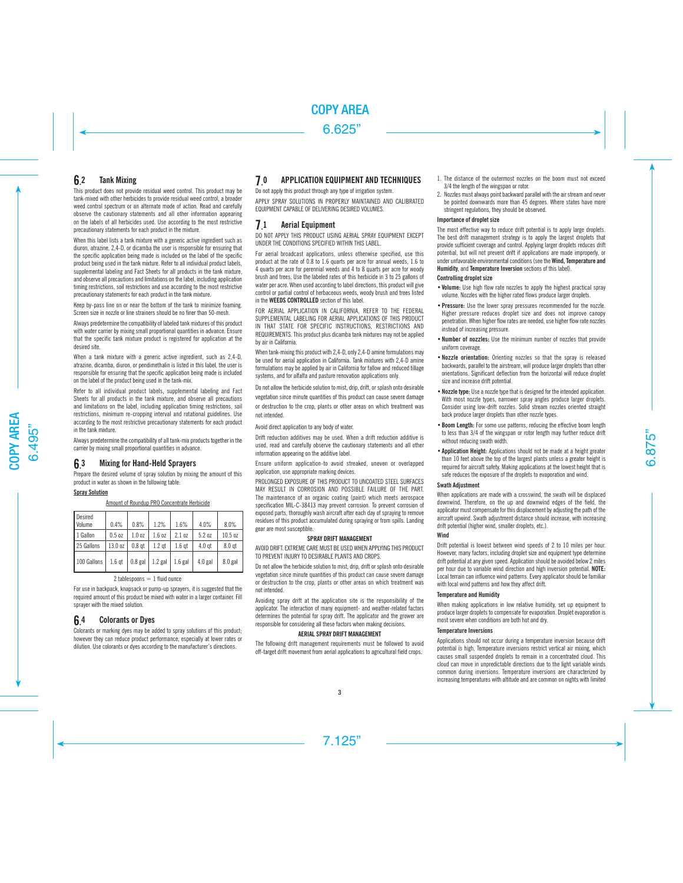## 6.2 Tank Mixing

This product does not provide residual weed control. This product may be tank-mixed with other herbicides to provide residual weed control, a broader weed control spectrum or an alternate mode of action. Read and carefully observe the cautionary statements and all other information appearing on the labels of all herbicides used. Use according to the most restrictive precautionary statements for each product in the mixture.

When this label lists a tank mixture with a generic active ingredient such as diuron, atrazine, 2,4-D, or dicamba the user is responsible for ensuring that the specific application being made is included on the label of the specific product being used in the tank mixture. Refer to all individual product labels, supplemental labeling and Fact Sheets for all products in the tank mixture, and observe all precautions and limitations on the label, including application timing restrictions, soil restrictions and use according to the most restrictive precautionary statements for each product in the tank mixture.

Keep by-pass line on or near the bottom of the tank to minimize foaming. Screen size in nozzle or line strainers should be no finer than 50-mesh.

Always predetermine the compatibility of labeled tank mixtures of this product with water carrier by mixing small proportional quantities in advance. Ensure that the specific tank mixture product is registered for application at the desired site.

When a tank mixture with a generic active ingredient, such as 2,4-D, atrazine, dicamba, diuron, or pendimethalin is listed in this label, the user is responsible for ensuring that the specific application being made is included on the label of the product being used in the tank-mix.

Refer to all individual product labels, supplemental labeling and Fact Sheets for all products in the tank mixture, and observe all precautions and limitations on the label, including application timing restrictions, soil restrictions, minimum re-cropping interval and rotational guidelines. Use according to the most restrictive precautionary statements for each product in the tank mixture.

Always predetermine the compatibility of all tank-mix products together in the carrier by mixing small proportional quantities in advance.

## 6.3 Mixing for Hand-Held Sprayers

Prepare the desired volume of spray solution by mixing the amount of this product in water as shown in the following table:

**Spray Solution**

Amount of Roundup PRO Concentrate Herbicide

| Desired Volume | 0.4% | 0.8% | 1.2% | 1.6% | 4.0% | 8.0% |
|---|---|---|---|---|---|---|
| 1 Gallon | 0.5 oz | 1.0 oz | 1.6 oz | 2.1 oz | 5.2 oz | 10.5 oz |
| 25 Gallons | 13.0 oz | 0.8 qt | 1.2 qt | 1.6 qt | 4.0 qt | 8.0 qt |
| 100 Gallons | 1.6 qt | 0.8 gal | 1.2 gal | 1.6 gal | 4.0 gal | 8.0 gal |

2 tablespoons = 1 fluid ounce

For use in backpack, knapsack or pump-up sprayers, it is suggested that the required amount of this product be mixed with water in a larger container. Fill sprayer with the mixed solution.

## 6.4 Colorants or Dyes

Colorants or marking dyes may be added to spray solutions of this product; however they can reduce product performance, especially at lower rates or dilution. Use colorants or dyes according to the manufacturer's directions.

## 7.0 APPLICATION EQUIPMENT AND TECHNIQUES

Do not apply this product through any type of irrigation system.

APPLY SPRAY SOLUTIONS IN PROPERLY MAINTAINED AND CALIBRATED EQUIPMENT CAPABLE OF DELIVERING DESIRED VOLUMES.

## 7.1 Aerial Equipment

DO NOT APPLY THIS PRODUCT USING AERIAL SPRAY EQUIPMENT EXCEPT UNDER THE CONDITIONS SPECIFIED WITHIN THIS LABEL.

For aerial broadcast applications, unless otherwise specified, use this product at the rate of 0.8 to 1.6 quarts per acre for annual weeds, 1.6 to 4 quarts per acre for perennial weeds and 4 to 8 quarts per acre for woody brush and trees. Use the labeled rates of this herbicide in 3 to 25 gallons of water per acre. When used according to label directions, this product will give control or partial control of herbaceous weeds, woody brush and trees listed in the **WEEDS CONTROLLED** section of this label.

FOR AERIAL APPLICATION IN CALIFORNIA, REFER TO THE FEDERAL SUPPLEMENTAL LABELING FOR AERIAL APPLICATIONS OF THIS PRODUCT IN THAT STATE FOR SPECIFIC INSTRUCTIONS, RESTRICTIONS AND REQUIREMENTS. This product plus dicamba tank mixtures may not be applied by air in California.

When tank-mixing this product with 2,4-D, only 2,4-D amine formulations may be used for aerial application in California. Tank mixtures with 2,4-D amine formulations may be applied by air in California for fallow and reduced tillage systems, and for alfalfa and pasture renovation applications only.

Do not allow the herbicide solution to mist, drip, drift, or splash onto desirable vegetation since minute quantities of this product can cause severe damage or destruction to the crop, plants or other areas on which treatment was not intended.

Avoid direct application to any body of water.

Drift reduction additives may be used. When a drift reduction additive is used, read and carefully observe the cautionary statements and all other information appearing on the additive label.

Ensure uniform application-to avoid streaked, uneven or overlapped application, use appropriate marking devices.

PROLONGED EXPOSURE OF THIS PRODUCT TO UNCOATED STEEL SURFACES MAY RESULT IN CORROSION AND POSSIBLE FAILURE OF THE PART. The maintenance of an organic coating (paint) which meets aerospace specification MIL-C-38413 may prevent corrosion. To prevent corrosion of exposed parts, thoroughly wash aircraft after each day of spraying to remove residues of this product accumulated during spraying or from spills. Landing gear are most susceptible.

**SPRAY DRIFT MANAGEMENT**

AVOID DRIFT. EXTREME CARE MUST BE USED WHEN APPLYING THIS PRODUCT TO PREVENT INJURY TO DESIRABLE PLANTS AND CROPS.

Do not allow the herbicide solution to mist, drip, drift or splash onto desirable vegetation since minute quantities of this product can cause severe damage or destruction to the crop, plants or other areas on which treatment was not intended.

Avoiding spray drift at the application site is the responsibility of the applicator. The interaction of many equipment- and weather-related factors determines the potential for spray drift. The applicator and the grower are responsible for considering all these factors when making decisions.

**AERIAL SPRAY DRIFT MANAGEMENT**

The following drift management requirements must be followed to avoid off-target drift movement from aerial applications to agricultural field crops.

1. The distance of the outermost nozzles on the boom must not exceed 3/4 the length of the wingspan or rotor.
2. Nozzles must always point backward parallel with the air stream and never be pointed downwards more than 45 degrees. Where states have more stringent regulations, they should be observed.

**Importance of droplet size**

The most effective way to reduce drift potential is to apply large droplets. The best drift management strategy is to apply the largest droplets that provide sufficient coverage and control. Applying larger droplets reduces drift potential, but will not prevent drift if applications are made improperly, or under unfavorable environmental conditions (see the **Wind, Temperature and Humidity**, and **Temperature Inversion** sections of this label).

**Controlling droplet size**

- **Volume:** Use high flow rate nozzles to apply the highest practical spray volume. Nozzles with the higher rated flows produce larger droplets.
- **Pressure:** Use the lower spray pressures recommended for the nozzle. Higher pressure reduces droplet size and does not improve canopy penetration. When higher flow rates are needed, use higher flow rate nozzles instead of increasing pressure.
- **Number of nozzles:** Use the minimum number of nozzles that provide uniform coverage.
- **Nozzle orientation:** Orienting nozzles so that the spray is released backwards, parallel to the airstream, will produce larger droplets than other orientations. Significant deflection from the horizontal will reduce droplet size and increase drift potential.
- **Nozzle type:** Use a nozzle type that is designed for the intended application. With most nozzle types, narrower spray angles produce larger droplets. Consider using low-drift nozzles. Solid stream nozzles oriented straight back produce larger droplets than other nozzle types.
- **Boom Length:** For some use patterns, reducing the effective boom length to less than 3/4 of the wingspan or rotor length may further reduce drift without reducing swath width.
- **Application Height:** Applications should not be made at a height greater than 10 feet above the top of the largest plants unless a greater height is required for aircraft safety. Making applications at the lowest height that is safe reduces the exposure of the droplets to evaporation and wind.

**Swath Adjustment**

When applications are made with a crosswind, the swath will be displaced downwind. Therefore, on the up and downwind edges of the field, the applicator must compensate for this displacement by adjusting the path of the aircraft upwind. Swath adjustment distance should increase, with increasing drift potential (higher wind, smaller droplets, etc.).

**Wind**

Drift potential is lowest between wind speeds of 2 to 10 miles per hour. However, many factors, including droplet size and equipment type determine drift potential at any given speed. Application should be avoided below 2 miles per hour due to variable wind direction and high inversion potential. **NOTE:** Local terrain can influence wind patterns. Every applicator should be familiar with local wind patterns and how they affect drift.

**Temperature and Humidity**

When making applications in low relative humidity, set up equipment to produce larger droplets to compensate for evaporation. Droplet evaporation is most severe when conditions are both hot and dry.

**Temperature Inversions**

Applications should not occur during a temperature inversion because drift potential is high. Temperature inversions restrict vertical air mixing, which causes small suspended droplets to remain in a concentrated cloud. This cloud can move in unpredictable directions due to the light variable winds common during inversions. Temperature inversions are characterized by increasing temperatures with altitude and are common on nights with limited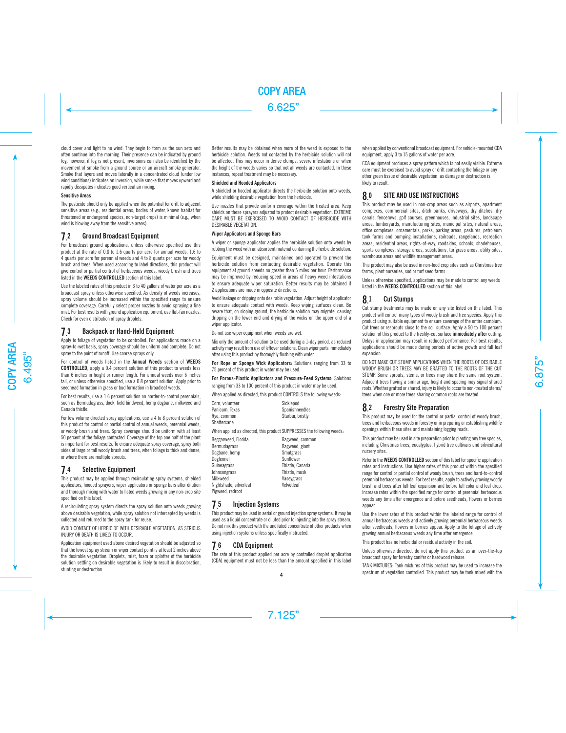cloud cover and light to no wind. They begin to form as the sun sets and often continue into the morning. Their presence can be indicated by ground fog; however, if fog is not present, inversions can also be identified by the movement of smoke from a ground source or an aircraft smoke generator. Smoke that layers and moves laterally in a concentrated cloud (under low wind conditions) indicates an inversion, while smoke that moves upward and rapidly dissipates indicates good vertical air mixing.

**Sensitive Areas**

The pesticide should only be applied when the potential for drift to adjacent sensitive areas (e.g., residential areas, bodies of water, known habitat for threatened or endangered species, non-target crops) is minimal (e.g., when wind is blowing away from the sensitive areas).

## 7.2 Ground Broadcast Equipment

For broadcast ground applications, unless otherwise specified use this product at the rate of 0.8 to 1.6 quarts per acre for annual weeds, 1.6 to 4 quarts per acre for perennial weeds and 4 to 8 quarts per acre for woody brush and trees. When used according to label directions, this product will give control or partial control of herbaceous weeds, woody brush and trees listed in the **WEEDS CONTROLLED** section of this label.

Use the labeled rates of this product in 3 to 40 gallons of water per acre as a broadcast spray unless otherwise specified. As density of weeds increases, spray volume should be increased within the specified range to ensure complete coverage. Carefully select proper nozzles to avoid spraying a fine mist. For best results with ground application equipment, use flat-fan nozzles. Check for even distribution of spray droplets.

## 7.3 Backpack or Hand-Held Equipment

Apply to foliage of vegetation to be controlled. For applications made on a spray-to-wet basis, spray coverage should be uniform and complete. Do not spray to the point of runoff. Use coarse sprays only.

For control of weeds listed in the **Annual Weeds** section of **WEEDS CONTROLLED**, apply a 0.4 percent solution of this product to weeds less than 6 inches in height or runner length. For annual weeds over 6 inches tall, or unless otherwise specified, use a 0.8 percent solution. Apply prior to seedhead formation in grass or bud formation in broadleaf weeds.

For best results, use a 1.6 percent solution on harder-to-control perennials, such as Bermudagrass, dock, field bindweed, hemp dogbane, milkweed and Canada thistle.

For low volume directed spray applications, use a 4 to 8 percent solution of this product for control or partial control of annual weeds, perennial weeds, or woody brush and trees. Spray coverage should be uniform with at least 50 percent of the foliage contacted. Coverage of the top one half of the plant is important for best results. To ensure adequate spray coverage, spray both sides of large or tall woody brush and trees, when foliage is thick and dense, or where there are multiple sprouts.

## 7.4 Selective Equipment

This product may be applied through recirculating spray systems, shielded applicators, hooded sprayers, wiper applicators or sponge bars after dilution and thorough mixing with water to listed weeds growing in any non-crop site specified on this label.

A recirculating spray system directs the spray solution onto weeds growing above desirable vegetation, while spray solution not intercepted by weeds is collected and returned to the spray tank for reuse.

AVOID CONTACT OF HERBICIDE WITH DESIRABLE VEGETATION, AS SERIOUS INJURY OR DEATH IS LIKELY TO OCCUR.

Application equipment used above desired vegetation should be adjusted so that the lowest spray stream or wiper contact point is at least 2 inches above the desirable vegetation. Droplets, mist, foam or splatter of the herbicide solution settling on desirable vegetation is likely to result in discoloration, stunting or destruction.

Better results may be obtained when more of the weed is exposed to the herbicide solution. Weeds not contacted by the herbicide solution will not be affected. This may occur in dense clumps, severe infestations or when the height of the weeds varies so that not all weeds are contacted. In these instances, repeat treatment may be necessary.

**Shielded and Hooded Applicators**

A shielded or hooded applicator directs the herbicide solution onto weeds, while shielding desirable vegetation from the herbicide.

Use nozzles that provide uniform coverage within the treated area. Keep shields on these sprayers adjusted to protect desirable vegetation. EXTREME CARE MUST BE EXERCISED TO AVOID CONTACT OF HERBICIDE WITH DESIRABLE VEGETATION.

**Wiper Applicators and Sponge Bars**

A wiper or sponge applicator applies the herbicide solution onto weeds by rubbing the weed with an absorbent material containing the herbicide solution.

Equipment must be designed, maintained and operated to prevent the herbicide solution from contacting desirable vegetation. Operate this equipment at ground speeds no greater than 5 miles per hour. Performance may be improved by reducing speed in areas of heavy weed infestations to ensure adequate wiper saturation. Better results may be obtained if 2 applications are made in opposite directions.

Avoid leakage or dripping onto desirable vegetation. Adjust height of applicator to ensure adequate contact with weeds. Keep wiping surfaces clean. Be aware that, on sloping ground, the herbicide solution may migrate, causing dripping on the lower end and drying of the wicks on the upper end of a wiper applicator.

Do not use wiper equipment when weeds are wet.

Mix only the amount of solution to be used during a 1-day period, as reduced activity may result from use of leftover solutions. Clean wiper parts immediately after using this product by thoroughly flushing with water.

**For Rope or Sponge Wick Applicators:** Solutions ranging from 33 to 75 percent of this product in water may be used.

**For Porous-Plastic Applicators and Pressure-Feed Systems:** Solutions ranging from 33 to 100 percent of this product in water may be used.

When applied as directed, this product CONTROLS the following weeds:

| | |
|---|---|
| Corn, volunteer | Sicklepod |
| Panicum, Texas | Spanishneedles |
| Rye, common | Starbur, bristly |
| Shattercane | |

When applied as directed, this product SUPPRESSES the following weeds:

| | |
|---|---|
| Beggarweed, Florida | Ragweed, common |
| Bermudagrass | Ragweed, giant |
| Dogbane, hemp | Smutgrass |
| Dogfennel | Sunflower |
| Guineagrass | Thistle, Canada |
| Johnsongrass | Thistle, musk |
| Milkweed | Vaseygrass |
| Nightshade, silverleaf | Velvetleaf |
| Pigweed, redroot | |

## 7.5 Injection Systems

This product may be used in aerial or ground injection spray systems. It may be used as a liquid concentrate or diluted prior to injecting into the spray stream. Do not mix this product with the undiluted concentrate of other products when using injection systems unless specifically instructed.

## 7.6 CDA Equipment

The rate of this product applied per acre by controlled droplet application (CDA) equipment must not be less than the amount specified in this label when applied by conventional broadcast equipment. For vehicle-mounted CDA equipment, apply 3 to 15 gallons of water per acre.

CDA equipment produces a spray pattern which is not easily visible. Extreme care must be exercised to avoid spray or drift contacting the foliage or any other green tissue of desirable vegetation, as damage or destruction is likely to result.

# 8.0 SITE AND USE INSTRUCTIONS

This product may be used in non-crop areas such as airports, apartment complexes, commercial sites, ditch banks, driveways, dry ditches, dry canals, fencerows, golf courses, greenhouses, industrial sites, landscape areas, lumberyards, manufacturing sites, municipal sites, natural areas, office complexes, ornamentals, parks, parking areas, pastures, petroleum tank farms and pumping installations, railroads, rangelands, recreation areas, residential areas, rights-of-way, roadsides, schools, shadehouses, sports complexes, storage areas, substations, turfgrass areas, utility sites, warehouse areas and wildlife management areas.

This product may also be used in non-food crop sites such as Christmas tree farms, plant nurseries, sod or turf seed farms.

Unless otherwise specified, applications may be made to control any weeds listed in the **WEEDS CONTROLLED** section of this label.

## 8.1 Cut Stumps

Cut stump treatments may be made on any site listed on this label. This product will control many types of woody brush and tree species. Apply this product using suitable equipment to ensure coverage of the entire cambium. Cut trees or resprouts close to the soil surface. Apply a 50 to 100 percent solution of this product to the freshly-cut surface **immediately after** cutting. Delays in application may result in reduced performance. For best results, applications should be made during periods of active growth and full leaf expansion.

DO NOT MAKE CUT STUMP APPLICATIONS WHEN THE ROOTS OF DESIRABLE WOODY BRUSH OR TREES MAY BE GRAFTED TO THE ROOTS OF THE CUT STUMP. Some sprouts, stems, or trees may share the same root system. Adjacent trees having a similar age, height and spacing may signal shared roots. Whether grafted or shared, injury is likely to occur to non-treated stems/trees when one or more trees sharing common roots are treated.

## 8.2 Forestry Site Preparation

This product may be used for the control or partial control of woody brush, trees and herbaceous weeds in forestry or in preparing or establishing wildlife openings within these sites and maintaining logging roads.

This product may be used in site preparation prior to planting any tree species, including Christmas trees, eucalyptus, hybrid tree cultivars and silvicultural nursery sites.

Refer to the **WEEDS CONTROLLED** section of this label for specific application rates and instructions. Use higher rates of this product within the specified range for control or partial control of woody brush, trees and hard-to-control perennial herbaceous weeds. For best results, apply to actively growing woody brush and trees after full leaf expansion and before fall color and leaf drop. Increase rates within the specified range for control of perennial herbaceous weeds any time after emergence and before seedheads, flowers or berries appear.

Use the lower rates of this product within the labeled range for control of annual herbaceous weeds and actively growing perennial herbaceous weeds after seedheads, flowers or berries appear. Apply to the foliage of actively growing annual herbaceous weeds any time after emergence.

This product has no herbicidal or residual activity in the soil.

Unless otherwise directed, do not apply this product as an over-the-top broadcast spray for forestry conifer or hardwood release.

TANK MIXTURES: Tank mixtures of this product may be used to increase the spectrum of vegetation controlled. This product may be tank mixed with the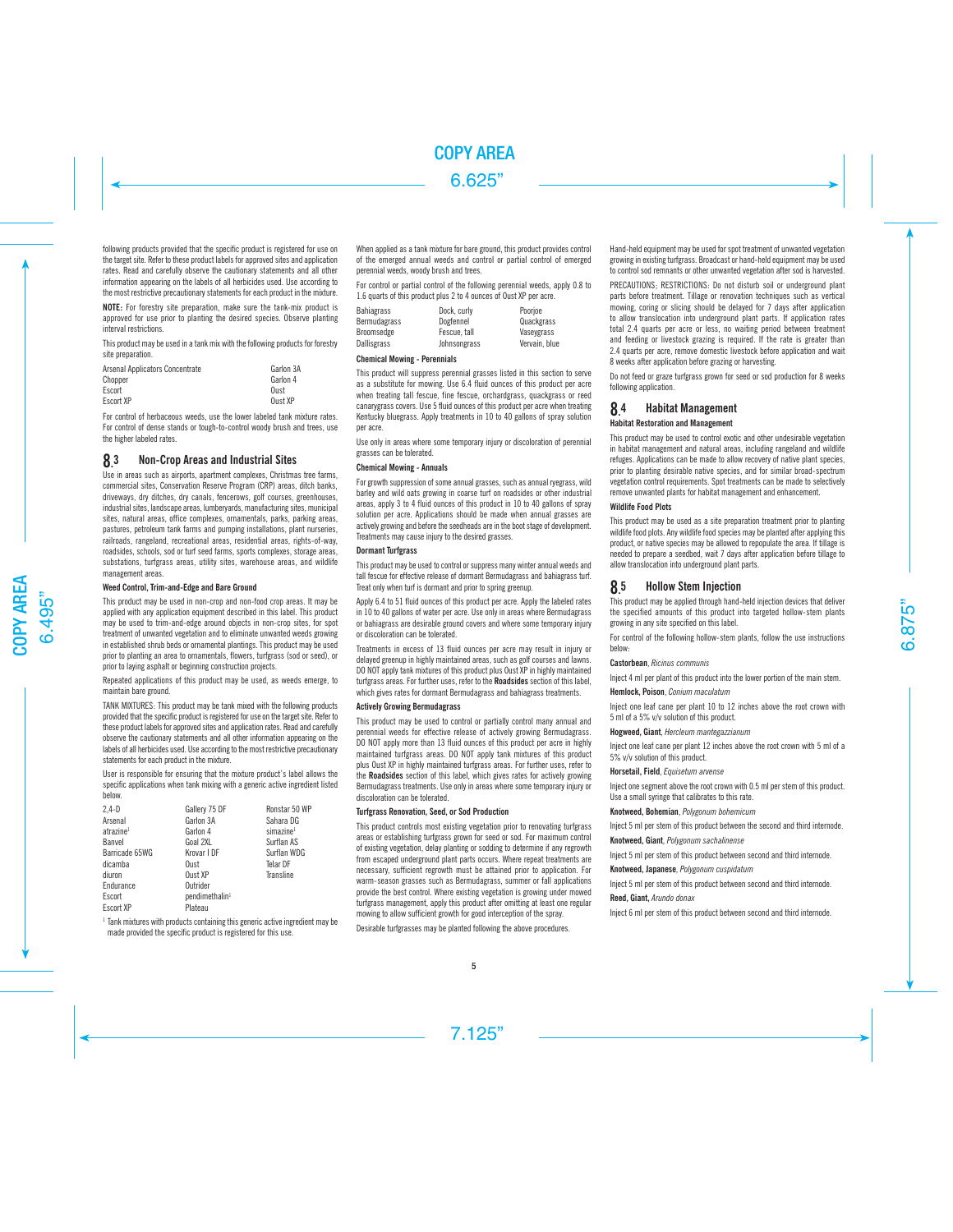following products provided that the specific product is registered for use on the target site. Refer to these product labels for approved sites and application rates. Read and carefully observe the cautionary statements and all other information appearing on the labels of all herbicides used. Use according to the most restrictive precautionary statements for each product in the mixture.

**NOTE:** For forestry site preparation, make sure the tank-mix product is approved for use prior to planting the desired species. Observe planting interval restrictions.

This product may be used in a tank mix with the following products for forestry site preparation.

| | |
|---|---|
| Arsenal Applicators Concentrate | Garlon 3A |
| Chopper | Garlon 4 |
| Escort | Oust |
| Escort XP | Oust XP |

For control of herbaceous weeds, use the lower labeled tank mixture rates. For control of dense stands or tough-to-control woody brush and trees, use the higher labeled rates.

## 8.3 Non-Crop Areas and Industrial Sites

Use in areas such as airports, apartment complexes, Christmas tree farms, commercial sites, Conservation Reserve Program (CRP) areas, ditch banks, driveways, dry ditches, dry canals, fencerows, golf courses, greenhouses, industrial sites, landscape areas, lumberyards, manufacturing sites, municipal sites, natural areas, office complexes, ornamentals, parks, parking areas, pastures, petroleum tank farms and pumping installations, plant nurseries, railroads, rangeland, recreational areas, residential areas, rights-of-way, roadsides, schools, sod or turf seed farms, sports complexes, storage areas, substations, turfgrass areas, utility sites, warehouse areas, and wildlife management areas.

### Weed Control, Trim-and-Edge and Bare Ground

This product may be used in non-crop and non-food crop areas. It may be applied with any application equipment described in this label. This product may be used to trim-and-edge around objects in non-crop sites, for spot treatment of unwanted vegetation and to eliminate unwanted weeds growing in established shrub beds or ornamental plantings. This product may be used prior to planting an area to ornamentals, flowers, turfgrass (sod or seed), or prior to laying asphalt or beginning construction projects.

Repeated applications of this product may be used, as weeds emerge, to maintain bare ground.

TANK MIXTURES: This product may be tank mixed with the following products provided that the specific product is registered for use on the target site. Refer to these product labels for approved sites and application rates. Read and carefully observe the cautionary statements and all other information appearing on the labels of all herbicides used. Use according to the most restrictive precautionary statements for each product in the mixture.

User is responsible for ensuring that the mixture product's label allows the specific applications when tank mixing with a generic active ingredient listed below.

| | | |
|---|---|---|
| 2,4-D | Gallery 75 DF | Ronstar 50 WP |
| Arsenal | Garlon 3A | Sahara DG |
| atrazine[1] | Garlon 4 | simazine[1] |
| Banvel | Goal 2XL | Surflan AS |
| Barricade 65WG | Krovar I DF | Surflan WDG |
| dicamba | Oust | Telar DF |
| diuron | Oust XP | Transline |
| Endurance | Outrider | |
| Escort | pendimethalin[1] | |
| Escort XP | Plateau | |

[1] Tank mixtures with products containing this generic active ingredient may be made provided the specific product is registered for this use.

When applied as a tank mixture for bare ground, this product provides control of the emerged annual weeds and control or partial control of emerged perennial weeds, woody brush and trees.

For control or partial control of the following perennial weeds, apply 0.8 to 1.6 quarts of this product plus 2 to 4 ounces of Oust XP per acre.

| | | |
|---|---|---|
| Bahiagrass | Dock, curly | Poorjoe |
| Bermudagrass | Dogfennel | Quackgrass |
| Broomsedge | Fescue, tall | Vaseygrass |
| Dallisgrass | Johnsongrass | Vervain, blue |

### Chemical Mowing - Perennials

This product will suppress perennial grasses listed in this section to serve as a substitute for mowing. Use 6.4 fluid ounces of this product per acre when treating tall fescue, fine fescue, orchardgrass, quackgrass or reed canarygrass covers. Use 5 fluid ounces of this product per acre when treating Kentucky bluegrass. Apply treatments in 10 to 40 gallons of spray solution per acre.

Use only in areas where some temporary injury or discoloration of perennial grasses can be tolerated.

### Chemical Mowing - Annuals

For growth suppression of some annual grasses, such as annual ryegrass, wild barley and wild oats growing in coarse turf on roadsides or other industrial areas, apply 3 to 4 fluid ounces of this product in 10 to 40 gallons of spray solution per acre. Applications should be made when annual grasses are actively growing and before the seedheads are in the boot stage of development. Treatments may cause injury to the desired grasses.

### Dormant Turfgrass

This product may be used to control or suppress many winter annual weeds and tall fescue for effective release of dormant Bermudagrass and bahiagrass turf. Treat only when turf is dormant and prior to spring greenup.

Apply 6.4 to 51 fluid ounces of this product per acre. Apply the labeled rates in 10 to 40 gallons of water per acre. Use only in areas where Bermudagrass or bahiagrass are desirable ground covers and where some temporary injury or discoloration can be tolerated.

Treatments in excess of 13 fluid ounces per acre may result in injury or delayed greenup in highly maintained areas, such as golf courses and lawns. DO NOT apply tank mixtures of this product plus Oust XP in highly maintained turfgrass areas. For further uses, refer to the **Roadsides** section of this label, which gives rates for dormant Bermudagrass and bahiagrass treatments.

### Actively Growing Bermudagrass

This product may be used to control or partially control many annual and perennial weeds for effective release of actively growing Bermudagrass. DO NOT apply more than 13 fluid ounces of this product per acre in highly maintained turfgrass areas. DO NOT apply tank mixtures of this product plus Oust XP in highly maintained turfgrass areas. For further uses, refer to the **Roadsides** section of this label, which gives rates for actively growing Bermudagrass treatments. Use only in areas where some temporary injury or discoloration can be tolerated.

### Turfgrass Renovation, Seed, or Sod Production

This product controls most existing vegetation prior to renovating turfgrass areas or establishing turfgrass grown for seed or sod. For maximum control of existing vegetation, delay planting or sodding to determine if any regrowth from escaped underground plant parts occurs. Where repeat treatments are necessary, sufficient regrowth must be attained prior to application. For warm-season grasses such as Bermudagrass, summer or fall applications provide the best control. Where existing vegetation is growing under mowed turfgrass management, apply this product after omitting at least one regular mowing to allow sufficient growth for good interception of the spray.

Desirable turfgrasses may be planted following the above procedures.

Hand-held equipment may be used for spot treatment of unwanted vegetation growing in existing turfgrass. Broadcast or hand-held equipment may be used to control sod remnants or other unwanted vegetation after sod is harvested.

PRECAUTIONS; RESTRICTIONS: Do not disturb soil or underground plant parts before treatment. Tillage or renovation techniques such as vertical mowing, coring or slicing should be delayed for 7 days after application to allow translocation into underground plant parts. If application rates total 2.4 quarts per acre or less, no waiting period between treatment and feeding or livestock grazing is required. If the rate is greater than 2.4 quarts per acre, remove domestic livestock before application and wait 8 weeks after application before grazing or harvesting.

Do not feed or graze turfgrass grown for seed or sod production for 8 weeks following application.

## 8.4 Habitat Management

### Habitat Restoration and Management

This product may be used to control exotic and other undesirable vegetation in habitat management and natural areas, including rangeland and wildlife refuges. Applications can be made to allow recovery of native plant species, prior to planting desirable native species, and for similar broad-spectrum vegetation control requirements. Spot treatments can be made to selectively remove unwanted plants for habitat management and enhancement.

### Wildlife Food Plots

This product may be used as a site preparation treatment prior to planting wildlife food plots. Any wildlife food species may be planted after applying this product, or native species may be allowed to repopulate the area. If tillage is needed to prepare a seedbed, wait 7 days after application before tillage to allow translocation into underground plant parts.

## 8.5 Hollow Stem Injection

This product may be applied through hand-held injection devices that deliver the specified amounts of this product into targeted hollow-stem plants growing in any site specified on this label.

For control of the following hollow-stem plants, follow the use instructions below:

**Castorbean**, *Ricinus communis*

Inject 4 ml per plant of this product into the lower portion of the main stem.

**Hemlock, Poison**, *Conium maculatum*

Inject one leaf cane per plant 10 to 12 inches above the root crown with 5 ml of a 5% v/v solution of this product.

**Hogweed, Giant**, *Hercleum mantegazzianum*

Inject one leaf cane per plant 12 inches above the root crown with 5 ml of a 5% v/v solution of this product.

**Horsetail, Field**, *Equisetum arvense*

Inject one segment above the root crown with 0.5 ml per stem of this product. Use a small syringe that calibrates to this rate.

**Knotweed, Bohemian**, *Polygonum bohemicum*

Inject 5 ml per stem of this product between the second and third internode.

**Knotweed, Giant**, *Polygonum sachalinense*

Inject 5 ml per stem of this product between second and third internode.

**Knotweed, Japanese**, *Polygonum cuspidatum*

Inject 5 ml per stem of this product between second and third internode.

**Reed, Giant**, *Arundo donax*

Inject 6 ml per stem of this product between second and third internode.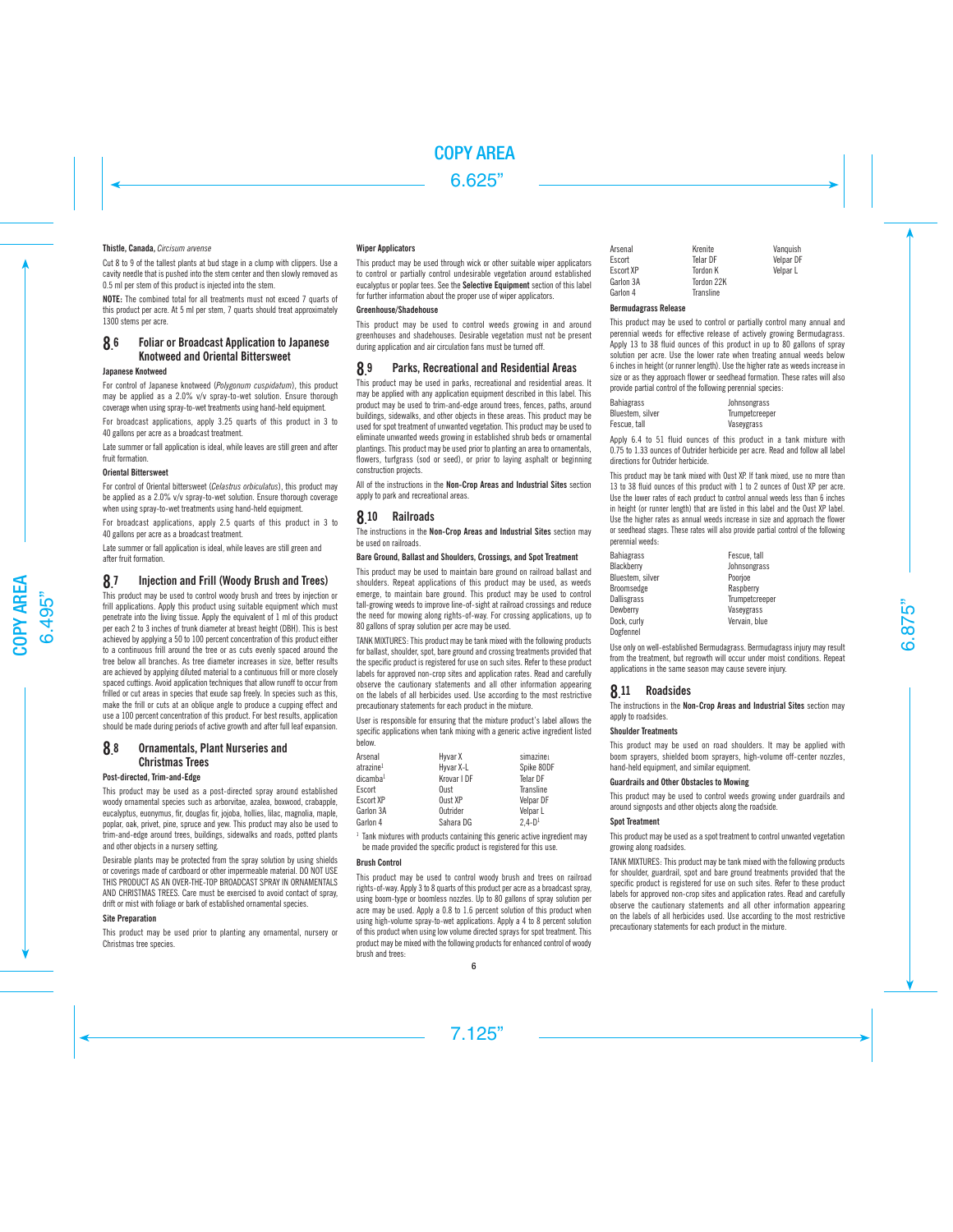**Thistle, Canada,** *Circisum arvense*

Cut 8 to 9 of the tallest plants at bud stage in a clump with clippers. Use a cavity needle that is pushed into the stem center and then slowly removed as 0.5 ml per stem of this product is injected into the stem.

**NOTE:** The combined total for all treatments must not exceed 7 quarts of this product per acre. At 5 ml per stem, 7 quarts should treat approximately 1300 stems per acre.

## 8.6 Foliar or Broadcast Application to Japanese Knotweed and Oriental Bittersweet

### Japanese Knotweed

For control of Japanese knotweed (*Polygonum cuspidatum*), this product may be applied as a 2.0% v/v spray-to-wet solution. Ensure thorough coverage when using spray-to-wet treatments using hand-held equipment.

For broadcast applications, apply 3.25 quarts of this product in 3 to 40 gallons per acre as a broadcast treatment.

Late summer or fall application is ideal, while leaves are still green and after fruit formation.

### Oriental Bittersweet

For control of Oriental bittersweet (*Celastrus orbiculatus*), this product may be applied as a 2.0% v/v spray-to-wet solution. Ensure thorough coverage when using spray-to-wet treatments using hand-held equipment.

For broadcast applications, apply 2.5 quarts of this product in 3 to 40 gallons per acre as a broadcast treatment.

Late summer or fall application is ideal, while leaves are still green and after fruit formation.

## 8.7 Injection and Frill (Woody Brush and Trees)

This product may be used to control woody brush and trees by injection or frill applications. Apply this product using suitable equipment which must penetrate into the living tissue. Apply the equivalent of 1 ml of this product per each 2 to 3 inches of trunk diameter at breast height (DBH). This is best achieved by applying a 50 to 100 percent concentration of this product either to a continuous frill around the tree or as cuts evenly spaced around the tree below all branches. As tree diameter increases in size, better results are achieved by applying diluted material to a continuous frill or more closely spaced cuttings. Avoid application techniques that allow runoff to occur from frilled or cut areas in species that exude sap freely. In species such as this, make the frill or cuts at an oblique angle to produce a cupping effect and use a 100 percent concentration of this product. For best results, application should be made during periods of active growth and after full leaf expansion.

## 8.8 Ornamentals, Plant Nurseries and Christmas Trees

### Post-directed, Trim-and-Edge

This product may be used as a post-directed spray around established woody ornamental species such as arborvitae, azalea, boxwood, crabapple, eucalyptus, euonymus, fir, douglas fir, jojoba, hollies, lilac, magnolia, maple, poplar, oak, privet, pine, spruce and yew. This product may also be used to trim-and-edge around trees, buildings, sidewalks and roads, potted plants and other objects in a nursery setting.

Desirable plants may be protected from the spray solution by using shields or coverings made of cardboard or other impermeable material. DO NOT USE THIS PRODUCT AS AN OVER-THE-TOP BROADCAST SPRAY IN ORNAMENTALS AND CHRISTMAS TREES. Care must be exercised to avoid contact of spray, drift or mist with foliage or bark of established ornamental species.

### Site Preparation

This product may be used prior to planting any ornamental, nursery or Christmas tree species.

### Wiper Applicators

This product may be used through wick or other suitable wiper applicators to control or partially control undesirable vegetation around established eucalyptus or poplar tees. See the **Selective Equipment** section of this label for further information about the proper use of wiper applicators.

### Greenhouse/Shadehouse

This product may be used to control weeds growing in and around greenhouses and shadehouses. Desirable vegetation must not be present during application and air circulation fans must be turned off.

## 8.9 Parks, Recreational and Residential Areas

This product may be used in parks, recreational and residential areas. It may be applied with any application equipment described in this label. This product may be used to trim-and-edge around trees, fences, paths, around buildings, sidewalks, and other objects in these areas. This product may be used for spot treatment of unwanted vegetation. This product may be used to eliminate unwanted weeds growing in established shrub beds or ornamental plantings. This product may be used prior to planting an area to ornamentals, flowers, turfgrass (sod or seed), or prior to laying asphalt or beginning construction projects.

All of the instructions in the **Non-Crop Areas and Industrial Sites** section apply to park and recreational areas.

## 8.10 Railroads

The instructions in the **Non-Crop Areas and Industrial Sites** section may be used on railroads.

### Bare Ground, Ballast and Shoulders, Crossings, and Spot Treatment

This product may be used to maintain bare ground on railroad ballast and shoulders. Repeat applications of this product may be used, as weeds emerge, to maintain bare ground. This product may be used to control tall-growing weeds to improve line-of-sight at railroad crossings and reduce the need for mowing along rights-of-way. For crossing applications, up to 80 gallons of spray solution per acre may be used.

TANK MIXTURES: This product may be tank mixed with the following products for ballast, shoulder, spot, bare ground and crossing treatments provided that the specific product is registered for use on such sites. Refer to these product labels for approved non-crop sites and application rates. Read and carefully observe the cautionary statements and all other information appearing on the labels of all herbicides used. Use according to the most restrictive precautionary statements for each product in the mixture.

User is responsible for ensuring that the mixture product's label allows the specific applications when tank mixing with a generic active ingredient listed below.

| | | |
|---|---|---|
| Arsenal | Hyvar X | simazine[1] |
| atrazine[1] | Hyvar X-L | Spike 80DF |
| dicamba[1] | Krovar I DF | Telar DF |
| Escort | Oust | Transline |
| Escort XP | Oust XP | Velpar DF |
| Garlon 3A | Outrider | Velpar L |
| Garlon 4 | Sahara DG | 2,4-D[1] |

[1] Tank mixtures with products containing this generic active ingredient may be made provided the specific product is registered for this use.

### Brush Control

This product may be used to control woody brush and trees on railroad rights-of-way. Apply 3 to 8 quarts of this product per acre as a broadcast spray, using boom-type or boomless nozzles. Up to 80 gallons of spray solution per acre may be used. Apply a 0.8 to 1.6 percent solution of this product when using high-volume spray-to-wet applications. Apply a 4 to 8 percent solution of this product when using low volume directed sprays for spot treatment. This product may be mixed with the following products for enhanced control of woody brush and trees:

| | | |
|---|---|---|
| Arsenal | Krenite | Vanquish |
| Escort | Telar DF | Velpar DF |
| Escort XP | Tordon K | Velpar L |
| Garlon 3A | Tordon 22K | |
| Garlon 4 | Transline | |

### Bermudagrass Release

This product may be used to control or partially control many annual and perennial weeds for effective release of actively growing Bermudagrass. Apply 13 to 38 fluid ounces of this product in up to 80 gallons of spray solution per acre. Use the lower rate when treating annual weeds below 6 inches in height (or runner length). Use the higher rate as weeds increase in size or as they approach flower or seedhead formation. These rates will also provide partial control of the following perennial species:

| | |
|---|---|
| Bahiagrass | Johnsongrass |
| Bluestem, silver | Trumpetcreeper |
| Fescue, tall | Vaseygrass |

Apply 6.4 to 51 fluid ounces of this product in a tank mixture with 0.75 to 1.33 ounces of Outrider herbicide per acre. Read and follow all label directions for Outrider herbicide.

This product may be tank mixed with Oust XP. If tank mixed, use no more than 13 to 38 fluid ounces of this product with 1 to 2 ounces of Oust XP per acre. Use the lower rates of each product to control annual weeds less than 6 inches in height (or runner length) that are listed in this label and the Oust XP label. Use the higher rates as annual weeds increase in size and approach the flower or seedhead stages. These rates will also provide partial control of the following perennial weeds:

| | |
|---|---|
| Bahiagrass | Fescue, tall |
| Blackberry | Johnsongrass |
| Bluestem, silver | Poorjoe |
| Broomsedge | Raspberry |
| Dallisgrass | Trumpetcreeper |
| Dewberry | Vaseygrass |
| Dock, curly | Vervain, blue |
| Dogfennel | |

Use only on well-established Bermudagrass. Bermudagrass injury may result from the treatment, but regrowth will occur under moist conditions. Repeat applications in the same season may cause severe injury.

## 8.11 Roadsides

The instructions in the **Non-Crop Areas and Industrial Sites** section may apply to roadsides.

### Shoulder Treatments

This product may be used on road shoulders. It may be applied with boom sprayers, shielded boom sprayers, high-volume off-center nozzles, hand-held equipment, and similar equipment.

### Guardrails and Other Obstacles to Mowing

This product may be used to control weeds growing under guardrails and around signposts and other objects along the roadside.

### Spot Treatment

This product may be used as a spot treatment to control unwanted vegetation growing along roadsides.

TANK MIXTURES: This product may be tank mixed with the following products for shoulder, guardrail, spot and bare ground treatments provided that the specific product is registered for use on such sites. Refer to these product labels for approved non-crop sites and application rates. Read and carefully observe the cautionary statements and all other information appearing on the labels of all herbicides used. Use according to the most restrictive precautionary statements for each product in the mixture.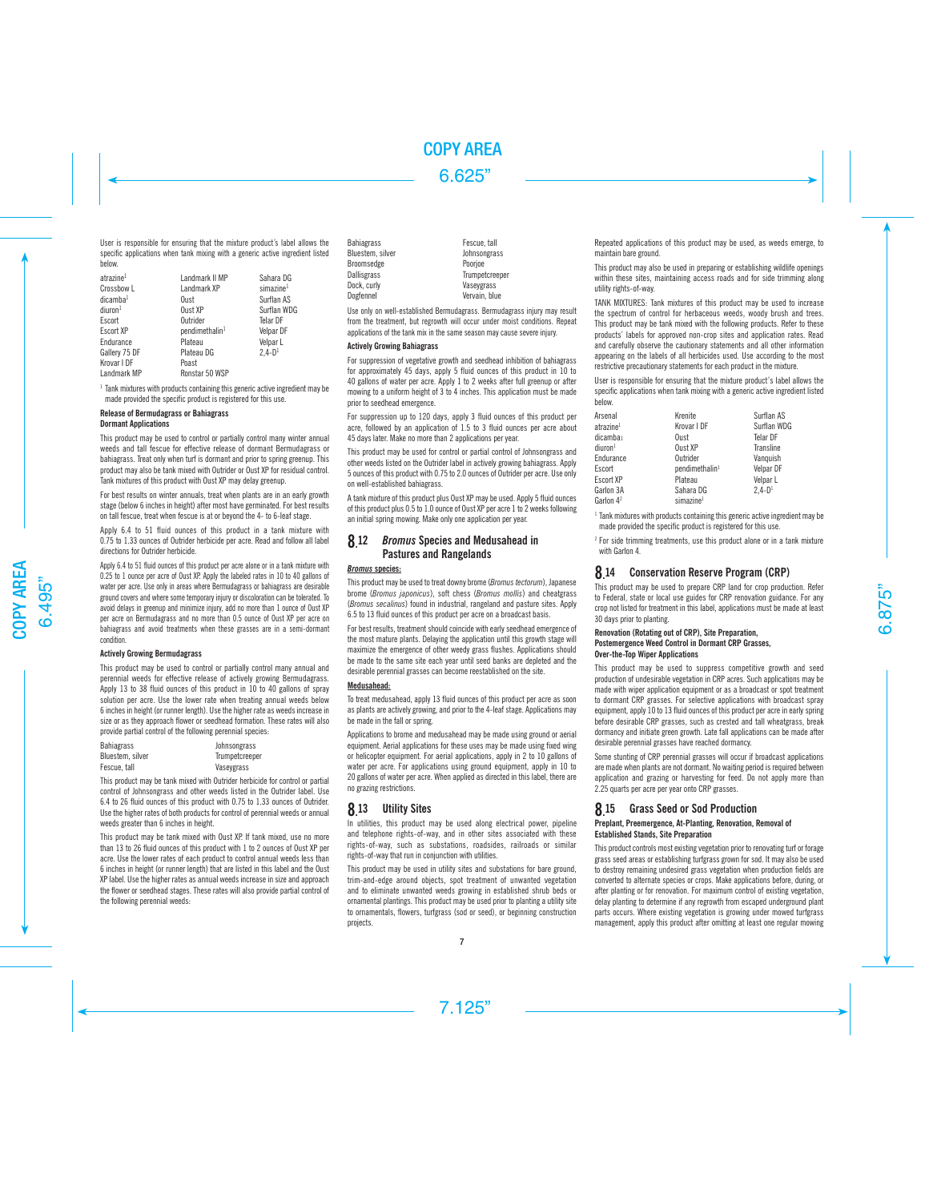User is responsible for ensuring that the mixture product's label allows the specific applications when tank mixing with a generic active ingredient listed below.

| | | |
|---|---|---|
| atrazine[1] | Landmark II MP | Sahara DG |
| Crossbow L | Landmark XP | simazine[1] |
| dicamba[1] | Oust | Surflan AS |
| diuron[1] | Oust XP | Surflan WDG |
| Escort | Outrider | Telar DF |
| Escort XP | pendimethalin[1] | Velpar DF |
| Endurance | Plateau | Velpar L |
| Gallery 75 DF | Plateau DG | 2,4-D[1] |
| Krovar I DF | Poast | |
| Landmark MP | Ronstar 50 WSP | |

[1] Tank mixtures with products containing this generic active ingredient may be made provided the specific product is registered for this use.

**Release of Bermudagrass or Bahiagrass**
**Dormant Applications**

This product may be used to control or partially control many winter annual weeds and tall fescue for effective release of dormant Bermudagrass or bahiagrass. Treat only when turf is dormant and prior to spring greenup. This product may also be tank mixed with Outrider or Oust XP for residual control. Tank mixtures of this product with Oust XP may delay greenup.

For best results on winter annuals, treat when plants are in an early growth stage (below 6 inches in height) after most have germinated. For best results on tall fescue, treat when fescue is at or beyond the 4- to 6-leaf stage.

Apply 6.4 to 51 fluid ounces of this product in a tank mixture with 0.75 to 1.33 ounces of Outrider herbicide per acre. Read and follow all label directions for Outrider herbicide.

Apply 6.4 to 51 fluid ounces of this product per acre alone or in a tank mixture with 0.25 to 1 ounce per acre of Oust XP. Apply the labeled rates in 10 to 40 gallons of water per acre. Use only in areas where Bermudagrass or bahiagrass are desirable ground covers and where some temporary injury or discoloration can be tolerated. To avoid delays in greenup and minimize injury, add no more than 1 ounce of Oust XP per acre on Bermudagrass and no more than 0.5 ounce of Oust XP per acre on bahiagrass and avoid treatments when these grasses are in a semi-dormant condition.

**Actively Growing Bermudagrass**

This product may be used to control or partially control many annual and perennial weeds for effective release of actively growing Bermudagrass. Apply 13 to 38 fluid ounces of this product in 10 to 40 gallons of spray solution per acre. Use the lower rate when treating annual weeds below 6 inches in height (or runner length). Use the higher rate as weeds increase in size or as they approach flower or seedhead formation. These rates will also provide partial control of the following perennial species:

| | |
|---|---|
| Bahiagrass | Johnsongrass |
| Bluestem, silver | Trumpetcreeper |
| Fescue, tall | Vaseygrass |

This product may be tank mixed with Outrider herbicide for control or partial control of Johnsongrass and other weeds listed in the Outrider label. Use 6.4 to 26 fluid ounces of this product with 0.75 to 1.33 ounces of Outrider. Use the higher rates of both products for control of perennial weeds or annual weeds greater than 6 inches in height.

This product may be tank mixed with Oust XP. If tank mixed, use no more than 13 to 26 fluid ounces of this product with 1 to 2 ounces of Oust XP per acre. Use the lower rates of each product to control annual weeds less than 6 inches in height (or runner length) that are listed in this label and the Oust XP label. Use the higher rates as annual weeds increase in size and approach the flower or seedhead stages. These rates will also provide partial control of the following perennial weeds:

| | |
|---|---|
| Bahiagrass | Fescue, tall |
| Bluestem, silver | Johnsongrass |
| Broomsedge | Poorjoe |
| Dallisgrass | Trumpetcreeper |
| Dock, curly | Vaseygrass |
| Dogfennel | Vervain, blue |

Use only on well-established Bermudagrass. Bermudagrass injury may result from the treatment, but regrowth will occur under moist conditions. Repeat applications of the tank mix in the same season may cause severe injury.

**Actively Growing Bahiagrass**

For suppression of vegetative growth and seedhead inhibition of bahiagrass for approximately 45 days, apply 5 fluid ounces of this product in 10 to 40 gallons of water per acre. Apply 1 to 2 weeks after full greenup or after mowing to a uniform height of 3 to 4 inches. This application must be made prior to seedhead emergence.

For suppression up to 120 days, apply 3 fluid ounces of this product per acre, followed by an application of 1.5 to 3 fluid ounces per acre about 45 days later. Make no more than 2 applications per year.

This product may be used for control or partial control of Johnsongrass and other weeds listed on the Outrider label in actively growing bahiagrass. Apply 5 ounces of this product with 0.75 to 2.0 ounces of Outrider per acre. Use only on well-established bahiagrass.

A tank mixture of this product plus Oust XP may be used. Apply 5 fluid ounces of this product plus 0.5 to 1.0 ounce of Oust XP per acre 1 to 2 weeks following an initial spring mowing. Make only one application per year.

## 8.12 *Bromus* Species and Medusahead in Pastures and Rangelands

***Bromus* species:**

This product may be used to treat downy brome (*Bromus tectorum*), Japanese brome (*Bromus japonicus*), soft chess (*Bromus mollis*) and cheatgrass (*Bromus secalinus*) found in industrial, rangeland and pasture sites. Apply 6.5 to 13 fluid ounces of this product per acre on a broadcast basis.

For best results, treatment should coincide with early seedhead emergence of the most mature plants. Delaying the application until this growth stage will maximize the emergence of other weedy grass flushes. Applications should be made to the same site each year until seed banks are depleted and the desirable perennial grasses can become reestablished on the site.

**Medusahead:**

To treat medusahead, apply 13 fluid ounces of this product per acre as soon as plants are actively growing, and prior to the 4-leaf stage. Applications may be made in the fall or spring.

Applications to brome and medusahead may be made using ground or aerial equipment. Aerial applications for these uses may be made using fixed wing or helicopter equipment. For aerial applications, apply in 2 to 10 gallons of water per acre. For applications using ground equipment, apply in 10 to 20 gallons of water per acre. When applied as directed in this label, there are no grazing restrictions.

## 8.13 Utility Sites

In utilities, this product may be used along electrical power, pipeline and telephone rights-of-way, and in other sites associated with these rights-of-way, such as substations, roadsides, railroads or similar rights-of-way that run in conjunction with utilities.

This product may be used in utility sites and substations for bare ground, trim-and-edge around objects, spot treatment of unwanted vegetation and to eliminate unwanted weeds growing in established shrub beds or ornamental plantings. This product may be used prior to planting a utility site to ornamentals, flowers, turfgrass (sod or seed), or beginning construction projects.

Repeated applications of this product may be used, as weeds emerge, to maintain bare ground.

This product may also be used in preparing or establishing wildlife openings within these sites, maintaining access roads and for side trimming along utility rights-of-way.

TANK MIXTURES: Tank mixtures of this product may be used to increase the spectrum of control for herbaceous weeds, woody brush and trees. This product may be tank mixed with the following products. Refer to these products' labels for approved non-crop sites and application rates. Read and carefully observe the cautionary statements and all other information appearing on the labels of all herbicides used. Use according to the most restrictive precautionary statements for each product in the mixture.

User is responsible for ensuring that the mixture product's label allows the specific applications when tank mixing with a generic active ingredient listed below.

| | | |
|---|---|---|
| Arsenal | Krenite | Surflan AS |
| atrazine[1] | Krovar I DF | Surflan WDG |
| dicamba[1] | Oust | Telar DF |
| diuron[1] | Oust XP | Transline |
| Endurance | Outrider | Vanquish |
| Escort | pendimethalin[1] | Velpar DF |
| Escort XP | Plateau | Velpar L |
| Garlon 3A | Sahara DG | 2,4-D[1] |
| Garlon 4[2] | simazine[1] | |

[1] Tank mixtures with products containing this generic active ingredient may be made provided the specific product is registered for this use.

[2] For side trimming treatments, use this product alone or in a tank mixture with Garlon 4.

## 8.14 Conservation Reserve Program (CRP)

This product may be used to prepare CRP land for crop production. Refer to Federal, state or local use guides for CRP renovation guidance. For any crop not listed for treatment in this label, applications must be made at least 30 days prior to planting.

**Renovation (Rotating out of CRP), Site Preparation, Postemergence Weed Control in Dormant CRP Grasses, Over-the-Top Wiper Applications**

This product may be used to suppress competitive growth and seed production of undesirable vegetation in CRP acres. Such applications may be made with wiper application equipment or as a broadcast or spot treatment to dormant CRP grasses. For selective applications with broadcast spray equipment, apply 10 to 13 fluid ounces of this product per acre in early spring before desirable CRP grasses, such as crested and tall wheatgrass, break dormancy and initiate green growth. Late fall applications can be made after desirable perennial grasses have reached dormancy.

Some stunting of CRP perennial grasses will occur if broadcast applications are made when plants are not dormant. No waiting period is required between application and grazing or harvesting for feed. Do not apply more than 2.25 quarts per acre per year onto CRP grasses.

## 8.15 Grass Seed or Sod Production

**Preplant, Preemergence, At-Planting, Renovation, Removal of Established Stands, Site Preparation**

This product controls most existing vegetation prior to renovating turf or forage grass seed areas or establishing turfgrass grown for sod. It may also be used to destroy remaining undesired grass vegetation when production fields are converted to alternate species or crops. Make applications before, during, or after planting or for renovation. For maximum control of existing vegetation, delay planting to determine if any regrowth from escaped underground plant parts occurs. Where existing vegetation is growing under mowed turfgrass management, apply this product after omitting at least one regular mowing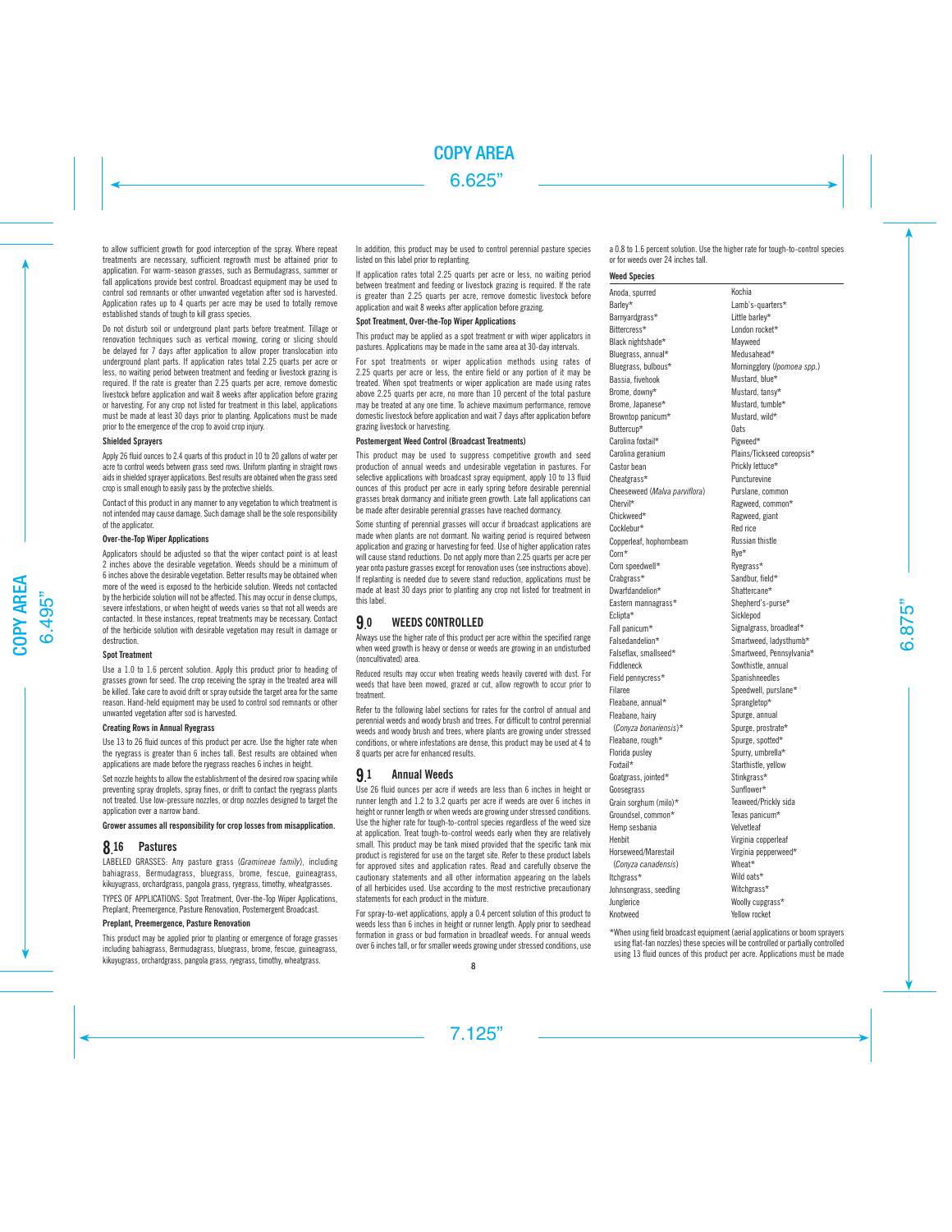to allow sufficient growth for good interception of the spray. Where repeat treatments are necessary, sufficient regrowth must be attained prior to application. For warm-season grasses, such as Bermudagrass, summer or fall applications provide best control. Broadcast equipment may be used to control sod remnants or other unwanted vegetation after sod is harvested. Application rates up to 4 quarts per acre may be used to totally remove established stands of tough to kill grass species.

Do not disturb soil or underground plant parts before treatment. Tillage or renovation techniques such as vertical mowing, coring or slicing should be delayed for 7 days after application to allow proper translocation into underground plant parts. If application rates total 2.25 quarts per acre or less, no waiting period between treatment and feeding or livestock grazing is required. If the rate is greater than 2.25 quarts per acre, remove domestic livestock before application and wait 8 weeks after application before grazing or harvesting. For any crop not listed for treatment in this label, applications must be made at least 30 days prior to planting. Applications must be made prior to the emergence of the crop to avoid crop injury.

#### Shielded Sprayers

Apply 26 fluid ounces to 2.4 quarts of this product in 10 to 20 gallons of water per acre to control weeds between grass seed rows. Uniform planting in straight rows aids in shielded sprayer applications. Best results are obtained when the grass seed crop is small enough to easily pass by the protective shields.

Contact of this product in any manner to any vegetation to which treatment is not intended may cause damage. Such damage shall be the sole responsibility of the applicator.

#### Over-the-Top Wiper Applications

Applicators should be adjusted so that the wiper contact point is at least 2 inches above the desirable vegetation. Weeds should be a minimum of 6 inches above the desirable vegetation. Better results may be obtained when more of the weed is exposed to the herbicide solution. Weeds not contacted by the herbicide solution will not be affected. This may occur in dense clumps, severe infestations, or when height of weeds varies so that not all weeds are contacted. In these instances, repeat treatments may be necessary. Contact of the herbicide solution with desirable vegetation may result in damage or destruction.

#### Spot Treatment

Use a 1.0 to 1.6 percent solution. Apply this product prior to heading of grasses grown for seed. The crop receiving the spray in the treated area will be killed. Take care to avoid drift or spray outside the target area for the same reason. Hand-held equipment may be used to control sod remnants or other unwanted vegetation after sod is harvested.

#### Creating Rows in Annual Ryegrass

Use 13 to 26 fluid ounces of this product per acre. Use the higher rate when the ryegrass is greater than 6 inches tall. Best results are obtained when applications are made before the ryegrass reaches 6 inches in height.

Set nozzle heights to allow the establishment of the desired row spacing while preventing spray droplets, spray fines, or drift to contact the ryegrass plants not treated. Use low-pressure nozzles, or drop nozzles designed to target the application over a narrow band.

**Grower assumes all responsibility for crop losses from misapplication.**

## 8.16 Pastures

LABELED GRASSES: Any pasture grass (*Gramineae family*), including bahiagrass, Bermudagrass, bluegrass, brome, fescue, guineagrass, kikuyugrass, orchardgrass, pangola grass, ryegrass, timothy, wheatgrasses.

TYPES OF APPLICATIONS: Spot Treatment, Over-the-Top Wiper Applications, Preplant, Preemergence, Pasture Renovation, Postemergent Broadcast.

#### Preplant, Preemergence, Pasture Renovation

This product may be applied prior to planting or emergence of forage grasses including bahiagrass, Bermudagrass, bluegrass, brome, fescue, guineagrass, kikuyugrass, orchardgrass, pangola grass, ryegrass, timothy, wheatgrass.

In addition, this product may be used to control perennial pasture species listed on this label prior to replanting.

If application rates total 2.25 quarts per acre or less, no waiting period between treatment and feeding or livestock grazing is required. If the rate is greater than 2.25 quarts per acre, remove domestic livestock before application and wait 8 weeks after application before grazing.

#### Spot Treatment, Over-the-Top Wiper Applications

This product may be applied as a spot treatment or with wiper applicators in pastures. Applications may be made in the same area at 30-day intervals.

For spot treatments or wiper application methods using rates of 2.25 quarts per acre or less, the entire field or any portion of it may be treated. When spot treatments or wiper application are made using rates above 2.25 quarts per acre, no more than 10 percent of the total pasture may be treated at any one time. To achieve maximum performance, remove domestic livestock before application and wait 7 days after application before grazing livestock or harvesting.

#### Postemergent Weed Control (Broadcast Treatments)

This product may be used to suppress competitive growth and seed production of annual weeds and undesirable vegetation in pastures. For selective applications with broadcast spray equipment, apply 10 to 13 fluid ounces of this product per acre in early spring before desirable perennial grasses break dormancy and initiate green growth. Late fall applications can be made after desirable perennial grasses have reached dormancy.

Some stunting of perennial grasses will occur if broadcast applications are made when plants are not dormant. No waiting period is required between application and grazing or harvesting for feed. Use of higher application rates will cause stand reductions. Do not apply more than 2.25 quarts per acre per year onto pasture grasses except for renovation uses (see instructions above). If replanting is needed due to severe stand reduction, applications must be made at least 30 days prior to planting any crop not listed for treatment in this label.

## 9.0 WEEDS CONTROLLED

Always use the higher rate of this product per acre within the specified range when weed growth is heavy or dense or weeds are growing in an undisturbed (noncultivated) area.

Reduced results may occur when treating weeds heavily covered with dust. For weeds that have been mowed, grazed or cut, allow regrowth to occur prior to treatment.

Refer to the following label sections for rates for the control of annual and perennial weeds and woody brush and trees. For difficult to control perennial weeds and woody brush and trees, where plants are growing under stressed conditions, or where infestations are dense, this product may be used at 4 to 8 quarts per acre for enhanced results.

## 9.1 Annual Weeds

Use 26 fluid ounces per acre if weeds are less than 6 inches in height or runner length and 1.2 to 3.2 quarts per acre if weeds are over 6 inches in height or runner length or when weeds are growing under stressed conditions. Use the higher rate for tough-to-control species regardless of the weed size at application. Treat tough-to-control weeds early when they are relatively small. This product may be tank mixed provided that the specific tank mix product is registered for use on the target site. Refer to these product labels for approved sites and application rates. Read and carefully observe the cautionary statements and all other information appearing on the labels of all herbicides used. Use according to the most restrictive precautionary statements for each product in the mixture.

For spray-to-wet applications, apply a 0.4 percent solution of this product to weeds less than 6 inches in height or runner length. Apply prior to seedhead formation in grass or bud formation in broadleaf weeds. For annual weeds over 6 inches tall, or for smaller weeds growing under stressed conditions, use a 0.8 to 1.6 percent solution. Use the higher rate for tough-to-control species or for weeds over 24 inches tall.

#### Weed Species

| | |
|---|---|
| Anoda, spurred | Kochia |
| Barley* | Lamb's-quarters* |
| Barnyardgrass* | Little barley* |
| Bittercress* | London rocket* |
| Black nightshade* | Mayweed |
| Bluegrass, annual* | Medusahead* |
| Bluegrass, bulbous* | Morningglory (*Ipomoea spp.*) |
| Bassia, fivehook | Mustard, blue* |
| Brome, downy* | Mustard, tansy* |
| Brome, Japanese* | Mustard, tumble* |
| Browntop panicum* | Mustard, wild* |
| Buttercup* | Oats |
| Carolina foxtail* | Pigweed* |
| Carolina geranium | Plains/Tickseed coreopsis* |
| Castor bean | Prickly lettuce* |
| Cheatgrass* | Puncturevine |
| Cheeseweed (*Malva parviflora*) | Purslane, common |
| Chervil* | Ragweed, common* |
| Chickweed* | Ragweed, giant |
| Cocklebur* | Red rice |
| Copperleaf, hophornbeam | Russian thistle |
| Corn* | Rye* |
| Corn speedwell* | Ryegrass* |
| Crabgrass* | Sandbur, field* |
| Dwarfdandelion* | Shattercane* |
| Eastern mannagrass* | Shepherd's-purse* |
| Eclipta* | Sicklepod |
| Fall panicum* | Signalgrass, broadleaf* |
| Falsedandelion* | Smartweed, ladysthumb* |
| Falseflax, smallseed* | Smartweed, Pennsylvania* |
| Fiddleneck | Sowthistle, annual |
| Field pennycress* | Spanishneedles |
| Filaree | Speedwell, purslane* |
| Fleabane, annual* | Sprangletop* |
| Fleabane, hairy (*Conyza bonariensis*)* | Spurge, annual |
| | Spurge, prostrate* |
| Fleabane, rough* | Spurge, spotted* |
| Florida pusley | Spurry, umbrella* |
| Foxtail* | Starthistle, yellow |
| Goatgrass, jointed* | Stinkgrass* |
| Goosegrass | Sunflower* |
| Grain sorghum (milo)* | Teaweed/Prickly sida |
| Groundsel, common* | Texas panicum* |
| Hemp sesbania | Velvetleaf |
| Henbit | Virginia copperleaf |
| Horseweed/Marestail (*Conyza canadensis*) | Virginia pepperweed* |
| | Wheat* |
| Itchgrass* | Wild oats* |
| Johnsongrass, seedling | Witchgrass* |
| Junglerice | Woolly cupgrass* |
| Knotweed | Yellow rocket |

*When using field broadcast equipment (aerial applications or boom sprayers using flat-fan nozzles) these species will be controlled or partially controlled using 13 fluid ounces of this product per acre. Applications must be made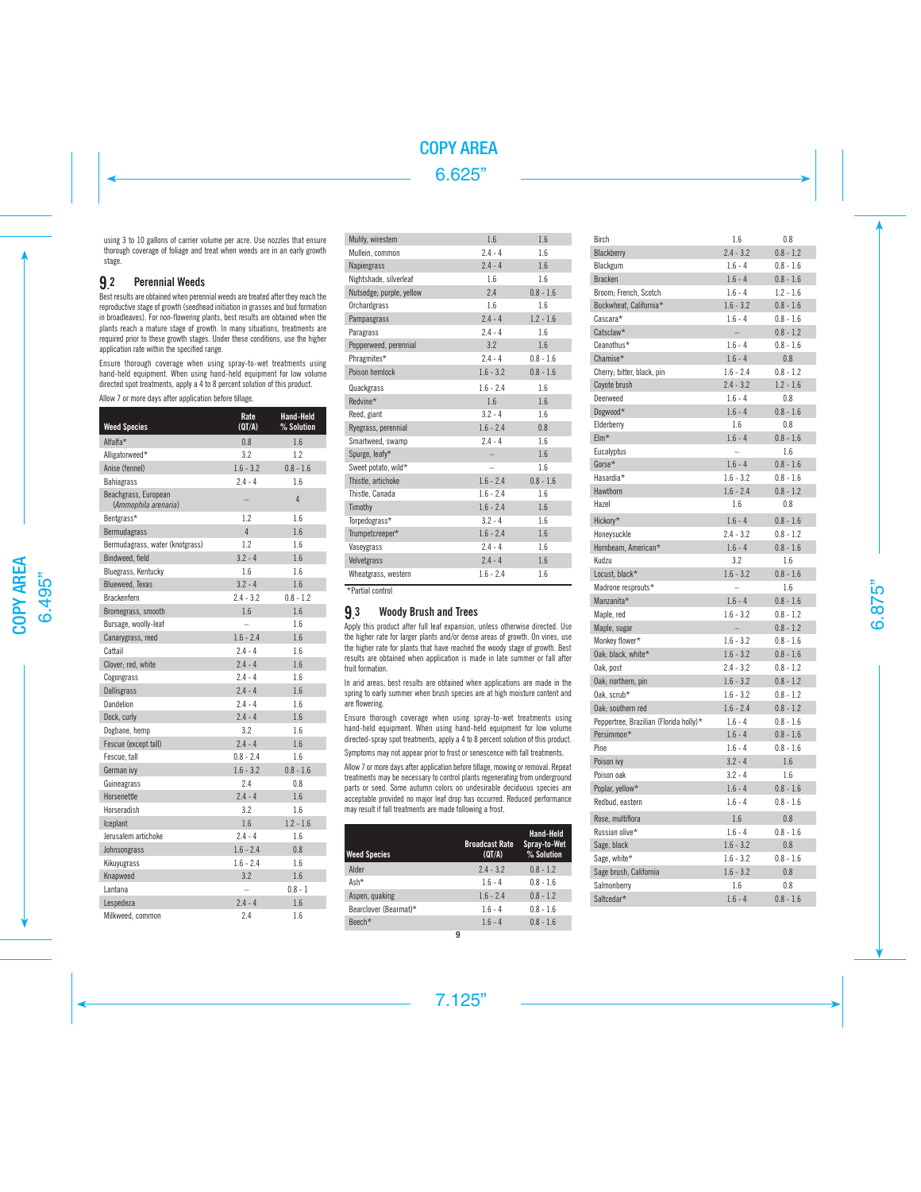using 3 to 10 gallons of carrier volume per acre. Use nozzles that ensure thorough coverage of foliage and treat when weeds are in an early growth stage.

## 9.2 Perennial Weeds

Best results are obtained when perennial weeds are treated after they reach the reproductive stage of growth (seedhead initiation in grasses and bud formation in broadleaves). For non-flowering plants, best results are obtained when the plants reach a mature stage of growth. In many situations, treatments are required prior to these growth stages. Under these conditions, use the higher application rate within the specified range.

Ensure thorough coverage when using spray-to-wet treatments using hand-held equipment. When using hand-held equipment for low volume directed spot treatments, apply a 4 to 8 percent solution of this product.

Allow 7 or more days after application before tillage.

| Weed Species | Rate (QT/A) | Hand-Held % Solution |
|---|---|---|
| Alfalfa* | 0.8 | 1.6 |
| Alligatorweed* | 3.2 | 1.2 |
| Anise (fennel) | 1.6 - 3.2 | 0.8 - 1.6 |
| Bahiagrass | 2.4 - 4 | 1.6 |
| Beachgrass, European (*Ammophila arenaria*) | – | 4 |
| Bentgrass* | 1.2 | 1.6 |
| Bermudagrass | 4 | 1.6 |
| Bermudagrass, water (knotgrass) | 1.2 | 1.6 |
| Bindweed, field | 3.2 - 4 | 1.6 |
| Bluegrass, Kentucky | 1.6 | 1.6 |
| Blueweed, Texas | 3.2 - 4 | 1.6 |
| Brackenfern | 2.4 - 3.2 | 0.8 - 1.2 |
| Bromegrass, smooth | 1.6 | 1.6 |
| Bursage, woolly-leaf | – | 1.6 |
| Canarygrass, reed | 1.6 - 2.4 | 1.6 |
| Cattail | 2.4 - 4 | 1.6 |
| Clover; red, white | 2.4 - 4 | 1.6 |
| Cogongrass | 2.4 - 4 | 1.6 |
| Dallisgrass | 2.4 - 4 | 1.6 |
| Dandelion | 2.4 - 4 | 1.6 |
| Dock, curly | 2.4 - 4 | 1.6 |
| Dogbane, hemp | 3.2 | 1.6 |
| Fescue (except tall) | 2.4 - 4 | 1.6 |
| Fescue, tall | 0.8 - 2.4 | 1.6 |
| German ivy | 1.6 - 3.2 | 0.8 - 1.6 |
| Guineagrass | 2.4 | 0.8 |
| Horsenettle | 2.4 - 4 | 1.6 |
| Horseradish | 3.2 | 1.6 |
| Iceplant | 1.6 | 1.2 - 1.6 |
| Jerusalem artichoke | 2.4 - 4 | 1.6 |
| Johnsongrass | 1.6 - 2.4 | 0.8 |
| Kikuyugrass | 1.6 - 2.4 | 1.6 |
| Knapweed | 3.2 | 1.6 |
| Lantana | – | 0.8 - 1 |
| Lespedeza | 2.4 - 4 | 1.6 |
| Milkweed, common | 2.4 | 1.6 |
| Muhly, wirestem | 1.6 | 1.6 |
| Mullein, common | 2.4 - 4 | 1.6 |
| Napiergrass | 2.4 - 4 | 1.6 |
| Nightshade, silverleaf | 1.6 | 1.6 |
| Nutsedge; purple, yellow | 2.4 | 0.8 - 1.6 |
| Orchardgrass | 1.6 | 1.6 |
| Pampasgrass | 2.4 - 4 | 1.2 - 1.6 |
| Paragrass | 2.4 - 4 | 1.6 |
| Pepperweed, perennial | 3.2 | 1.6 |
| Phragmites* | 2.4 - 4 | 0.8 - 1.6 |
| Poison hemlock | 1.6 - 3.2 | 0.8 - 1.6 |
| Quackgrass | 1.6 - 2.4 | 1.6 |
| Redvine* | 1.6 | 1.6 |
| Reed, giant | 3.2 - 4 | 1.6 |
| Ryegrass, perennial | 1.6 - 2.4 | 0.8 |
| Smartweed, swamp | 2.4 - 4 | 1.6 |
| Spurge, leafy* | – | 1.6 |
| Sweet potato, wild* | – | 1.6 |
| Thistle, artichoke | 1.6 - 2.4 | 0.8 - 1.6 |
| Thistle, Canada | 1.6 - 2.4 | 1.6 |
| Timothy | 1.6 - 2.4 | 1.6 |
| Torpedograss* | 3.2 - 4 | 1.6 |
| Trumpetcreeper* | 1.6 - 2.4 | 1.6 |
| Vaseygrass | 2.4 - 4 | 1.6 |
| Velvetgrass | 2.4 - 4 | 1.6 |
| Wheatgrass, western | 1.6 - 2.4 | 1.6 |

*Partial control

## 9.3 Woody Brush and Trees

Apply this product after full leaf expansion, unless otherwise directed. Use the higher rate for larger plants and/or dense areas of growth. On vines, use the higher rate for plants that have reached the woody stage of growth. Best results are obtained when application is made in late summer or fall after fruit formation.

In arid areas, best results are obtained when applications are made in the spring to early summer when brush species are at high moisture content and are flowering.

Ensure thorough coverage when using spray-to-wet treatments using hand-held equipment. When using hand-held equipment for low volume directed-spray spot treatments, apply a 4 to 8 percent solution of this product.

Symptoms may not appear prior to frost or senescence with fall treatments.

Allow 7 or more days after application before tillage, mowing or removal. Repeat treatments may be necessary to control plants regenerating from underground parts or seed. Some autumn colors on undesirable deciduous species are acceptable provided no major leaf drop has occurred. Reduced performance may result if fall treatments are made following a frost.

| Weed Species | Broadcast Rate (QT/A) | Hand-Held Spray-to-Wet % Solution |
|---|---|---|
| Alder | 2.4 - 3.2 | 0.8 - 1.2 |
| Ash* | 1.6 - 4 | 0.8 - 1.6 |
| Aspen, quaking | 1.6 - 2.4 | 0.8 - 1.2 |
| Bearclover (Bearmat)* | 1.6 - 4 | 0.8 - 1.6 |
| Beech* | 1.6 - 4 | 0.8 - 1.6 |
| Birch | 1.6 | 0.8 |
| Blackberry | 2.4 - 3.2 | 0.8 - 1.2 |
| Blackgum | 1.6 - 4 | 0.8 - 1.6 |
| Bracken | 1.6 - 4 | 0.8 - 1.6 |
| Broom; French, Scotch | 1.6 - 4 | 1.2 - 1.6 |
| Buckwheat, California* | 1.6 - 3.2 | 0.8 - 1.6 |
| Cascara* | 1.6 - 4 | 0.8 - 1.6 |
| Catsclaw* | – | 0.8 - 1.2 |
| Ceanothus* | 1.6 - 4 | 0.8 - 1.6 |
| Chamise* | 1.6 - 4 | 0.8 |
| Cherry; bitter, black, pin | 1.6 - 2.4 | 0.8 - 1.2 |
| Coyote brush | 2.4 - 3.2 | 1.2 - 1.6 |
| Deerweed | 1.6 - 4 | 0.8 |
| Dogwood* | 1.6 - 4 | 0.8 - 1.6 |
| Elderberry | 1.6 | 0.8 |
| Elm* | 1.6 - 4 | 0.8 - 1.6 |
| Eucalyptus | – | 1.6 |
| Gorse* | 1.6 - 4 | 0.8 - 1.6 |
| Hasardia* | 1.6 - 3.2 | 0.8 - 1.6 |
| Hawthorn | 1.6 - 2.4 | 0.8 - 1.2 |
| Hazel | 1.6 | 0.8 |
| Hickory* | 1.6 - 4 | 0.8 - 1.6 |
| Honeysuckle | 2.4 - 3.2 | 0.8 - 1.2 |
| Hornbeam, American* | 1.6 - 4 | 0.8 - 1.6 |
| Kudzu | 3.2 | 1.6 |
| Locust, black* | 1.6 - 3.2 | 0.8 - 1.6 |
| Madrone resprouts* | – | 1.6 |
| Manzanita* | 1.6 - 4 | 0.8 - 1.6 |
| Maple, red | 1.6 - 3.2 | 0.8 - 1.2 |
| Maple, sugar | – | 0.8 - 1.2 |
| Monkey flower* | 1.6 - 3.2 | 0.8 - 1.6 |
| Oak; black, white* | 1.6 - 3.2 | 0.8 - 1.6 |
| Oak, post | 2.4 - 3.2 | 0.8 - 1.2 |
| Oak; northern, pin | 1.6 - 3.2 | 0.8 - 1.2 |
| Oak, scrub* | 1.6 - 3.2 | 0.8 - 1.2 |
| Oak; southern red | 1.6 - 2.4 | 0.8 - 1.2 |
| Peppertree, Brazilian (Florida holly)* | 1.6 - 4 | 0.8 - 1.6 |
| Persimmon* | 1.6 - 4 | 0.8 - 1.6 |
| Pine | 1.6 - 4 | 0.8 - 1.6 |
| Poison ivy | 3.2 - 4 | 1.6 |
| Poison oak | 3.2 - 4 | 1.6 |
| Poplar, yellow* | 1.6 - 4 | 0.8 - 1.6 |
| Redbud, eastern | 1.6 - 4 | 0.8 - 1.6 |
| Rose, multiflora | 1.6 | 0.8 |
| Russian olive* | 1.6 - 4 | 0.8 - 1.6 |
| Sage, black | 1.6 - 3.2 | 0.8 |
| Sage, white* | 1.6 - 3.2 | 0.8 - 1.6 |
| Sage brush, California | 1.6 - 3.2 | 0.8 |
| Salmonberry | 1.6 | 0.8 |
| Saltcedar* | 1.6 - 4 | 0.8 - 1.6 |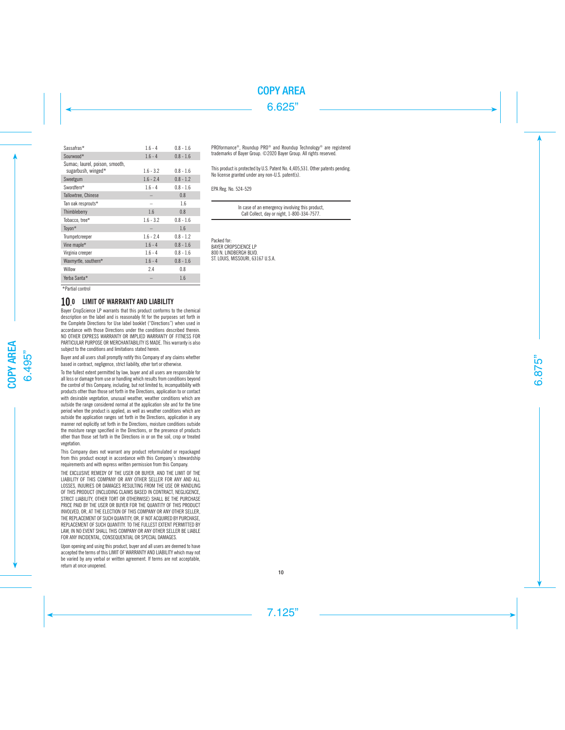| | | |
|---|---|---|
| Sassafras* | 1.6 - 4 | 0.8 - 1.6 |
| Sourwood* | 1.6 - 4 | 0.8 - 1.6 |
| Sumac; laurel, poison, smooth, sugarbush, winged* | 1.6 - 3.2 | 0.8 - 1.6 |
| Sweetgum | 1.6 - 2.4 | 0.8 - 1.2 |
| Swordfern* | 1.6 - 4 | 0.8 - 1.6 |
| Tallowtree, Chinese | – | 0.8 |
| Tan oak resprouts* | – | 1.6 |
| Thimbleberry | 1.6 | 0.8 |
| Tobacco, tree* | 1.6 - 3.2 | 0.8 - 1.6 |
| Toyon* | – | 1.6 |
| Trumpetcreeper | 1.6 - 2.4 | 0.8 - 1.2 |
| Vine maple* | 1.6 - 4 | 0.8 - 1.6 |
| Virginia creeper | 1.6 - 4 | 0.8 - 1.6 |
| Waxmyrtle, southern* | 1.6 - 4 | 0.8 - 1.6 |
| Willow | 2.4 | 0.8 |
| Yerba Santa* | – | 1.6 |

*Partial control

## 10.0 LIMIT OF WARRANTY AND LIABILITY

Bayer CropScience LP warrants that this product conforms to the chemical description on the label and is reasonably fit for the purposes set forth in the Complete Directions for Use label booklet ("Directions") when used in accordance with those Directions under the conditions described therein. NO OTHER EXPRESS WARRANTY OR IMPLIED WARRANTY OF FITNESS FOR PARTICULAR PURPOSE OR MERCHANTABILITY IS MADE. This warranty is also subject to the conditions and limitations stated herein.

Buyer and all users shall promptly notify this Company of any claims whether based in contract, negligence, strict liability, other tort or otherwise.

To the fullest extent permitted by law, buyer and all users are responsible for all loss or damage from use or handling which results from conditions beyond the control of this Company, including, but not limited to, incompatibility with products other than those set forth in the Directions, application to or contact with desirable vegetation, unusual weather, weather conditions which are outside the range considered normal at the application site and for the time period when the product is applied, as well as weather conditions which are outside the application ranges set forth in the Directions, application in any manner not explicitly set forth in the Directions, moisture conditions outside the moisture range specified in the Directions, or the presence of products other than those set forth in the Directions in or on the soil, crop or treated vegetation.

This Company does not warrant any product reformulated or repackaged from this product except in accordance with this Company's stewardship requirements and with express written permission from this Company.

THE EXCLUSIVE REMEDY OF THE USER OR BUYER, AND THE LIMIT OF THE LIABILITY OF THIS COMPANY OR ANY OTHER SELLER FOR ANY AND ALL LOSSES, INJURIES OR DAMAGES RESULTING FROM THE USE OR HANDLING OF THIS PRODUCT (INCLUDING CLAIMS BASED IN CONTRACT, NEGLIGENCE, STRICT LIABILITY, OTHER TORT OR OTHERWISE) SHALL BE THE PURCHASE PRICE PAID BY THE USER OR BUYER FOR THE QUANTITY OF THIS PRODUCT INVOLVED, OR, AT THE ELECTION OF THIS COMPANY OR ANY OTHER SELLER, THE REPLACEMENT OF SUCH QUANTITY, OR, IF NOT ACQUIRED BY PURCHASE, REPLACEMENT OF SUCH QUANTITY. TO THE FULLEST EXTENT PERMITTED BY LAW, IN NO EVENT SHALL THIS COMPANY OR ANY OTHER SELLER BE LIABLE FOR ANY INCIDENTAL, CONSEQUENTIAL OR SPECIAL DAMAGES.

Upon opening and using this product, buyer and all users are deemed to have accepted the terms of this LIMIT OF WARRANTY AND LIABILITY which may not be varied by any verbal or written agreement. If terms are not acceptable, return at once unopened.

PROformance®, Roundup PRO® and Roundup Technology® are registered trademarks of Bayer Group. ©2020 Bayer Group. All rights reserved.

This product is protected by U.S. Patent No. 4,405,531. Other patents pending. No license granted under any non-U.S. patent(s).

EPA Reg. No. 524-529

In case of an emergency involving this product, Call Collect, day or night, 1-800-334-7577.

Packed for:
BAYER CROPSCIENCE LP
800 N. LINDBERGH BLVD.
ST. LOUIS, MISSOURI, 63167 U.S.A.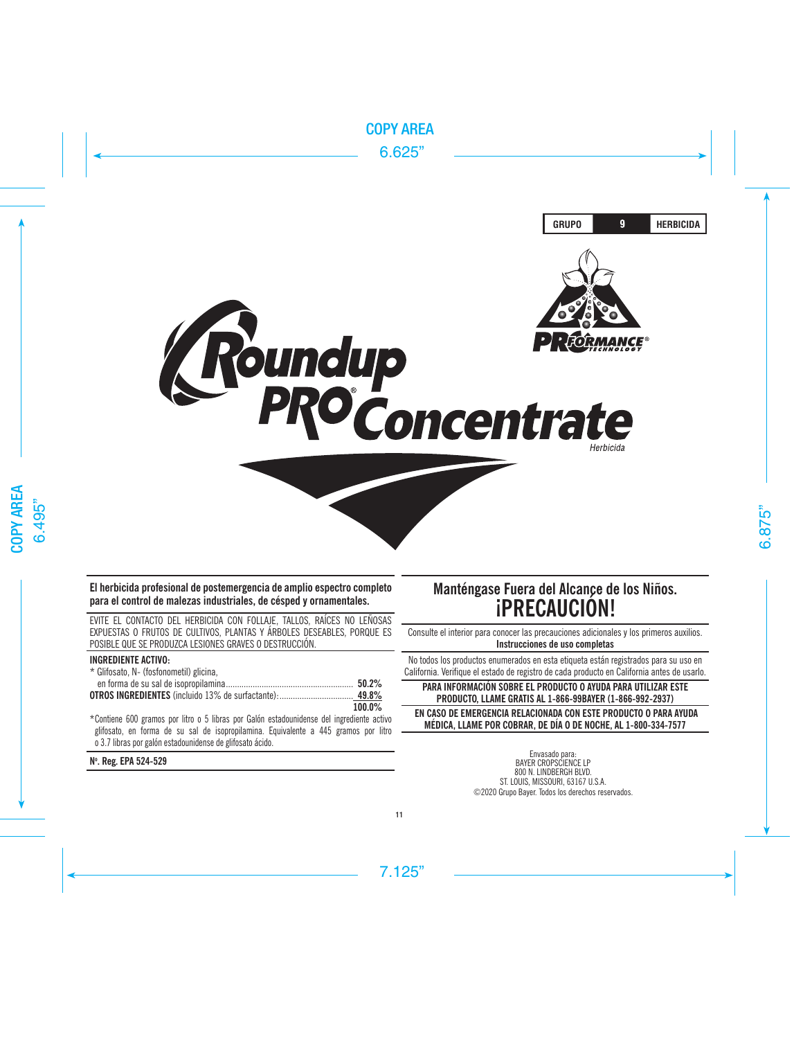| GRUPO | 9 | HERBICIDA |
| --- | --- | --- |

# Roundup PRO® Concentrate

*Herbicida*

PROFORMANCE® TECHNOLOGY

**El herbicida profesional de postemergencia de amplio espectro completo para el control de malezas industriales, de césped y ornamentales.**

EVITE EL CONTACTO DEL HERBICIDA CON FOLLAJE, TALLOS, RAÍCES NO LEÑOSAS EXPUESTAS O FRUTOS DE CULTIVOS, PLANTAS Y ÁRBOLES DESEABLES, PORQUE ES POSIBLE QUE SE PRODUZCA LESIONES GRAVES O DESTRUCCIÓN.

**INGREDIENTE ACTIVO:**

| | |
| --- | --- |
| * Glifosato, N- (fosfonometil) glicina, en forma de su sal de isopropilamina | **50.2%** |
| **OTROS INGREDIENTES** (incluido 13% de surfactante): | **49.8%** |
| | **100.0%** |

*Contiene 600 gramos por litro o 5 libras por Galón estadounidense del ingrediente activo glifosato, en forma de su sal de isopropilamina. Equivalente a 445 gramos por litro o 3.7 libras por galón estadounidense de glifosato ácido.

**Nº. Reg. EPA 524-529**

## Manténgase Fuera del Alcance de los Niños.

# ¡PRECAUCIÓN!

Consulte el interior para conocer las precauciones adicionales y los primeros auxilios.
**Instrucciones de uso completas**

No todos los productos enumerados en esta etiqueta están registrados para su uso en California. Verifique el estado de registro de cada producto en California antes de usarlo.

**PARA INFORMACIÓN SOBRE EL PRODUCTO O AYUDA PARA UTILIZAR ESTE PRODUCTO, LLAME GRATIS AL 1-866-99BAYER (1-866-992-2937)**

**EN CASO DE EMERGENCIA RELACIONADA CON ESTE PRODUCTO O PARA AYUDA MÉDICA, LLAME POR COBRAR, DE DÍA O DE NOCHE, AL 1-800-334-7577**

Envasado para:
BAYER CROPSCIENCE LP
800 N. LINDBERGH BLVD.
ST. LOUIS, MISSOURI, 63167 U.S.A.
©2020 Grupo Bayer. Todos los derechos reservados.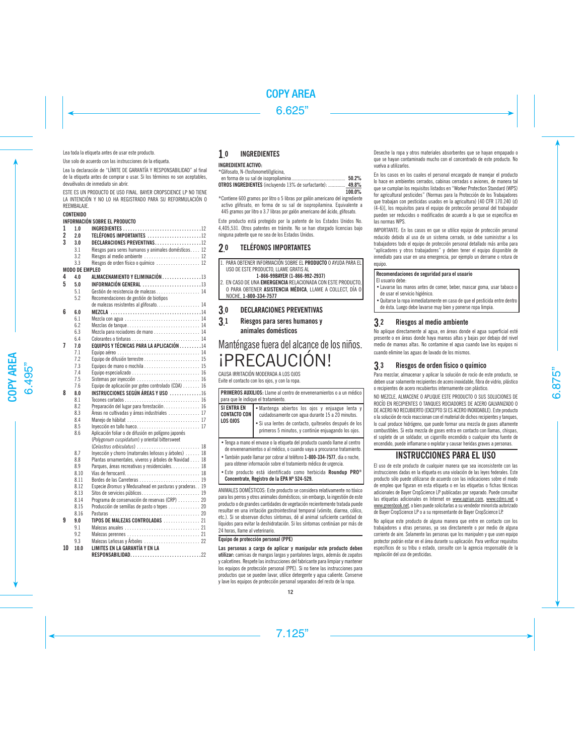Lea toda la etiqueta antes de usar este producto.

Use solo de acuerdo con las instrucciones de la etiqueta.

Lea la declaración de "LÍMITE DE GARANTÍA Y RESPONSABILIDAD" al final de la etiqueta antes de comprar o usar. Si los términos no son aceptables, devuélvalos de inmediato sin abrir.

ESTE ES UN PRODUCTO DE USO FINAL. BAYER CROPSCIENCE LP NO TIENE LA INTENCIÓN Y NO LO HA REGISTRADO PARA SU REFORMULACIÓN O REEMBALAJE.

**CONTENIDO**

**INFORMACIÓN SOBRE EL PRODUCTO**

| | | | |
|---|---|---|---|
| **1** | **1.0** | **INGREDIENTES** | 12 |
| **2** | **2.0** | **TELÉFONOS IMPORTANTES** | 12 |
| **3** | **3.0** | **DECLARACIONES PREVENTIVAS** | 12 |
| | 3.1 | Riesgos para seres humanos y animales domésticos | 12 |
| | 3.2 | Riesgos al medio ambiente | 12 |
| | 3.3 | Riesgos de orden físico o químico | 12 |

**MODO DE EMPLEO**

| | | | |
|---|---|---|---|
| **4** | **4.0** | **ALMACENAMIENTO Y ELIMINACIÓN** | 13 |
| **5** | **5.0** | **INFORMACIÓN GENERAL** | 13 |
| | 5.1 | Gestión de resistencia de malezas | 14 |
| | 5.2 | Recomendaciones de gestión de biotipos de malezas resistentes al glifosato | 14 |
| **6** | **6.0** | **MEZCLA** | 14 |
| | 6.1 | Mezcla con agua | 14 |
| | 6.2 | Mezclas de tanque | 14 |
| | 6.3 | Mezcla para rociadores de mano | 14 |
| | 6.4 | Colorantes o tinturas | 14 |
| **7** | **7.0** | **EQUIPOS Y TÉCNICAS PARA LA APLICACIÓN** | 14 |
| | 7.1 | Equipo aéreo | 14 |
| | 7.2 | Equipo de difusión terrestre | 15 |
| | 7.3 | Equipos de mano o mochila | 15 |
| | 7.4 | Equipo especializado | 16 |
| | 7.5 | Sistemas por inyección | 16 |
| | 7.6 | Equipo de aplicación por goteo controlado (CDA) | 16 |
| **8** | **8.0** | **INSTRUCCIONES SEGÚN ÁREAS Y USO** | 16 |
| | 8.1 | Tocones cortados | 16 |
| | 8.2 | Preparación del lugar para forestación | 16 |
| | 8.3 | Áreas no cultivadas y áreas industriales | 17 |
| | 8.4 | Manejo de hábitat | 17 |
| | 8.5 | Inyección en tallo hueco | 17 |
| | 8.6 | Aplicación foliar o de difusión en polígono japonés (*Polygonum cuspidatum*) y oriental bittersweet (*Celastrus orbiculatus*) | 18 |
| | 8.7 | Inyección y chorro (matorrales leñosos y árboles) | 18 |
| | 8.8 | Plantas ornamentales, viveros y árboles de Navidad | 18 |
| | 8.9 | Parques, áreas recreativas y residenciales | 18 |
| | 8.10 | Vías de ferrocarril | 18 |
| | 8.11 | Bordes de las Carreteras | 19 |
| | 8.12 | Especie *Bromus* y Medusahead en pasturas y praderas | 19 |
| | 8.13 | Sitos de servicios públicos | 19 |
| | 8.14 | Programa de conservación de reservas (CRP) | 20 |
| | 8.15 | Producción de semillas de pasto o tepes | 20 |
| | 8.16 | Pasturas | 20 |
| **9** | **9.0** | **TIPOS DE MALEZAS CONTROLADAS** | 21 |
| | 9.1 | Malezas anuales | 21 |
| | 9.2 | Malezas perennes | 21 |
| | 9.3 | Malezas Leñosas y Árboles | 22 |
| **10** | **10.0** | **LIMITES EN LA GARANTÍA Y EN LA RESPONSABILIDAD** | 22 |

## 1.0 INGREDIENTES

**INGREDIENTE ACTIVO:**

| | |
|---|---|
| *Glifosato, N-(fosfonometil)glicina, en forma de su sal de isopropilamina | **50.2%** |
| **OTROS INGREDIENTES** (incluyendo 13% de surfactante): | **49.8%** |
| | **100.0%** |

*Contiene 600 gramos por litro o 5 libras por galón americano del ingrediente activo glifosato, en forma de su sal de isopropilamina. Equivalente a 445 gramos por litro o 3.7 libras por galón americano del ácido, glifosato.

Este producto está protegido por la patente de los Estados Unidos No. 4,405,531. Otros patentes en trámite. No se han otorgado licencias bajo ninguna patente que no sea de los Estados Unidos.

## 2.0 TELÉFONOS IMPORTANTES

1. PARA OBTENER INFORMACIÓN SOBRE EL **PRODUCTO** O AYUDA PARA EL USO DE ESTE PRODUCTO, LLAME GRATIS AL **1-866-99BAYER (1-866-992-2937)**
2. EN CASO DE UNA **EMERGENCIA** RELACIONADA CON ESTE PRODUCTO, O PARA OBTENER **ASISTENCIA MÉDICA**, LLAME A COLLECT, DÍA O NOCHE, **1-800-334-7577**

## 3.0 DECLARACIONES PREVENTIVAS

### 3.1 Riesgos para seres humanos y animales domésticos

# Manténgase fuera del alcance de los niños.

# ¡PRECAUCIÓN!

CAUSA IRRITACIÓN MODERADA A LOS OJOS

Evite el contacto con los ojos, y con la ropa.

| **PRIMEROS AUXILIOS:** Llame al centro de envenenamientos o a un médico para que le indique el tratamiento. | |
|---|---|
| **SI ENTRA EN CONTACTO CON LOS OJOS** | • Mantenga abiertos los ojos y enjuague lenta y cuidadosamente con agua durante 15 a 20 minutos.<br>• Si usa lentes de contacto, quíteselos después de los primeros 5 minutos, y continúe enjuagando los ojos. |
| • Tenga a mano el envase o la etiqueta del producto cuando llame al centro de envenenamientos o al médico, o cuando vaya a procurarse tratamiento.<br>• También puede llamar por cobrar al teléfono **1-800-334-7577**, día o noche, para obtener información sobre el tratamiento médico de urgencia.<br>• Este producto está identificado como herbicida **Roundup PRO® Concentrate, Registro de la EPA Nº 524-529.** | |

ANIMALES DOMÉSTICOS: Este producto se considera relativamente no tóxico para los perros y otros animales domésticos; sin embargo, la ingestión de este producto o de grandes cantidades de vegetación recientemente tratada puede resultar en una irritación gastrointestinal temporal (vómito, diarrea, cólico, etc.). Si se observan dichos síntomas, dé al animal suficiente cantidad de líquidos para evitar la deshidratación. Si los síntomas continúan por más de 24 horas, llame al veterinario.

**Equipo de protección personal (PPE)**

**Las personas a cargo de aplicar y manipular este producto deben utilizar:** camisas de mangas largas y pantalones largos, además de zapatos y calcetines. Respete las instrucciones del fabricante para limpiar y mantener los equipos de protección personal (PPE). Si no tiene las instrucciones para productos que se pueden lavar, utilice detergente y agua caliente. Conserve y lave los equipos de protección personal separados del resto de la ropa.

Deseche la ropa y otros materiales absorbentes que se hayan empapado o que se hayan contaminado mucho con el concentrado de este producto. No vuelva a utilizarlos.

En los casos en los cuales el personal encargado de manejar el producto lo hace en ambientes cerrados, cabinas cerradas o aviones, de manera tal que se cumplan los requisitos listados en "Worker Protection Standard (WPS) for agricultural pesticides" (Normas para la Protección de los Trabajadores que trabajan con pesticidas usados en la agricultura) [40 CFR 170.240 (d) (4-6)], los requisitos para el equipo de protección personal del trabajador pueden ser reducidos o modificados de acuerdo a lo que se especifica en las normas WPS.

IMPORTANTE: En los casos en que se utilice equipo de protección personal reducido debido al uso de un sistema cerrado, se debe suministrar a los trabajadores todo el equipo de protección personal detallado más arriba para "aplicadores y otros trabajadores" y deben tener el equipo disponible de inmediato para usar en una emergencia, por ejemplo un derrame o rotura de equipo.

**Recomendaciones de seguridad para el usuario**

El usuario debe:

- Lavarse las manos antes de comer, beber, mascar goma, usar tabaco o de usar el servicio higiénico.
- Quitarse la ropa inmediatamente en caso de que el pesticida entre dentro de ésta. Luego debe lavarse muy bien y ponerse ropa limpia.

### 3.2 Riesgos al medio ambiente

No aplique directamente al agua, en áreas donde el agua superficial esté presente o en áreas donde hay mareas altas y bajas por debajo del nivel medio de mareas altas. No contamine el agua cuando lave los equipos ni cuando elimine las aguas de lavado de los mismos.

### 3.3 Riesgos de orden físico o químico

Para mezclar, almacenar y aplicar la solución de rocío de este producto, se deben usar solamente recipientes de acero inoxidable, fibra de vidrio, plástico o recipientes de acero recubiertos internamente con plástico.

NO MEZCLE, ALMACENE O APLIQUE ESTE PRODUCTO O SUS SOLUCIONES DE ROCÍO EN RECIPIENTES O TANQUES ROCIADORES DE ACERO GALVANIZADO O DE ACERO NO RECUBIERTO (EXCEPTO SI ES ACERO INOXIDABLE). Este producto o la solución de rocío reaccionan con el material de dichos recipientes y tanques, lo cual produce hidrógeno, que puede formar una mezcla de gases altamente combustibles. Si esta mezcla de gases entra en contacto con llamas, chispas, el soplete de un soldador, un cigarrillo encendido o cualquier otra fuente de encendido, puede inflamarse o explotar y causar heridas graves a personas.

## INSTRUCCIONES PARA EL USO

El uso de este producto de cualquier manera que sea inconsistente con las instrucciones dadas en la etiqueta es una violación de las leyes federales. Este producto sólo puede utilizarse de acuerdo con las indicaciones sobre el modo de empleo que figuran en esta etiqueta o en las etiquetas o fichas técnicas adicionales de Bayer CropScience LP publicadas por separado. Puede consultar las etiquetas adicionales en Internet en www.agrian.com, www.cdms.net o www.greenbook.net, o bien puede solicitarlas a su vendedor minorista autorizado de Bayer CropScience LP o a su representante de Bayer CropScience LP.

No aplique este producto de alguna manera que entre en contacto con los trabajadores u otras personas, ya sea directamente o por medio de alguna corriente de aire. Solamente las personas que los manipulen y que usen equipo protector podrán estar en el área durante su aplicación. Para verificar requisitos específicos de su tribu o estado, consulte con la agencia responsable de la regulación del uso de pesticidas.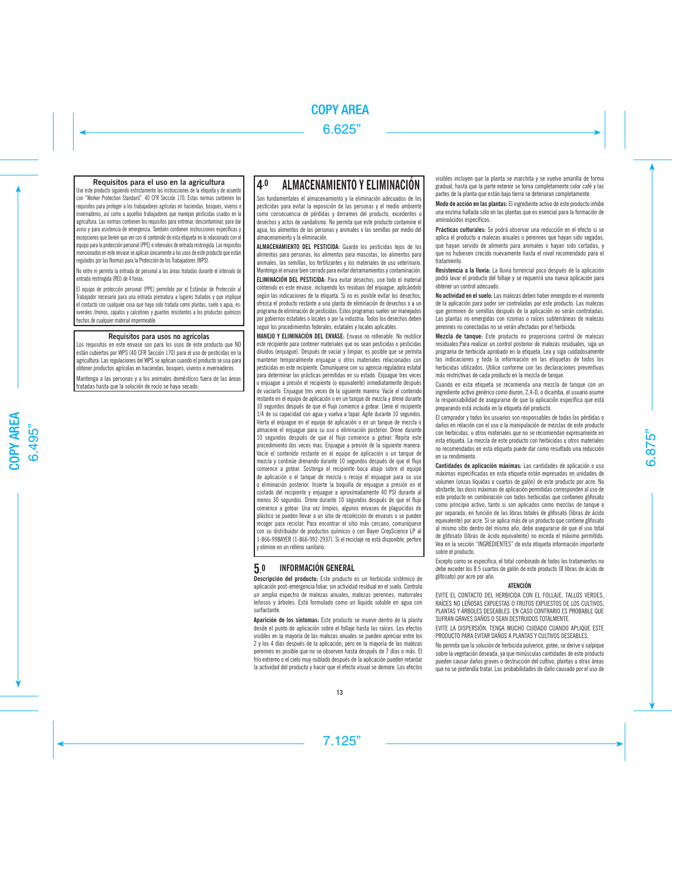### Requisitos para el uso en la agricultura

Use este producto siguiendo estrictamente las instrucciones de la etiqueta y de acuerdo con "Worker Protection Standard", 40 CFR Sección 170. Estas normas contienen los requisitos para proteger a los trabajadores agrícolas en haciendas, bosques, viveros e invernaderos, así como a aquellos trabajadores que manejan pesticidas usados en la agricultura. Las normas contienen los requisitos para entrenar, descontaminar, para dar aviso y para asistencia de emergencia. También contienen instrucciones específicas y excepciones que tienen que ver con el contenido de esta etiqueta en lo relacionado con el equipo para la protección personal (PPE) e intervalos de entrada restringida. Los requisitos mencionados en este envase se aplican únicamente a los usos de este producto que están regulados por las Normas para la Protección de los Trabajadores (WPS).

No entre ni permita la entrada de personal a las áreas tratadas durante el intervalo de entrada restringida (REI) de 4 horas.

El equipo de protección personal (PPE) permitido por el Estándar de Protección al Trabajador necesario para una entrada prematura a lugares tratados y que implique el contacto con cualquier cosa que haya sido tratada como plantas, suelo o agua, es: overoles /monos, zapatos y calcetines y guantes resistentes a los productos químicos hechos de cualquier material impermeable.

### Requisitos para usos no agrícolas

Los requisitos en este envase son para los usos de este producto que NO están cubiertos por WPS (40 CFR Sección 170) para el uso de pesticidas en la agricultura. Las regulaciones del WPS se aplican cuando el producto se usa para obtener productos agrícolas en haciendas, bosques, viveros e invernaderos.

Mantenga a las personas y a los animales domésticos fuera de las áreas tratadas hasta que la solución de rocío se haya secado.

## 4.0 ALMACENAMIENTO Y ELIMINACIÓN

Son fundamentales el almacenamiento y la eliminación adecuados de los pesticidas para evitar la exposición de las personas y el medio ambiente como consecuencia de pérdidas y derrames del producto, excedentes o desechos y actos de vandalismo. No permita que este producto contamine el agua, los alimentos de las personas y animales o las semillas por medio del almacenamiento y la eliminación.

**ALMACENAMIENTO DEL PESTICIDA:** Guarde los pesticidas lejos de los alimentos para personas, los alimentos para mascotas, los alimentos para animales, las semillas, los fertilizantes y los materiales de uso veterinario. Mantenga el envase bien cerrado para evitar derramamientos y contaminación.

**ELIMINACIÓN DEL PESTICIDA:** Para evitar desechos, use todo el material contenido en este envase, incluyendo los residuos del enjuague, aplicándolo según las indicaciones de la etiqueta. Si no es posible evitar los desechos, ofrezca el producto restante a una planta de eliminación de desechos o a un programa de eliminación de pesticidas. Estos programas suelen ser manejados por gobiernos estatales o locales o por la industria. Todos los desechos deben seguir los procedimientos federales, estatales y locales aplicables.

**MANEJO Y ELIMINACIÓN DEL ENVASE:** Envase no rellenable. No reutilice este recipiente para contener materiales que no sean pesticidas o pesticidas diluidos (enjuague). Después de vaciar y limpiar, es posible que se permita mantener temporalmente enjuague u otros materiales relacionados con pesticidas en este recipiente. Comuníquese con su agencia reguladora estatal para determinar las prácticas permitidas en su estado. Enjuague tres veces o enjuague a presión el recipiente (o equivalente) inmediatamente después de vaciarlo. Enjuague tres veces de la siguiente manera: Vacíe el contenido restante en el equipo de aplicación o en un tanque de mezcla y drene durante 10 segundos después de que el flujo comience a gotear. Llene el recipiente 1/4 de su capacidad con agua y vuelva a tapar. Agite durante 10 segundos. Vierta el enjuague en el equipo de aplicación o en un tanque de mezcla o almacene el enjuague para su uso o eliminación posterior. Drene durante 10 segundos después de que el flujo comience a gotear. Repita este procedimiento dos veces más. Enjuague a presión de la siguiente manera: Vacíe el contenido restante en el equipo de aplicación o un tanque de mezcla y continúe drenando durante 10 segundos después de que el flujo comience a gotear. Sostenga el recipiente boca abajo sobre el equipo de aplicación o el tanque de mezcla o recoja el enjuague para su uso o eliminación posterior. Inserte la boquilla de enjuague a presión en el costado del recipiente y enjuague a aproximadamente 40 PSI durante al menos 30 segundos. Drene durante 10 segundos después de que el flujo comience a gotear. Una vez limpios, algunos envases de plaguicidas de plástico se pueden llevar a un sitio de recolección de envases o se pueden recoger para reciclar. Para encontrar el sitio más cercano, comuníquese con su distribuidor de productos químicos o con Bayer CropScience LP al 1-866-99BAYER (1-866-992-2937). Si el reciclaje no está disponible, perfore y elimine en un relleno sanitario.

## 5.0 INFORMACIÓN GENERAL

**Descripción del producto:** Este producto es un herbicida sistémico de aplicación post-emergencia foliar, sin actividad residual en el suelo. Controla un amplio espectro de malezas anuales, malezas perennes, matorrales leñosos y árboles. Está formulado como un líquido soluble en agua con surfactante.

**Aparición de los síntomas:** Este producto se mueve dentro de la planta desde el punto de aplicación sobre el follaje hasta las raíces. Los efectos visibles en la mayoría de las malezas anuales se pueden apreciar entre los 2 y los 4 días después de la aplicación, pero en la mayoría de las malezas perennes es posible que no se observen hasta después de 7 días o más. El frío extremo o el cielo muy nublado después de la aplicación pueden retardar la actividad del producto y hacer que el efecto visual se demore. Los efectos visibles incluyen que la planta se marchita y se vuelve amarilla de forma gradual, hasta que la parte exterior se torna completamente color café y las partes de la planta que están bajo tierra se deterioran completamente.

**Modo de acción en las plantas:** El ingrediente activo de este producto inhibe una enzima hallada sólo en las plantas que es esencial para la formación de aminoácidos específicos.

**Prácticas culturales:** Se podrá observar una reducción en el efecto si se aplica el producto a malezas anuales o perennes que hayan sido segadas, que hayan servido de alimento para animales o hayan sido cortadas, y que no hubiesen crecido nuevamente hasta el nivel recomendado para el tratamiento.

**Resistencia a la lluvia:** La lluvia torrencial poco después de la aplicación podrá lavar el producto del follaje y se requerirá una nueva aplicación para obtener un control adecuado.

**No actividad en el suelo:** Las malezas deben haber emergido en el momento de la aplicación para poder ser controladas por este producto. Las malezas que germinen de semillas después de la aplicación no serán controladas. Las plantas no emergidas con rizomas o raíces subterráneas de malezas perennes no conectadas no se verán afectadas por el herbicida.

**Mezcla de tanque:** Este producto no proporciona control de malezas residuales.Para realizar un control posterior de malezas residuales, siga un programa de herbicida aprobado en la etiqueta. Lea y siga cuidadosamente las indicaciones y toda la información en las etiquetas de todos los herbicidas utilizados. Utilice conforme con las declaraciones preventivas más restrictivas de cada producto en la mezcla de tanque.

Cuando en esta etiqueta se recomienda una mezcla de tanque con un ingrediente activo genérico como diuron, 2,4-D, o dicamba, el usuario asume la responsabilidad de asegurarse de que la aplicación específica que está preparando está incluida en la etiqueta del producto.

El comprador y todos los usuarios son responsables de todas las pérdidas o daños en relación con el uso o la manipulación de mezclas de este producto con herbicidas, u otros materiales que no se recomiendan expresamente en esta etiqueta. La mezcla de este producto con herbicidas u otros materiales no recomendados en esta etiqueta puede dar como resultado una reducción en su rendimiento.

**Cantidades de aplicación máximas:** Las cantidades de aplicación o uso máximas especificadas en esta etiqueta están expresadas en unidades de volumen (onzas líquidas o cuartos de galón) de este producto por acre. No obstante, las dosis máximas de aplicación permitidas corresponden al uso de este producto en combinación con todos herbicidas que contienen glifosato como principio activo, tanto si son aplicados como mezclas de tanque o por separado, en función de las libras totales de glifosato (libras de ácido equivalente) por acre. Si se aplica más de un producto que contiene glifosato al mismo sitio dentro del mismo año, debe asegurarse de que el uso total de glifosato (libras de ácido equivalente) no exceda el máximo permitido. Vea en la sección "INGREDIENTES" de esta etiqueta información importante sobre el producto.

Excepto como se especifica, el total combinado de todos los tratamientos no debe exceder los 8.5 cuartos de galón de este producto (8 libras de ácido de glifosato) por acre por año.

**ATENCIÓN**

EVITE EL CONTACTO DEL HERBICIDA CON EL FOLLAJE, TALLOS VERDES, RAÍCES NO LEÑOSAS EXPUESTAS O FRUTOS EXPUESTOS DE LOS CULTIVOS, PLANTAS Y ÁRBOLES DESEABLES. EN CASO CONTRARIO ES PROBABLE QUE SUFRAN GRAVES DAÑOS O SEAN DESTRUIDOS TOTALMENTE.

EVITE LA DISPERSIÓN. TENGA MUCHO CUIDADO CUANDO APLIQUE ESTE PRODUCTO PARA EVITAR DAÑOS A PLANTAS Y CULTIVOS DESEABLES.

No permita que la solución de herbicida pulverice, gotee, se derive o salpique sobre la vegetación deseada, ya que minúsculas cantidades de este producto pueden causar daños graves o destrucción del cultivo, plantas u otras áreas que no se pretendía tratar. Las probabilidades de daño causado por el uso de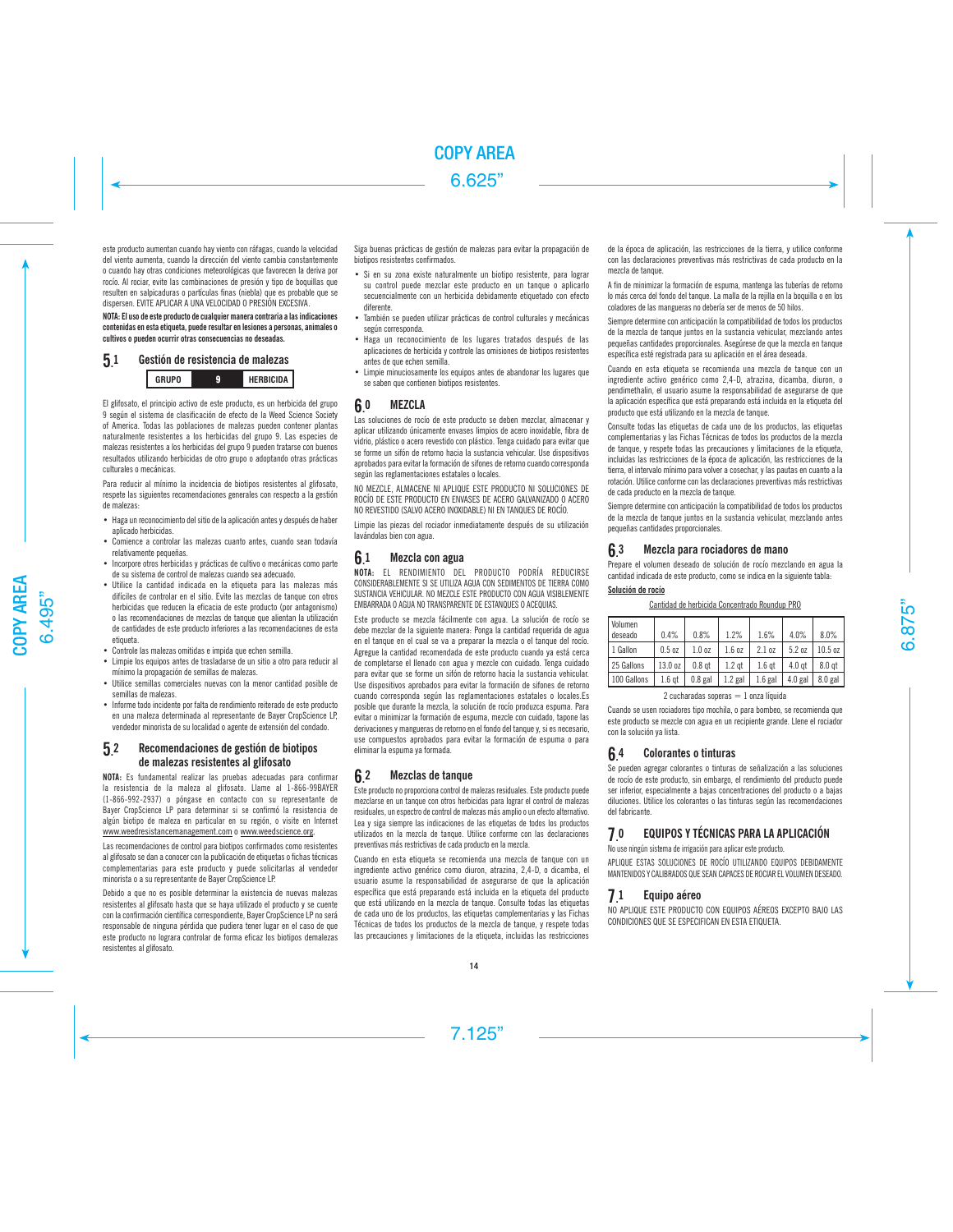este producto aumentan cuando hay viento con ráfagas, cuando la velocidad del viento aumenta, cuando la dirección del viento cambia constantemente o cuando hay otras condiciones meteorológicas que favorecen la deriva por rocío. Al rociar, evite las combinaciones de presión y tipo de boquillas que resulten en salpicaduras o partículas finas (niebla) que es probable que se dispersen. EVITE APLICAR A UNA VELOCIDAD O PRESIÓN EXCESIVA.

**NOTA: El uso de este producto de cualquier manera contraria a las indicaciones contenidas en esta etiqueta, puede resultar en lesiones a personas, animales o cultivos o pueden ocurrir otras consecuencias no deseadas.**

## 5.1 Gestión de resistencia de malezas

| GRUPO | 9 | HERBICIDA |
|---|---|---|

El glifosato, el principio activo de este producto, es un herbicida del grupo 9 según el sistema de clasificación de efecto de la Weed Science Society of America. Todas las poblaciones de malezas pueden contener plantas naturalmente resistentes a los herbicidas del grupo 9. Las especies de malezas resistentes a los herbicidas del grupo 9 pueden tratarse con buenos resultados utilizando herbicidas de otro grupo o adoptando otras prácticas culturales o mecánicas.

Para reducir al mínimo la incidencia de biotipos resistentes al glifosato, respete las siguientes recomendaciones generales con respecto a la gestión de malezas:

- Haga un reconocimiento del sitio de la aplicación antes y después de haber aplicado herbicidas.
- Comience a controlar las malezas cuanto antes, cuando sean todavía relativamente pequeñas.
- Incorpore otros herbicidas y prácticas de cultivo o mecánicas como parte de su sistema de control de malezas cuando sea adecuado.
- Utilice la cantidad indicada en la etiqueta para las malezas más difíciles de controlar en el sitio. Evite las mezclas de tanque con otros herbicidas que reduzcan la eficacia de este producto (por antagonismo) o las recomendaciones de mezclas de tanque que alientan la utilización de cantidades de este producto inferiores a las recomendaciones de esta etiqueta.
- Controle las malezas omitidas e impida que echen semilla.
- Limpie los equipos antes de trasladarse de un sitio a otro para reducir al mínimo la propagación de semillas de malezas.
- Utilice semillas comerciales nuevas con la menor cantidad posible de semillas de malezas.
- Informe todo incidente por falta de rendimiento reiterado de este producto en una maleza determinada al representante de Bayer CropScience LP, vendedor minorista de su localidad o agente de extensión del condado.

## 5.2 Recomendaciones de gestión de biotipos de malezas resistentes al glifosato

**NOTA:** Es fundamental realizar las pruebas adecuadas para confirmar la resistencia de la maleza al glifosato. Llame al 1-866-99BAYER (1-866-992-2937) o póngase en contacto con su representante de Bayer CropScience LP para determinar si se confirmó la resistencia de algún biotipo de maleza en particular en su región, o visite en Internet www.weedresistancemanagement.com o www.weedscience.org.

Las recomendaciones de control para biotipos confirmados como resistentes al glifosato se dan a conocer con la publicación de etiquetas o fichas técnicas complementarias para este producto y puede solicitarlas al vendedor minorista o a su representante de Bayer CropScience LP.

Debido a que no es posible determinar la existencia de nuevas malezas resistentes al glifosato hasta que se haya utilizado el producto y se cuente con la confirmación científica correspondiente, Bayer CropScience LP no será responsable de ninguna pérdida que pudiera tener lugar en el caso de que este producto no lograra controlar de forma eficaz los biotipos demalezas resistentes al glifosato.

Siga buenas prácticas de gestión de malezas para evitar la propagación de biotipos resistentes confirmados.

- Si en su zona existe naturalmente un biotipo resistente, para lograr su control puede mezclar este producto en un tanque o aplicarlo secuencialmente con un herbicida debidamente etiquetado con efecto diferente.
- También se pueden utilizar prácticas de control culturales y mecánicas según corresponda.
- Haga un reconocimiento de los lugares tratados después de las aplicaciones de herbicida y controle las omisiones de biotipos resistentes antes de que echen semilla.
- Limpie minuciosamente los equipos antes de abandonar los lugares que se saben que contienen biotipos resistentes.

## 6.0 MEZCLA

Las soluciones de rocío de este producto se deben mezclar, almacenar y aplicar utilizando únicamente envases limpios de acero inoxidable, fibra de vidrio, plástico o acero revestido con plástico. Tenga cuidado para evitar que se forme un sifón de retorno hacia la sustancia vehicular. Use dispositivos aprobados para evitar la formación de sifones de retorno cuando corresponda según las reglamentaciones estatales o locales.

NO MEZCLE, ALMACENE NI APLIQUE ESTE PRODUCTO NI SOLUCIONES DE ROCÍO DE ESTE PRODUCTO EN ENVASES DE ACERO GALVANIZADO O ACERO NO REVESTIDO (SALVO ACERO INOXIDABLE) NI EN TANQUES DE ROCÍO.

Limpie las piezas del rociador inmediatamente después de su utilización lavándolas bien con agua.

## 6.1 Mezcla con agua

**NOTA:** EL RENDIMIENTO DEL PRODUCTO PODRÍA REDUCIRSE CONSIDERABLEMENTE SI SE UTILIZA AGUA CON SEDIMENTOS DE TIERRA COMO SUSTANCIA VEHICULAR. NO MEZCLE ESTE PRODUCTO CON AGUA VISIBLEMENTE EMBARRADA O AGUA NO TRANSPARENTE DE ESTANQUES O ACEQUIAS.

Este producto se mezcla fácilmente con agua. La solución de rocío se debe mezclar de la siguiente manera: Ponga la cantidad requerida de agua en el tanque en el cual se va a preparar la mezcla o el tanque del rocío. Agregue la cantidad recomendada de este producto cuando ya está cerca de completarse el llenado con agua y mezcle con cuidado. Tenga cuidado para evitar que se forme un sifón de retorno hacia la sustancia vehicular. Use dispositivos aprobados para evitar la formación de sifones de retorno cuando corresponda según las reglamentaciones estatales o locales.Es posible que durante la mezcla, la solución de rocío produzca espuma. Para evitar o minimizar la formación de espuma, mezcle con cuidado, tapone las derivaciones y mangueras de retorno en el fondo del tanque y, si es necesario, use compuestos aprobados para evitar la formación de espuma o para eliminar la espuma ya formada.

## 6.2 Mezclas de tanque

Este producto no proporciona control de malezas residuales. Este producto puede mezclarse en un tanque con otros herbicidas para lograr el control de malezas residuales, un espectro de control de malezas más amplio o un efecto alternativo. Lea y siga siempre las indicaciones de las etiquetas de todos los productos utilizados en la mezcla de tanque. Utilice conforme con las declaraciones preventivas más restrictivas de cada producto en la mezcla.

Cuando en esta etiqueta se recomienda una mezcla de tanque con un ingrediente activo genérico como diuron, atrazina, 2,4-D, o dicamba, el usuario asume la responsabilidad de asegurarse de que la aplicación específica que está preparando está incluida en la etiqueta del producto que está utilizando en la mezcla de tanque. Consulte todas las etiquetas de cada uno de los productos, las etiquetas complementarias y las Fichas Técnicas de todos los productos de la mezcla de tanque, y respete todas las precauciones y limitaciones de la etiqueta, incluidas las restricciones de la época de aplicación, las restricciones de la tierra, y utilice conforme con las declaraciones preventivas más restrictivas de cada producto en la mezcla de tanque.

A fin de minimizar la formación de espuma, mantenga las tuberías de retorno lo más cerca del fondo del tanque. La malla de la rejilla en la boquilla o en los coladores de las mangueras no debería ser de menos de 50 hilos.

Siempre determine con anticipación la compatibilidad de todos los productos de la mezcla de tanque juntos en la sustancia vehicular, mezclando antes pequeñas cantidades proporcionales. Asegúrese de que la mezcla en tanque específica esté registrada para su aplicación en el área deseada.

Cuando en esta etiqueta se recomienda una mezcla de tanque con un ingrediente activo genérico como 2,4-D, atrazina, dicamba, diuron, o pendimethalin, el usuario asume la responsabilidad de asegurarse de que la aplicación específica que está preparando está incluida en la etiqueta del producto que está utilizando en la mezcla de tanque.

Consulte todas las etiquetas de cada uno de los productos, las etiquetas complementarias y las Fichas Técnicas de todos los productos de la mezcla de tanque, y respete todas las precauciones y limitaciones de la etiqueta, incluidas las restricciones de la época de aplicación, las restricciones de la tierra, el intervalo mínimo para volver a cosechar, y las pautas en cuanto a la rotación. Utilice conforme con las declaraciones preventivas más restrictivas de cada producto en la mezcla de tanque.

Siempre determine con anticipación la compatibilidad de todos los productos de la mezcla de tanque juntos en la sustancia vehicular, mezclando antes pequeñas cantidades proporcionales.

## 6.3 Mezcla para rociadores de mano

Prepare el volumen deseado de solución de rocío mezclando en agua la cantidad indicada de este producto, como se indica en la siguiente tabla:

**Solución de rocío**

Cantidad de herbicida Concentrado Roundup PRO

| Volumen deseado | 0.4% | 0.8% | 1.2% | 1.6% | 4.0% | 8.0% |
|---|---|---|---|---|---|---|
| 1 Gallon | 0.5 oz | 1.0 oz | 1.6 oz | 2.1 oz | 5.2 oz | 10.5 oz |
| 25 Gallons | 13.0 oz | 0.8 qt | 1.2 qt | 1.6 qt | 4.0 qt | 8.0 qt |
| 100 Gallons | 1.6 qt | 0.8 gal | 1.2 gal | 1.6 gal | 4.0 gal | 8.0 gal |

2 cucharadas soperas = 1 onza líquida

Cuando se usen rociadores tipo mochila, o para bombeo, se recomienda que este producto se mezcle con agua en un recipiente grande. Llene el rociador con la solución ya lista.

## 6.4 Colorantes o tinturas

Se pueden agregar colorantes o tinturas de señalización a las soluciones de rocío de este producto, sin embargo, el rendimiento del producto puede ser inferior, especialmente a bajas concentraciones del producto o a bajas diluciones. Utilice los colorantes o las tinturas según las recomendaciones del fabricante.

## 7.0 EQUIPOS Y TÉCNICAS PARA LA APLICACIÓN

No use ningún sistema de irrigación para aplicar este producto.

APLIQUE ESTAS SOLUCIONES DE ROCÍO UTILIZANDO EQUIPOS DEBIDAMENTE MANTENIDOS Y CALIBRADOS QUE SEAN CAPACES DE ROCIAR EL VOLUMEN DESEADO.

## 7.1 Equipo aéreo

NO APLIQUE ESTE PRODUCTO CON EQUIPOS AÉREOS EXCEPTO BAJO LAS CONDICIONES QUE SE ESPECIFICAN EN ESTA ETIQUETA.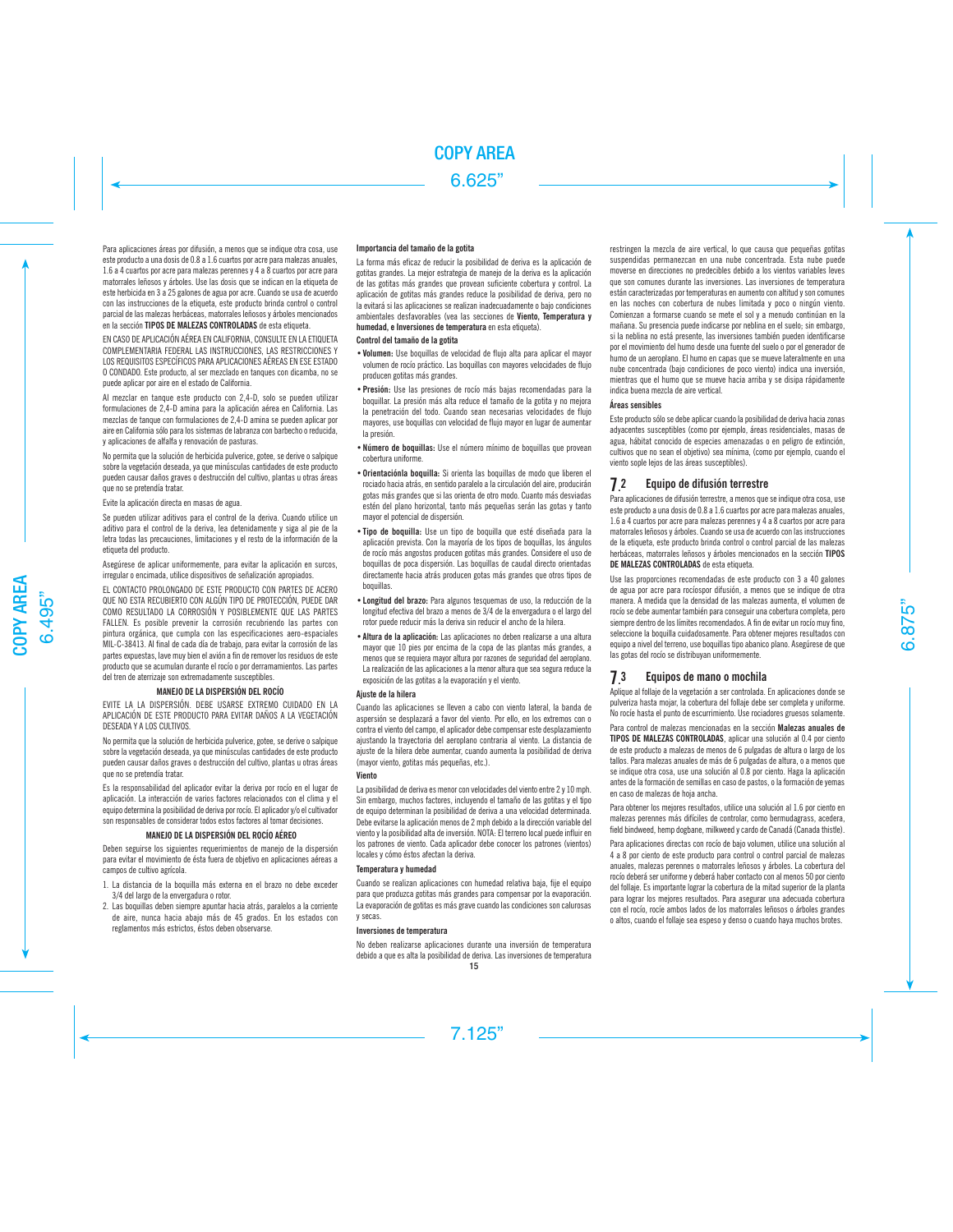Para aplicaciones áreas por difusión, a menos que se indique otra cosa, use este producto a una dosis de 0.8 a 1.6 cuartos por acre para malezas anuales, 1.6 a 4 cuartos por acre para malezas perennes y 4 a 8 cuartos por acre para matorrales leñosos y árboles. Use las dosis que se indican en la etiqueta de este herbicida en 3 a 25 galones de agua por acre. Cuando se usa de acuerdo con las instrucciones de la etiqueta, este producto brinda control o control parcial de las malezas herbáceas, matorrales leñosos y árboles mencionados en la sección **TIPOS DE MALEZAS CONTROLADAS** de esta etiqueta.

EN CASO DE APLICACIÓN AÉREA EN CALIFORNIA, CONSULTE EN LA ETIQUETA COMPLEMENTARIA FEDERAL LAS INSTRUCCIONES, LAS RESTRICCIONES Y LOS REQUISITOS ESPECÍFICOS PARA APLICACIONES AÉREAS EN ESE ESTADO O CONDADO. Este producto, al ser mezclado en tanques con dicamba, no se puede aplicar por aire en el estado de California.

Al mezclar en tanque este producto con 2,4-D, solo se pueden utilizar formulaciones de 2,4-D amina para la aplicación aérea en California. Las mezclas de tanque con formulaciones de 2,4-D amina se pueden aplicar por aire en California sólo para los sistemas de labranza con barbecho o reducida, y aplicaciones de alfalfa y renovación de pasturas.

No permita que la solución de herbicida pulverice, gotee, se derive o salpique sobre la vegetación deseada, ya que minúsculas cantidades de este producto pueden causar daños graves o destrucción del cultivo, plantas u otras áreas que no se pretendía tratar.

Evite la aplicación directa en masas de agua.

Se pueden utilizar aditivos para el control de la deriva. Cuando utilice un aditivo para el control de la deriva, lea detenidamente y siga al pie de la letra todas las precauciones, limitaciones y el resto de la información de la etiqueta del producto.

Asegúrese de aplicar uniformemente, para evitar la aplicación en surcos, irregular o encimada, utilice dispositivos de señalización apropiados.

EL CONTACTO PROLONGADO DE ESTE PRODUCTO CON PARTES DE ACERO QUE NO ESTA RECUBIERTO CON ALGÚN TIPO DE PROTECCIÓN, PUEDE DAR COMO RESULTADO LA CORROSIÓN Y POSIBLEMENTE QUE LAS PARTES FALLEN. Es posible prevenir la corrosión recubriendo las partes con pintura orgánica, que cumpla con las especificaciones aero-espaciales MIL-C-38413. Al final de cada día de trabajo, para evitar la corrosión de las partes expuestas, lave muy bien el avión a fin de remover los residuos de este producto que se acumulan durante el rocío o por derramamientos. Las partes del tren de aterrizaje son extremadamente susceptibles.

**MANEJO DE LA DISPERSIÓN DEL ROCÍO**

EVITE LA LA DISPERSIÓN. DEBE USARSE EXTREMO CUIDADO EN LA APLICACIÓN DE ESTE PRODUCTO PARA EVITAR DAÑOS A LA VEGETACIÓN DESEADA Y A LOS CULTIVOS.

No permita que la solución de herbicida pulverice, gotee, se derive o salpique sobre la vegetación deseada, ya que minúsculas cantidades de este producto pueden causar daños graves o destrucción del cultivo, plantas u otras áreas que no se pretendía tratar.

Es la responsabilidad del aplicador evitar la deriva por rocío en el lugar de aplicación. La interacción de varios factores relacionados con el clima y el equipo determina la posibilidad de deriva por rocío. El aplicador y/o el cultivador son responsables de considerar todos estos factores al tomar decisiones.

**MANEJO DE LA DISPERSIÓN DEL ROCÍO AÉREO**

Deben seguirse los siguientes requerimientos de manejo de la dispersión para evitar el movimiento de ésta fuera de objetivo en aplicaciones aéreas a campos de cultivo agrícola.

1. La distancia de la boquilla más externa en el brazo no debe exceder 3/4 del largo de la envergadura o rotor.
2. Las boquillas deben siempre apuntar hacia atrás, paralelos a la corriente de aire, nunca hacia abajo más de 45 grados. En los estados con reglamentos más estrictos, éstos deben observarse.

**Importancia del tamaño de la gotita**

La forma más eficaz de reducir la posibilidad de deriva es la aplicación de gotitas grandes. La mejor estrategia de manejo de la deriva es la aplicación de las gotitas más grandes que provean suficiente cobertura y control. La aplicación de gotitas más grandes reduce la posibilidad de deriva, pero no la evitará si las aplicaciones se realizan inadecuadamente o bajo condiciones ambientales desfavorables (vea las secciones de **Viento, Temperatura y humedad, e Inversiones de temperatura** en esta etiqueta).

**Control del tamaño de la gotita**

- **Volumen:** Use boquillas de velocidad de flujo alta para aplicar el mayor volumen de rocío práctico. Las boquillas con mayores velocidades de flujo producen gotitas más grandes.
- **Presión:** Use las presiones de rocío más bajas recomendadas para la boquillar. La presión más alta reduce el tamaño de la gotita y no mejora la penetración del todo. Cuando sean necesarias velocidades de flujo mayores, use boquillas con velocidad de flujo mayor en lugar de aumentar la presión.
- **Número de boquillas:** Use el número mínimo de boquillas que provean cobertura uniforme.
- **Orientacíónla boquilla:** Si orienta las boquillas de modo que liberen el rociado hacia atrás, en sentido paralelo a la circulación del aire, producirán gotas más grandes que si las orienta de otro modo. Cuanto más desviadas estén del plano horizontal, tanto más pequeñas serán las gotas y tanto mayor el potencial de dispersión.
- **Tipo de boquilla:** Use un tipo de boquilla que esté diseñada para la aplicación prevista. Con la mayoría de los tipos de boquillas, los ángulos de rocío más angostos producen gotitas más grandes. Considere el uso de boquillas de poca dispersión. Las boquillas de caudal directo orientadas directamente hacia atrás producen gotas más grandes que otros tipos de boquillas.
- **Longitud del brazo:** Para algunos tesquemas de uso, la reducción de la longitud efectiva del brazo a menos de 3/4 de la envergadura o el largo del rotor puede reducir más la deriva sin reducir el ancho de la hilera.
- **Altura de la aplicación:** Las aplicaciones no deben realizarse a una altura mayor que 10 pies por encima de la copa de las plantas más grandes, a menos que se requiera mayor altura por razones de seguridad del aeroplano. La realización de las aplicaciones a la menor altura que sea segura reduce la exposición de las gotitas a la evaporación y el viento.

**Ajuste de la hilera**

Cuando las aplicaciones se lleven a cabo con viento lateral, la banda de aspersión se desplazará a favor del viento. Por ello, en los extremos con o contra el viento del campo, el aplicador debe compensar este desplazamiento ajustando la trayectoria del aeroplano contraria al viento. La distancia de ajuste de la hilera debe aumentar, cuando aumenta la posibilidad de deriva (mayor viento, gotitas más pequeñas, etc.).

**Viento**

La posibilidad de deriva es menor con velocidades del viento entre 2 y 10 mph. Sin embargo, muchos factores, incluyendo el tamaño de las gotitas y el tipo de equipo determinan la posibilidad de deriva a una velocidad determinada. Debe evitarse la aplicación menos de 2 mph debido a la dirección variable del viento y la posibilidad alta de inversión. NOTA: El terreno local puede influir en los patrones de viento. Cada aplicador debe conocer los patrones (vientos) locales y cómo éstos afectan la deriva.

**Temperatura y humedad**

Cuando se realizan aplicaciones con humedad relativa baja, fije el equipo para que produzca gotitas más grandes para compensar por la evaporación. La evaporación de gotitas es más grave cuando las condiciones son calurosas y secas.

**Inversiones de temperatura**

No deben realizarse aplicaciones durante una inversión de temperatura debido a que es alta la posibilidad de deriva. Las inversiones de temperatura restringen la mezcla de aire vertical, lo que causa que pequeñas gotitas suspendidas permanezcan en una nube concentrada. Esta nube puede moverse en direcciones no predecibles debido a los vientos variables leves que son comunes durante las inversiones. Las inversiones de temperatura están caracterizadas por temperaturas en aumento con altitud y son comunes en las noches con cobertura de nubes limitada y poco o ningún viento. Comienzan a formarse cuando se mete el sol y a menudo continúan en la mañana. Su presencia puede indicarse por neblina en el suelo; sin embargo, si la neblina no está presente, las inversiones también pueden identificarse por el movimiento del humo desde una fuente del suelo o por el generador de humo de un aeroplano. El humo en capas que se mueve lateralmente en una nube concentrada (bajo condiciones de poco viento) indica una inversión, mientras que el humo que se mueve hacia arriba y se disipa rápidamente indica buena mezcla de aire vertical.

**Áreas sensibles**

Este producto sólo se debe aplicar cuando la posibilidad de deriva hacia zonas adyacentes susceptibles (como por ejemplo, áreas residenciales, masas de agua, hábitat conocido de especies amenazadas o en peligro de extinción, cultivos que no sean el objetivo) sea mínima, (como por ejemplo, cuando el viento sople lejos de las áreas susceptibles).

## 7.2 Equipo de difusión terrestre

Para aplicaciones de difusión terrestre, a menos que se indique otra cosa, use este producto a una dosis de 0.8 a 1.6 cuartos por acre para malezas anuales, 1.6 a 4 cuartos por acre para malezas perennes y 4 a 8 cuartos por acre para matorrales leñosos y árboles. Cuando se usa de acuerdo con las instrucciones de la etiqueta, este producto brinda control o control parcial de las malezas herbáceas, matorrales leñosos y árboles mencionados en la sección **TIPOS DE MALEZAS CONTROLADAS** de esta etiqueta.

Use las proporciones recomendadas de este producto con 3 a 40 galones de agua por acre para rocíospor difusión, a menos que se indique de otra manera. A medida que la densidad de las malezas aumenta, el volumen de rocío se debe aumentar también para conseguir una cobertura completa, pero siempre dentro de los límites recomendados. A fin de evitar un rocío muy fino, seleccione la boquilla cuidadosamente. Para obtener mejores resultados con equipo a nivel del terreno, use boquillas tipo abanico plano. Asegúrese de que las gotas del rocío se distribuyan uniformemente.

## 7.3 Equipos de mano o mochila

Aplique al follaje de la vegetación a ser controlada. En aplicaciones donde se pulveriza hasta mojar, la cobertura del follaje debe ser completa y uniforme. No rocíe hasta el punto de escurrimiento. Use rociadores gruesos solamente.

Para control de malezas mencionadas en la sección **Malezas anuales de TIPOS DE MALEZAS CONTROLADAS**, aplicar una solución al 0.4 por ciento de este producto a malezas de menos de 6 pulgadas de altura o largo de los tallos. Para malezas anuales de más de 6 pulgadas de altura, o a menos que se indique otra cosa, use una solución al 0.8 por ciento. Haga la aplicación antes de la formación de semillas en caso de pastos, o la formación de yemas en caso de malezas de hoja ancha.

Para obtener los mejores resultados, utilice una solución al 1.6 por ciento en malezas perennes más difíciles de controlar, como bermudagrass, acedera, field bindweed, hemp dogbane, milkweed y cardo de Canadá (Canada thistle).

Para aplicaciones directas con rocío de bajo volumen, utilice una solución al 4 a 8 por ciento de este producto para control o control parcial de malezas anuales, malezas perennes o matorrales leñosos y árboles. La cobertura del rocío deberá ser uniforme y deberá haber contacto con al menos 50 por ciento del follaje. Es importante lograr la cobertura de la mitad superior de la planta para lograr los mejores resultados. Para asegurar una adecuada cobertura con el rocío, rocíe ambos lados de los matorrales leñosos o árboles grandes o altos, cuando el follaje sea espeso y denso o cuando haya muchos brotes.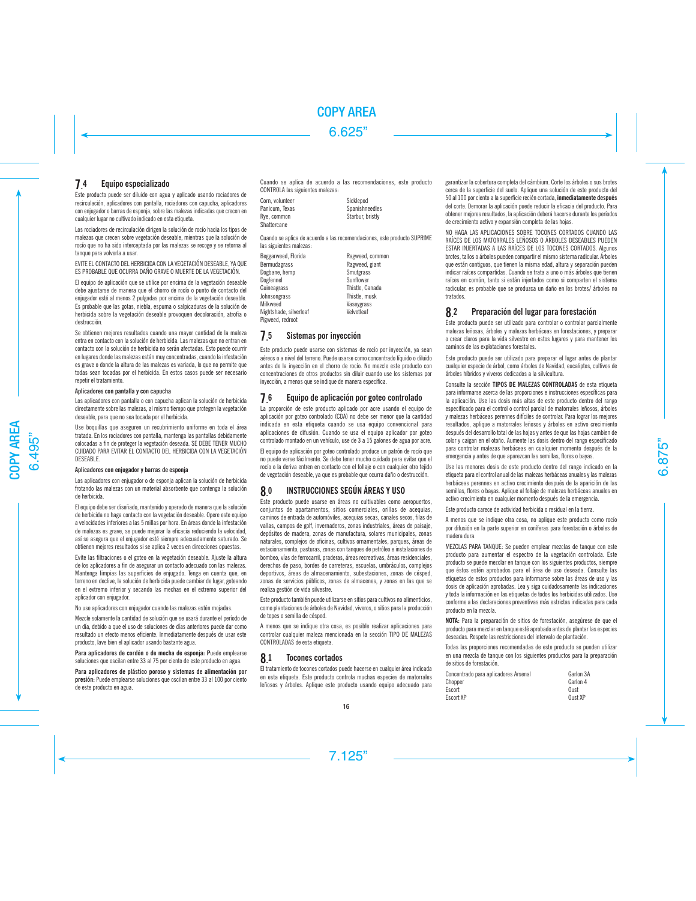## 7.4 Equipo especializado

Este producto puede ser diluido con agua y aplicado usando rociadores de recirculación, aplicadores con pantalla, rociadores con capucha, aplicadores con enjugador o barras de esponja, sobre las malezas indicadas que crecen en cualquier lugar no cultivado indicado en esta etiqueta.

Los rociadores de recirculación dirigen la solución de rocío hacia los tipos de malezas que crecen sobre vegetación deseable, mientras que la solución de rocío que no ha sido interceptada por las malezas se recoge y se retorna al tanque para volverla a usar.

EVITE EL CONTACTO DEL HERBICIDA CON LA VEGETACIÓN DESEABLE, YA QUE ES PROBABLE QUE OCURRA DAÑO GRAVE O MUERTE DE LA VEGETACIÓN.

El equipo de aplicación que se utilice por encima de la vegetación deseable debe ajustarse de manera que el chorro de rocío o punto de contacto del enjugador esté al menos 2 pulgadas por encima de la vegetación deseable. Es probable que las gotas, niebla, espuma o salpicaduras de la solución de herbicida sobre la vegetación deseable provoquen decoloración, atrofia o destrucción.

Se obtienen mejores resultados cuando una mayor cantidad de la maleza entra en contacto con la solución de herbicida. Las malezas que no entran en contacto con la solución de herbicida no serán afectadas. Esto puede ocurrir en lugares donde las malezas están muy concentradas, cuando la infestación es grave o donde la altura de las malezas es variada, lo que no permite que todas sean tocadas por el herbicida. En estos casos puede ser necesario repetir el tratamiento.

**Aplicadores con pantalla y con capucha**

Los aplicadores con pantalla o con capucha aplican la solución de herbicida directamente sobre las malezas, al mismo tiempo que protegen la vegetación deseable, para que no sea tocada por el herbicida.

Use boquillas que aseguren un recubrimiento uniforme en toda el área tratada. En los rociadores con pantalla, mantenga las pantallas debidamente colocadas a fin de proteger la vegetación deseada. SE DEBE TENER MUCHO CUIDADO PARA EVITAR EL CONTACTO DEL HERBICIDA CON LA VEGETACIÓN DESEABLE.

**Aplicadores con enjugador y barras de esponja**

Los aplicadores con enjugador o de esponja aplican la solución de herbicida frotando las malezas con un material absorbente que contenga la solución de herbicida.

El equipo debe ser diseñado, mantenido y operado de manera que la solución de herbicida no haga contacto con la vegetación deseable. Opere este equipo a velocidades inferiores a las 5 millas por hora. En áreas donde la infestación de malezas es grave, se puede mejorar la eficacia reduciendo la velocidad, así se asegura que el enjugador esté siempre adecuadamente saturado. Se obtienen mejores resultados si se aplica 2 veces en direcciones opuestas.

Evite las filtraciones o el goteo en la vegetación deseable. Ajuste la altura de los aplicadores a fin de asegurar un contacto adecuado con las malezas. Mantenga limpias las superficies de enjugado. Tenga en cuenta que, en terreno en declive, la solución de herbicida puede cambiar de lugar, goteando en el extremo inferior y secando las mechas en el extremo superior del aplicador con enjugador.

No use aplicadores con enjugador cuando las malezas estén mojadas.

Mezcle solamente la cantidad de solución que se usará durante el período de un día, debido a que el uso de soluciones de días anteriores puede dar como resultado un efecto menos eficiente. Inmediatamente después de usar este producto, lave bien el aplicador usando bastante agua.

**Para aplicadores de cordón o de mecha de esponja:** Puede emplearse soluciones que oscilan entre 33 al 75 por ciento de este producto en agua.

**Para aplicadores de plástico poroso y sistemas de alimentación por presión:** Puede emplearse soluciones que oscilan entre 33 al 100 por ciento de este producto en agua.

Cuando se aplica de acuerdo a las recomendaciones, este producto CONTROLA las siguientes malezas:

| | |
|---|---|
| Corn, volunteer | Sicklepod |
| Panicum, Texas | Spanishneedles |
| Rye, common | Starbur, bristly |
| Shattercane | |

Cuando se aplica de acuerdo a las recomendaciones, este producto SUPRIME las siguientes malezas:

| | |
|---|---|
| Beggarweed, Florida | Ragweed, common |
| Bermudagrass | Ragweed, giant |
| Dogbane, hemp | Smutgrass |
| Dogfennel | Sunflower |
| Guineagrass | Thistle, Canada |
| Johnsongrass | Thistle, musk |
| Milkweed | Vaseygrass |
| Nightshade, silverleaf | Velvetleaf |
| Pigweed, redroot | |

## 7.5 Sistemas por inyección

Este producto puede usarse con sistemas de rocío por inyección, ya sean aéreos o a nivel del terreno. Puede usarse como concentrado líquido o diluido antes de la inyección en el chorro de rocío. No mezcle este producto con concentraciones de otros productos sin diluir cuando use los sistemas por inyección, a menos que se indique de manera específica.

## 7.6 Equipo de aplicación por goteo controlado

La proporción de este producto aplicado por acre usando el equipo de aplicación por goteo controlado (CDA) no debe ser menor que la cantidad indicada en esta etiqueta cuando se usa equipo convencional para aplicaciones de difusión. Cuando se usa el equipo aplicador por goteo controlado montado en un vehículo, use de 3 a 15 galones de agua por acre.

El equipo de aplicación por goteo controlado produce un patrón de rocío que no puede verse fácilmente. Se debe tener mucho cuidado para evitar que el rocío o la deriva entren en contacto con el follaje o con cualquier otro tejido de vegetación deseable, ya que es probable que ocurra daño o destrucción.

## 8.0 INSTRUCCIONES SEGÚN ÁREAS Y USO

Este producto puede usarse en áreas no cultivables como aeropuertos, conjuntos de apartamentos, sitios comerciales, orillas de acequias, caminos de entrada de automóviles, acequias secas, canales secos, filas de vallas, campos de golf, invernaderos, zonas industriales, áreas de paisaje, depósitos de madera, zonas de manufactura, solares municipales, zonas naturales, complejos de oficinas, cultivos ornamentales, parques, áreas de estacionamiento, pasturas, zonas con tanques de petróleo e instalaciones de bombeo, vías de ferrocarril, praderas, áreas recreativas, áreas residenciales, derechos de paso, bordes de carreteras, escuelas, umbráculos, complejos deportivos, áreas de almacenamiento, subestaciones, zonas de césped, zonas de servicios públicos, zonas de almacenes, y zonas en las que se realiza gestión de vida silvestre.

Este producto también puede utilizarse en sitios para cultivos no alimenticios, como plantaciones de árboles de Navidad, viveros, o sitios para la producción de tepes o semilla de césped.

A menos que se indique otra cosa, es posible realizar aplicaciones para controlar cualquier maleza mencionada en la sección TIPO DE MALEZAS CONTROLADAS de esta etiqueta.

## 8.1 Tocones cortados

El tratamiento de tocones cortados puede hacerse en cualquier área indicada en esta etiqueta. Este producto controla muchas especies de matorrales leñosos y árboles. Aplique este producto usando equipo adecuado para garantizar la cobertura completa del cámbium. Corte los árboles o sus brotes cerca de la superficie del suelo. Aplique una solución de este producto del 50 al 100 por ciento a la superficie recién cortada, **inmediatamente después** del corte. Demorar la aplicación puede reducir la eficacia del producto. Para obtener mejores resultados, la aplicación deberá hacerse durante los períodos de crecimiento activo y expansión completa de las hojas.

NO HAGA LAS APLICACIONES SOBRE TOCONES CORTADOS CUANDO LAS RAÍCES DE LOS MATORRALES LEÑOSOS O ÁRBOLES DESEABLES PUEDEN ESTAR INJERTADAS A LAS RAÍCES DE LOS TOCONES CORTADOS. Algunos brotes, tallos o árboles pueden compartir el mismo sistema radicular. Árboles que están contiguos, que tienen la misma edad, altura y separación pueden indicar raíces compartidas. Cuando se trata a uno o más árboles que tienen raíces en común, tanto si están injertados como si comparten el sistema radicular, es probable que se produzca un daño en los brotes/ árboles no tratados.

## 8.2 Preparación del lugar para forestación

Este producto puede ser utilizado para controlar o controlar parcialmente malezas leñosas, árboles y malezas herbáceas en forestaciones, y preparar o crear claros para la vida silvestre en estos lugares y para mantener los caminos de las explotaciones forestales.

Este producto puede ser utilizado para preparar el lugar antes de plantar cualquier especie de árbol, como árboles de Navidad, eucaliptos, cultivos de árboles híbridos y viveros dedicados a la silvicultura.

Consulte la sección **TIPOS DE MALEZAS CONTROLADAS** de esta etiqueta para informarse acerca de las proporciones e instrucciones específicas para la aplicación. Use las dosis más altas de este producto dentro del rango especificado para el control o control parcial de matorrales leñosos, árboles y malezas herbáceas perennes difíciles de controlar. Para lograr los mejores resultados, aplique a matorrales leñosos y árboles en activo crecimiento después del desarrollo total de las hojas y antes de que las hojas cambien de color y caigan en el otoño. Aumente las dosis dentro del rango especificado para controlar malezas herbáceas en cualquier momento después de la emergencia y antes de que aparezcan las semillas, flores o bayas.

Use las menores dosis de este producto dentro del rango indicado en la etiqueta para el control anual de las malezas herbáceas anuales y las malezas herbáceas perennes en activo crecimiento después de la aparición de las semillas, flores o bayas. Aplique al follaje de malezas herbáceas anuales en activo crecimiento en cualquier momento después de la emergencia.

Este producto carece de actividad herbicida o residual en la tierra.

A menos que se indique otra cosa, no aplique este producto como rocío por difusión en la parte superior en coníferas para forestación o árboles de madera dura.

MEZCLAS PARA TANQUE: Se pueden emplear mezclas de tanque con este producto para aumentar el espectro de la vegetación controlada. Este producto se puede mezclar en tanque con los siguientes productos, siempre que éstos estén aprobados para el área de uso deseada. Consulte las etiquetas de estos productos para informarse sobre las áreas de uso y las dosis de aplicación aprobadas. Lea y siga cuidadosamente las indicaciones y toda la información en las etiquetas de todos los herbicidas utilizados. Use conforme a las declaraciones preventivas más estrictas indicadas para cada producto en la mezcla.

**NOTA:** Para la preparación de sitios de forestación, asegúrese de que el producto para mezclar en tanque esté aprobado antes de plantar las especies deseadas. Respete las restricciones del intervalo de plantación.

Todas las proporciones recomendadas de este producto se pueden utilizar en una mezcla de tanque con los siguientes productos para la preparación de sitios de forestación.

| | |
|---|---|
| Concentrado para aplicadores Arsenal | Garlon 3A |
| Chopper | Garlon 4 |
| Escort | Oust |
| Escort XP | Oust XP |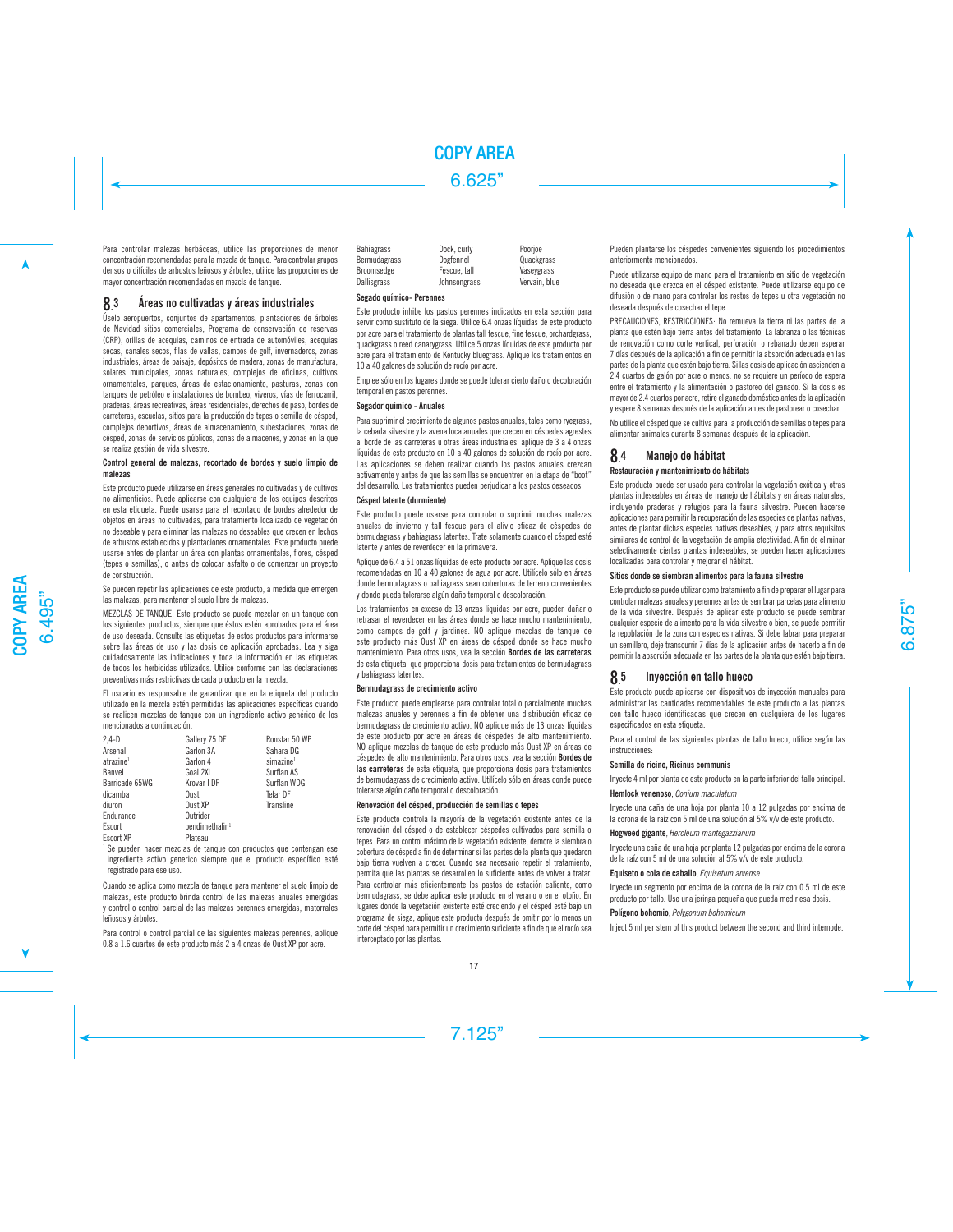Para controlar malezas herbáceas, utilice las proporciones de menor concentración recomendadas para la mezcla de tanque. Para controlar grupos densos o difíciles de arbustos leñosos y árboles, utilice las proporciones de mayor concentración recomendadas en mezcla de tanque.

## 8.3 Áreas no cultivadas y áreas industriales

Úselo aeropuertos, conjuntos de apartamentos, plantaciones de árboles de Navidad sitios comerciales, Programa de conservación de reservas (CRP), orillas de acequias, caminos de entrada de automóviles, acequias secas, canales secos, filas de vallas, campos de golf, invernaderos, zonas industriales, áreas de paisaje, depósitos de madera, zonas de manufactura, solares municipales, zonas naturales, complejos de oficinas, cultivos ornamentales, parques, áreas de estacionamiento, pasturas, zonas con tanques de petróleo e instalaciones de bombeo, viveros, vías de ferrocarril, praderas, áreas recreativas, áreas residenciales, derechos de paso, bordes de carreteras, escuelas, sitios para la producción de tepes o semilla de césped, complejos deportivos, áreas de almacenamiento, subestaciones, zonas de césped, zonas de servicios públicos, zonas de almacenes, y zonas en la que se realiza gestión de vida silvestre.

**Control general de malezas, recortado de bordes y suelo limpio de malezas**

Este producto puede utilizarse en áreas generales no cultivadas y de cultivos no alimenticios. Puede aplicarse con cualquiera de los equipos descritos en esta etiqueta. Puede usarse para el recortado de bordes alrededor de objetos en áreas no cultivadas, para tratamiento localizado de vegetación no deseable y para eliminar las malezas no deseables que crecen en lechos de arbustos establecidos y plantaciones ornamentales. Este producto puede usarse antes de plantar un área con plantas ornamentales, flores, césped (tepes o semillas), o antes de colocar asfalto o de comenzar un proyecto de construcción.

Se pueden repetir las aplicaciones de este producto, a medida que emergen las malezas, para mantener el suelo libre de malezas.

MEZCLAS DE TANQUE: Este producto se puede mezclar en un tanque con los siguientes productos, siempre que éstos estén aprobados para el área de uso deseada. Consulte las etiquetas de estos productos para informarse sobre las áreas de uso y las dosis de aplicación aprobadas. Lea y siga cuidadosamente las indicaciones y toda la información en las etiquetas de todos los herbicidas utilizados. Utilice conforme con las declaraciones preventivas más restrictivas de cada producto en la mezcla.

El usuario es responsable de garantizar que en la etiqueta del producto utilizado en la mezcla estén permitidas las aplicaciones específicas cuando se realicen mezclas de tanque con un ingrediente activo genérico de los mencionados a continuación.

| | | |
|---|---|---|
| 2,4-D | Gallery 75 DF | Ronstar 50 WP |
| Arsenal | Garlon 3A | Sahara DG |
| atrazine[1] | Garlon 4 | simazine[1] |
| Banvel | Goal 2XL | Surflan AS |
| Barricade 65WG | Krovar I DF | Surflan WDG |
| dicamba | Oust | Telar DF |
| diuron | Oust XP | Transline |
| Endurance | Outrider | |
| Escort | pendimethalin[1] | |
| Escort XP | Plateau | |

[1] Se pueden hacer mezclas de tanque con productos que contengan ese ingrediente activo generico siempre que el producto específico esté registrado para ese uso.

Cuando se aplica como mezcla de tanque para mantener el suelo limpio de malezas, este producto brinda control de las malezas anuales emergidas y control o control parcial de las malezas perennes emergidas, matorrales leñosos y árboles.

Para control o control parcial de las siguientes malezas perennes, aplique 0.8 a 1.6 cuartos de este producto más 2 a 4 onzas de Oust XP por acre.

| | | |
|---|---|---|
| Bahiagrass | Dock, curly | Poorjoe |
| Bermudagrass | Dogfennel | Quackgrass |
| Broomsedge | Fescue, tall | Vaseygrass |
| Dallisgrass | Johnsongrass | Vervain, blue |

**Segado químico- Perennes**

Este producto inhibe los pastos perennes indicados en esta sección para servir como sustituto de la siega. Utilice 6.4 onzas líquidas de este producto por acre para el tratamiento de plantas tall fescue, fine fescue, orchardgrass, quackgrass o reed canarygrass. Utilice 5 onzas líquidas de este producto por acre para el tratamiento de Kentucky bluegrass. Aplique los tratamientos en 10 a 40 galones de solución de rocío por acre.

Emplee sólo en los lugares donde se puede tolerar cierto daño o decoloración temporal en pastos perennes.

**Segador químico - Anuales**

Para suprimir el crecimiento de algunos pastos anuales, tales como ryegrass, la cebada silvestre y la avena loca anuales que crecen en céspedes agrestes al borde de las carreteras u otras áreas industriales, aplique de 3 a 4 onzas líquidas de este producto en 10 a 40 galones de solución de rocío por acre. Las aplicaciones se deben realizar cuando los pastos anuales crezcan activamente y antes de que las semillas se encuentren en la etapa de "boot" del desarrollo. Los tratamientos pueden perjudicar a los pastos deseados.

**Césped latente (durmiente)**

Este producto puede usarse para controlar o suprimir muchas malezas anuales de invierno y tall fescue para el alivio eficaz de céspedes de bermudagrass y bahiagrass latentes. Trate solamente cuando el césped esté latente y antes de reverdecer en la primavera.

Aplique de 6.4 a 51 onzas líquidas de este producto por acre. Aplique las dosis recomendadas en 10 a 40 galones de agua por acre. Utilícelo sólo en áreas donde bermudagrass o bahiagrass sean coberturas de terreno convenientes y donde pueda tolerarse algún daño temporal o descoloración.

Los tratamientos en exceso de 13 onzas líquidas por acre, pueden dañar o retrasar el reverdecer en las áreas donde se hace mucho mantenimiento, como campos de golf y jardines. NO aplique mezclas de tanque de este producto más Oust XP en áreas de césped donde se hace mucho mantenimiento. Para otros usos, vea la sección **Bordes de las carreteras** de esta etiqueta, que proporciona dosis para tratamientos de bermudagrass y bahiagrass latentes.

**Bermudagrass de crecimiento activo**

Este producto puede emplearse para controlar total o parcialmente muchas malezas anuales y perennes a fin de obtener una distribución eficaz de bermudagrass de crecimiento activo. NO aplique más de 13 onzas líquidas de este producto por acre en áreas de céspedes de alto mantenimiento. NO aplique mezclas de tanque de este producto más Oust XP en áreas de céspedes de alto mantenimiento. Para otros usos, vea la sección **Bordes de las carreteras** de esta etiqueta, que proporciona dosis para tratamientos de bermudagrass de crecimiento activo. Utilícelo sólo en áreas donde puede tolerarse algún daño temporal o descoloración.

**Renovación del césped, producción de semillas o tepes**

Este producto controla la mayoría de la vegetación existente antes de la renovación del césped o de establecer céspedes cultivados para semilla o tepes. Para un control máximo de la vegetación existente, demore la siembra o cobertura de césped a fin de determinar si las partes de la planta que quedaron bajo tierra vuelven a crecer. Cuando sea necesario repetir el tratamiento, permita que las plantas se desarrollen lo suficiente antes de volver a tratar. Para controlar más eficientemente los pastos de estación caliente, como bermudagrass, se debe aplicar este producto en el verano o en el otoño. En lugares donde la vegetación existente esté creciendo y el césped esté bajo un programa de siega, aplique este producto después de omitir por lo menos un corte del césped para permitir un crecimiento suficiente a fin de que el rocío sea interceptado por las plantas.

Pueden plantarse los céspedes convenientes siguiendo los procedimientos anteriormente mencionados.

Puede utilizarse equipo de mano para el tratamiento en sitio de vegetación no deseada que crezca en el césped existente. Puede utilizarse equipo de difusión o de mano para controlar los restos de tepes u otra vegetación no deseada después de cosechar el tepe.

PRECAUCIONES, RESTRICCIONES: No remueva la tierra ni las partes de la planta que estén bajo tierra antes del tratamiento. La labranza o las técnicas de renovación como corte vertical, perforación o rebanado deben esperar 7 días después de la aplicación a fin de permitir la absorción adecuada en las partes de la planta que estén bajo tierra. Si las dosis de aplicación ascienden a 2.4 cuartos de galón por acre o menos, no se requiere un período de espera entre el tratamiento y la alimentación o pastoreo del ganado. Si la dosis es mayor de 2.4 cuartos por acre, retire el ganado doméstico antes de la aplicación y espere 8 semanas después de la aplicación antes de pastorear o cosechar.

No utilice el césped que se cultiva para la producción de semillas o tepes para alimentar animales durante 8 semanas después de la aplicación.

## 8.4 Manejo de hábitat

**Restauración y mantenimiento de hábitats**

Este producto puede ser usado para controlar la vegetación exótica y otras plantas indeseables en áreas de manejo de hábitats y en áreas naturales, incluyendo praderas y refugios para la fauna silvestre. Pueden hacerse aplicaciones para permitir la recuperación de las especies de plantas nativas, antes de plantar dichas especies nativas deseables, y para otros requisitos similares de control de la vegetación de amplia efectividad. A fin de eliminar selectivamente ciertas plantas indeseables, se pueden hacer aplicaciones localizadas para controlar y mejorar el hábitat.

**Sitios donde se siembran alimentos para la fauna silvestre**

Este producto se puede utilizar como tratamiento a fin de preparar el lugar para controlar malezas anuales y perennes antes de sembrar parcelas para alimento de la vida silvestre. Después de aplicar este producto se puede sembrar cualquier especie de alimento para la vida silvestre o bien, se puede permitir la repoblación de la zona con especies nativas. Si debe labrar para preparar un semillero, deje transcurrir 7 días de la aplicación antes de hacerlo a fin de permitir la absorción adecuada en las partes de la planta que estén bajo tierra.

## 8.5 Inyección en tallo hueco

Este producto puede aplicarse con dispositivos de inyección manuales para administrar las cantidades recomendables de este producto a las plantas con tallo hueco identificadas que crecen en cualquiera de los lugares especificados en esta etiqueta.

Para el control de las siguientes plantas de tallo hueco, utilice según las instrucciones:

**Semilla de ricino, Ricinus communis**

Inyecte 4 ml por planta de este producto en la parte inferior del tallo principal.

**Hemlock venenoso**, *Conium maculatum*

Inyecte una caña de una hoja por planta 10 a 12 pulgadas por encima de la corona de la raíz con 5 ml de una solución al 5% v/v de este producto.

**Hogweed gigante**, *Hercleum mantegazzianum*

Inyecte una caña de una hoja por planta 12 pulgadas por encima de la corona de la raíz con 5 ml de una solución al 5% v/v de este producto.

**Equiseto o cola de caballo**, *Equisetum arvense*

Inyecte un segmento por encima de la corona de la raíz con 0.5 ml de este producto por tallo. Use una jeringa pequeña que pueda medir esa dosis.

**Polígono bohemio**, *Polygonum bohemicum*

Inject 5 ml per stem of this product between the second and third internode.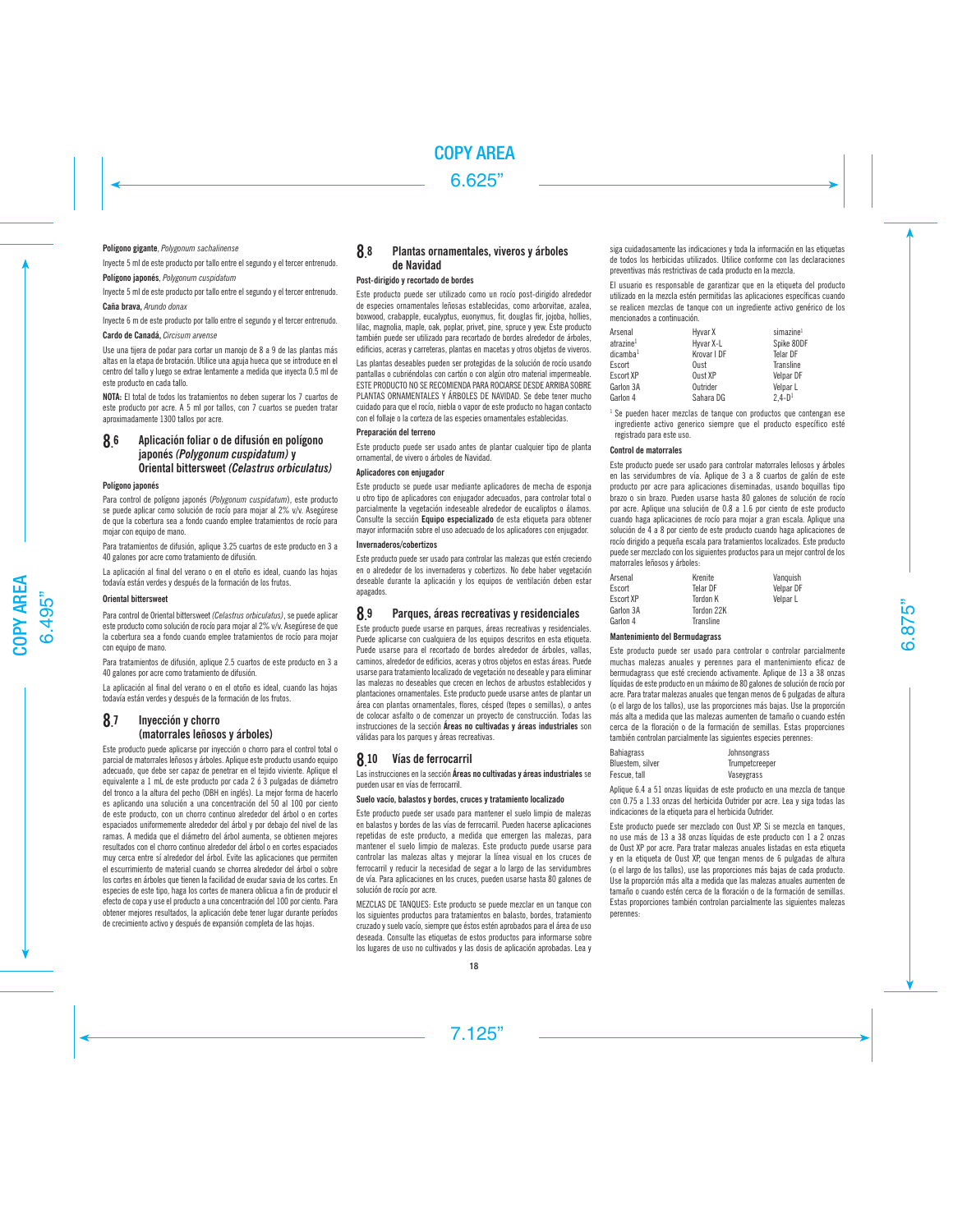**Polígono gigante**, *Polygonum sachalinense*

Inyecte 5 ml de este producto por tallo entre el segundo y el tercer entrenudo.

**Polígono japonés**, *Polygonum cuspidatum*

Inyecte 5 ml de este producto por tallo entre el segundo y el tercer entrenudo.

**Caña brava**, *Arundo donax*

Inyecte 6 m de este producto por tallo entre el segundo y el tercer entrenudo.

**Cardo de Canadá**, *Circisum arvense*

Use una tijera de podar para cortar un manojo de 8 a 9 de las plantas más altas en la etapa de brotación. Utilice una aguja hueca que se introduce en el centro del tallo y luego se extrae lentamente a medida que inyecta 0.5 ml de este producto en cada tallo.

**NOTA:** El total de todos los tratamientos no deben superar los 7 cuartos de este producto por acre. A 5 ml por tallos, con 7 cuartos se pueden tratar aproximadamente 1300 tallos por acre.

## 8.6 Aplicación foliar o de difusión en polígono japonés *(Polygonum cuspidatum)* y Oriental bittersweet *(Celastrus orbiculatus)*

**Polígono japonés**

Para control de polígono japonés (*Polygonum cuspidatum*), este producto se puede aplicar como solución de rocío para mojar al 2% v/v. Asegúrese de que la cobertura sea a fondo cuando emplee tratamientos de rocío para mojar con equipo de mano.

Para tratamientos de difusión, aplique 3.25 cuartos de este producto en 3 a 40 galones por acre como tratamiento de difusión.

La aplicación al final del verano o en el otoño es ideal, cuando las hojas todavía están verdes y después de la formación de los frutos.

**Oriental bittersweet**

Para control de Oriental bittersweet *(Celastrus orbiculatus)*, se puede aplicar este producto como solución de rocío para mojar al 2% v/v. Asegúrese de que la cobertura sea a fondo cuando emplee tratamientos de rocío para mojar con equipo de mano.

Para tratamientos de difusión, aplique 2.5 cuartos de este producto en 3 a 40 galones por acre como tratamiento de difusión.

La aplicación al final del verano o en el otoño es ideal, cuando las hojas todavía están verdes y después de la formación de los frutos.

## 8.7 Inyección y chorro (matorrales leñosos y árboles)

Este producto puede aplicarse por inyección o chorro para el control total o parcial de matorrales leñosos y árboles. Aplique este producto usando equipo adecuado, que debe ser capaz de penetrar en el tejido viviente. Aplique el equivalente a 1 mL de este producto por cada 2 ó 3 pulgadas de diámetro del tronco a la altura del pecho (DBH en inglés). La mejor forma de hacerlo es aplicando una solución a una concentración del 50 al 100 por ciento de este producto, con un chorro continuo alrededor del árbol o en cortes espaciados uniformemente alrededor del árbol y por debajo del nivel de las ramas. A medida que el diámetro del árbol aumenta, se obtienen mejores resultados con el chorro continuo alrededor del árbol o en cortes espaciados muy cerca entre sí alrededor del árbol. Evite las aplicaciones que permiten el escurrimiento de material cuando se chorrea alrededor del árbol o sobre los cortes en árboles que tienen la facilidad de exudar savia de los cortes. En especies de este tipo, haga los cortes de manera oblicua a fin de producir el efecto de copa y use el producto a una concentración del 100 por ciento. Para obtener mejores resultados, la aplicación debe tener lugar durante períodos de crecimiento activo y después de expansión completa de las hojas.

## 8.8 Plantas ornamentales, viveros y árboles de Navidad

**Post-dirigido y recortado de bordes**

Este producto puede ser utilizado como un rocío post-dirigido alrededor de especies ornamentales leñosas establecidas, como arborvitae, azalea, boxwood, crabapple, eucalyptus, euonymus, fir, douglas fir, jojoba, hollies, lilac, magnolia, maple, oak, poplar, privet, pine, spruce y yew. Este producto también puede ser utilizado para recortado de bordes alrededor de árboles, edificios, aceras y carreteras, plantas en macetas y otros objetos de viveros.

Las plantas deseables pueden ser protegidas de la solución de rocío usando pantallas o cubriéndolas con cartón o con algún otro material impermeable. ESTE PRODUCTO NO SE RECOMIENDA PARA ROCIARSE DESDE ARRIBA SOBRE PLANTAS ORNAMENTALES Y ÁRBOLES DE NAVIDAD. Se debe tener mucho cuidado para que el rocío, niebla o vapor de este producto no hagan contacto con el follaje o la corteza de las especies ornamentales establecidas.

**Preparación del terreno**

Este producto puede ser usado antes de plantar cualquier tipo de planta ornamental, de vivero o árboles de Navidad.

**Aplicadores con enjugador**

Este producto se puede usar mediante aplicadores de mecha de esponja u otro tipo de aplicadores con enjugador adecuados, para controlar total o parcialmente la vegetación indeseable alrededor de eucaliptos o álamos. Consulte la sección **Equipo especializado** de esta etiqueta para obtener mayor información sobre el uso adecuado de los aplicadores con enjugador.

**Invernaderos/cobertizos**

Este producto puede ser usado para controlar las malezas que estén creciendo en o alrededor de los invernaderos y cobertizos. No debe haber vegetación deseable durante la aplicación y los equipos de ventilación deben estar apagados.

## 8.9 Parques, áreas recreativas y residenciales

Este producto puede usarse en parques, áreas recreativas y residenciales. Puede aplicarse con cualquiera de los equipos descritos en esta etiqueta. Puede usarse para el recortado de bordes alrededor de árboles, vallas, caminos, alrededor de edificios, aceras y otros objetos en estas áreas. Puede usarse para tratamiento localizado de vegetación no deseable y para eliminar las malezas no deseables que crecen en lechos de arbustos establecidos y plantaciones ornamentales. Este producto puede usarse antes de plantar un área con plantas ornamentales, flores, césped (tepes o semillas), o antes de colocar asfalto o de comenzar un proyecto de construcción. Todas las instrucciones de la sección **Áreas no cultivadas y áreas industriales** son válidas para los parques y áreas recreativas.

## 8.10 Vías de ferrocarril

Las instrucciones en la sección **Áreas no cultivadas y áreas industriales** se pueden usar en vías de ferrocarril.

**Suelo vacío, balastos y bordes, cruces y tratamiento localizado**

Este producto puede ser usado para mantener el suelo limpio de malezas en balastos y bordes de las vías de ferrocarril. Pueden hacerse aplicaciones repetidas de este producto, a medida que emergen las malezas, para mantener el suelo limpio de malezas. Este producto puede usarse para controlar las malezas altas y mejorar la línea visual en los cruces de ferrocarril y reducir la necesidad de segar a lo largo de las servidumbres de vía. Para aplicaciones en los cruces, pueden usarse hasta 80 galones de solución de rocío por acre.

MEZCLAS DE TANQUES: Este producto se puede mezclar en un tanque con los siguientes productos para tratamientos en balasto, bordes, tratamiento cruzado y suelo vacío, siempre que éstos estén aprobados para el área de uso deseada. Consulte las etiquetas de estos productos para informarse sobre los lugares de uso no cultivados y las dosis de aplicación aprobadas. Lea y siga cuidadosamente las indicaciones y toda la información en las etiquetas de todos los herbicidas utilizados. Utilice conforme con las declaraciones preventivas más restrictivas de cada producto en la mezcla.

El usuario es responsable de garantizar que en la etiqueta del producto utilizado en la mezcla estén permitidas las aplicaciones específicas cuando se realicen mezclas de tanque con un ingrediente activo genérico de los mencionados a continuación.

| | | |
|---|---|---|
| Arsenal | Hyvar X | simazine[1] |
| atrazine[1] | Hyvar X-L | Spike 80DF |
| dicamba[1] | Krovar I DF | Telar DF |
| Escort | Oust | Transline |
| Escort XP | Oust XP | Velpar DF |
| Garlon 3A | Outrider | Velpar L |
| Garlon 4 | Sahara DG | 2,4-D[1] |

[1] Se pueden hacer mezclas de tanque con productos que contengan ese ingrediente activo generico siempre que el producto específico esté registrado para este uso.

**Control de matorrales**

Este producto puede ser usado para controlar matorrales leñosos y árboles en las servidumbres de vía. Aplique de 3 a 8 cuartos de galón de este producto por acre para aplicaciones diseminadas, usando boquillas tipo brazo o sin brazo. Pueden usarse hasta 80 galones de solución de rocío por acre. Aplique una solución de 0.8 a 1.6 por ciento de este producto cuando haga aplicaciones de rocío para mojar a gran escala. Aplique una solución de 4 a 8 por ciento de este producto cuando haga aplicaciones de rocío dirigido a pequeña escala para tratamientos localizados. Este producto puede ser mezclado con los siguientes productos para un mejor control de los matorrales leñosos y árboles:

| | | |
|---|---|---|
| Arsenal | Krenite | Vanquish |
| Escort | Telar DF | Velpar DF |
| Escort XP | Tordon K | Velpar L |
| Garlon 3A | Tordon 22K | |
| Garlon 4 | Transline | |

**Mantenimiento del Bermudagrass**

Este producto puede ser usado para controlar o controlar parcialmente muchas malezas anuales y perennes para el mantenimiento eficaz de bermudagrass que esté creciendo activamente. Aplique de 13 a 38 onzas líquidas de este producto en un máximo de 80 galones de solución de rocío por acre. Para tratar malezas anuales que tengan menos de 6 pulgadas de altura (o el largo de los tallos), use las proporciones más bajas. Use la proporción más alta a medida que las malezas aumenten de tamaño o cuando estén cerca de la floración o de la formación de semillas. Estas proporciones también controlan parcialmente las siguientes especies perennes:

| | |
|---|---|
| Bahiagrass | Johnsongrass |
| Bluestem, silver | Trumpetcreeper |
| Fescue, tall | Vaseygrass |

Aplique 6.4 a 51 onzas líquidas de este producto en una mezcla de tanque con 0.75 a 1.33 onzas del herbicida Outrider por acre. Lea y siga todas las indicaciones de la etiqueta para el herbicida Outrider.

Este producto puede ser mezclado con Oust XP. Si se mezcla en tanques, no use más de 13 a 38 onzas líquidas de este producto con 1 a 2 onzas de Oust XP por acre. Para tratar malezas anuales listadas en esta etiqueta y en la etiqueta de Oust XP, que tengan menos de 6 pulgadas de altura (o el largo de los tallos), use las proporciones más bajas de cada producto. Use la proporción más alta a medida que las malezas anuales aumenten de tamaño o cuando estén cerca de la floración o de la formación de semillas. Estas proporciones también controlan parcialmente las siguientes malezas perennes: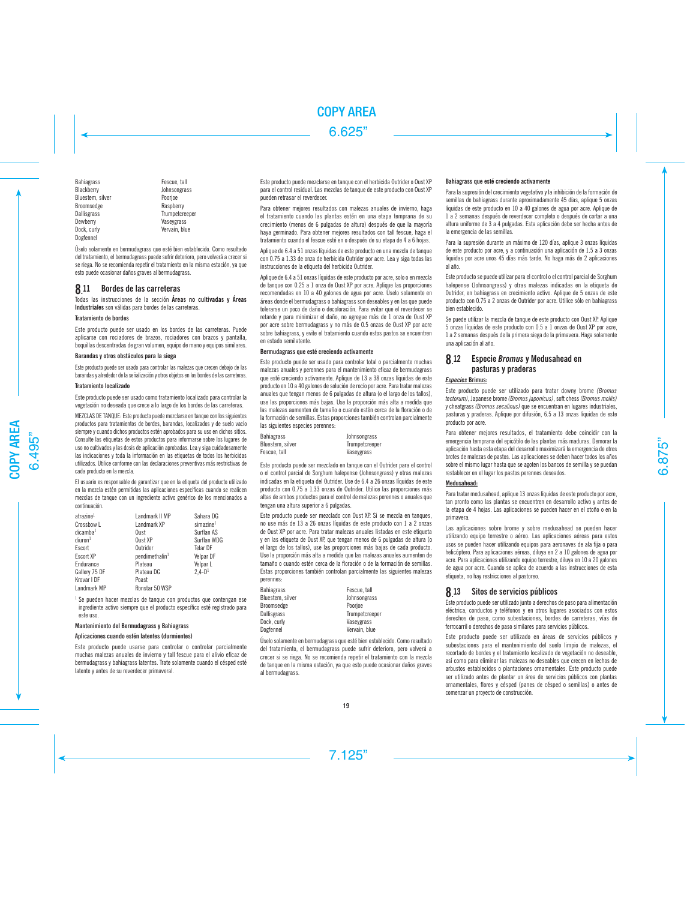| | |
|---|---|
| Bahiagrass | Fescue, tall |
| Blackberry | Johnsongrass |
| Bluestem, silver | Poorjoe |
| Broomsedge | Raspberry |
| Dallisgrass | Trumpetcreeper |
| Dewberry | Vaseygrass |
| Dock, curly | Vervain, blue |
| Dogfennel | |

Úselo solamente en bermudagrass que esté bien establecido. Como resultado del tratamiento, el bermudagrass puede sufrir deterioro, pero volverá a crecer si se riega. No se recomienda repetir el tratamiento en la misma estación, ya que esto puede ocasionar daños graves al bermudagrass.

## 8.11 Bordes de las carreteras

Todas las instrucciones de la sección **Áreas no cultivadas y Áreas Industriales** son válidas para bordes de las carreteras.

**Tratamiento de bordes**

Este producto puede ser usado en los bordes de las carreteras. Puede aplicarse con rociadores de brazos, rociadores con brazos y pantalla, boquillas descentradas de gran volumen, equipo de mano y equipos similares.

**Barandas y otros obstáculos para la siega**

Este producto puede ser usado para controlar las malezas que crecen debajo de las barandas y alrededor de la señalización y otros objetos en los bordes de las carreteras.

**Tratamiento localizado**

Este producto puede ser usado como tratamiento localizado para controlar la vegetación no deseada que crece a lo largo de los bordes de las carreteras.

MEZCLAS DE TANQUE: Este producto puede mezclarse en tanque con los siguientes productos para tratamientos de bordes, barandas, localizados y de suelo vacío siempre y cuando dichos productos estén aprobados para su uso en dichos sitios. Consulte las etiquetas de estos productos para informarse sobre los lugares de uso no cultivados y las dosis de aplicación aprobadas. Lea y siga cuidadosamente las indicaciones y toda la información en las etiquetas de todos los herbicidas utilizados. Utilice conforme con las declaraciones preventivas más restrictivas de cada producto en la mezcla.

El usuario es responsable de garantizar que en la etiqueta del producto utilizado en la mezcla estén permitidas las aplicaciones específicas cuando se realicen mezclas de tanque con un ingrediente activo genérico de los mencionados a continuación.

| | | |
|---|---|---|
| atrazine[1] | Landmark II MP | Sahara DG |
| Crossbow L | Landmark XP | simazine[1] |
| dicamba[1] | Oust | Surflan AS |
| diuron[1] | Oust XP | Surflan WDG |
| Escort | Outrider | Telar DF |
| Escort XP | pendimethalin[1] | Velpar DF |
| Endurance | Plateau | Velpar L |
| Gallery 75 DF | Plateau DG | 2,4-D[1] |
| Krovar I DF | Poast | |
| Landmark MP | Ronstar 50 WSP | |

[1] Se pueden hacer mezclas de tanque con productos que contengan ese ingrediente activo siempre que el producto específico esté registrado para este uso.

**Mantenimiento del Bermudagrass y Bahiagrass**

**Aplicaciones cuando estén latentes (durmientes)**

Este producto puede usarse para controlar o controlar parcialmente muchas malezas anuales de invierno y tall fescue para el alivio eficaz de bermudagrass y bahiagrass latentes. Trate solamente cuando el césped esté latente y antes de su reverdecer primaveral.

Este producto puede mezclarse en tanque con el herbicida Outrider o Oust XP para el control residual. Las mezclas de tanque de este producto con Oust XP pueden retrasar el reverdecer.

Para obtener mejores resultados con malezas anuales de invierno, haga el tratamiento cuando las plantas estén en una etapa temprana de su crecimiento (menos de 6 pulgadas de altura) después de que la mayoría haya germinado. Para obtener mejores resultados con tall fescue, haga el tratamiento cuando el fescue esté en o después de su etapa de 4 a 6 hojas.

Aplique de 6.4 a 51 onzas líquidas de este producto en una mezcla de tanque con 0.75 a 1.33 de onza de herbicida Outrider por acre. Lea y siga todas las instrucciones de la etiqueta del herbicida Outrider.

Aplique de 6.4 a 51 onzas líquidas de este producto por acre, solo o en mezcla de tanque con 0.25 a 1 onza de Oust XP por acre. Aplique las proporciones recomendadas en 10 a 40 galones de agua por acre. Úselo solamente en áreas donde el bermudagrass o bahiagrass son deseables y en las que puede tolerarse un poco de daño o decoloración. Para evitar que el reverdecer se retarde y para minimizar el daño, no agregue más de 1 onza de Oust XP por acre sobre bermudagrass y no más de 0.5 onzas de Oust XP por acre sobre bahiagrass, y evite el tratamiento cuando estos pastos se encuentren en estado semilatente.

**Bermudagrass que esté creciendo activamente**

Este producto puede ser usado para controlar total o parcialmente muchas malezas anuales y perennes para el mantenimiento eficaz de bermudagrass que esté creciendo activamente. Aplique de 13 a 38 onzas líquidas de este producto en 10 a 40 galones de solución de rocío por acre. Para tratar malezas anuales que tengan menos de 6 pulgadas de altura (o el largo de los tallos), use las proporciones más bajas. Use la proporción más alta a medida que las malezas aumenten de tamaño o cuando estén cerca de la floración o de la formación de semillas. Estas proporciones también controlan parcialmente las siguientes especies perennes:

| | |
|---|---|
| Bahiagrass | Johnsongrass |
| Bluestem, silver | Trumpetcreeper |
| Fescue, tall | Vaseygrass |

Este producto puede ser mezclado en tanque con el Outrider para el control o el control parcial de Sorghum halepense (Johnsongrass) y otras malezas indicadas en la etiqueta del Outrider. Use de 6.4 a 26 onzas líquidas de este producto con 0.75 a 1.33 onzas de Outrider. Utilice las proporciones más altas de ambos productos para el control de malezas perennes o anuales que tengan una altura superior a 6 pulgadas.

Este producto puede ser mezclado con Oust XP. Si se mezcla en tanques, no use más de 13 a 26 onzas líquidas de este producto con 1 a 2 onzas de Oust XP por acre. Para tratar malezas anuales listadas en este etiqueta y en las etiqueta de Oust XP, que tengan menos de 6 pulgadas de altura (o el largo de los tallos), use las proporciones más bajas de cada producto. Use la proporción más alta a medida que las malezas anuales aumenten de tamaño o cuando estén cerca de la floración o de la formación de semillas. Estas proporciones también controlan parcialmente las siguientes malezas perennes:

| | |
|---|---|
| Bahiagrass | Fescue, tall |
| Bluestem, silver | Johnsongrass |
| Broomsedge | Poorjoe |
| Dallisgrass | Trumpetcreeper |
| Dock, curly | Vaseygrass |
| Dogfennel | Vervain, blue |

Úselo solamente en bermudagrass que esté bien establecido. Como resultado del tratamiento, el bermudagrass puede sufrir deterioro, pero volverá a crecer si se riega. No se recomienda repetir el tratamiento con la mezcla de tanque en la misma estación, ya que esto puede ocasionar daños graves al bermudagrass.

**Bahiagrass que esté creciendo activamente**

Para la supresión del crecimiento vegetativo y la inhibición de la formación de semillas de bahiagrass durante aproximadamente 45 días, aplique 5 onzas líquidas de este producto en 10 a 40 galones de agua por acre. Aplique de 1 a 2 semanas después de reverdecer completo o después de cortar a una altura uniforme de 3 a 4 pulgadas. Esta aplicación debe ser hecha antes de la emergencia de las semillas.

Para la supresión durante un máximo de 120 días, aplique 3 onzas líquidas de este producto por acre, y a continuación una aplicación de 1.5 a 3 onzas líquidas por acre unos 45 días más tarde. No haga más de 2 aplicaciones al año.

Este producto se puede utilizar para el control o el control parcial de Sorghum halepense (Johnsongrass) y otras malezas indicadas en la etiqueta de Outrider, en bahiagrass en crecimiento activo. Aplique de 5 onzas de este producto con 0.75 a 2 onzas de Outrider por acre. Utilice sólo en bahiagrass bien establecido.

Se puede utilizar la mezcla de tanque de este producto con Oust XP. Aplique 5 onzas líquidas de este producto con 0.5 a 1 onzas de Oust XP por acre, 1 a 2 semanas después de la primera siega de la primavera. Haga solamente una aplicación al año.

## 8.12 Especie *Bromus* y Medusahead en pasturas y praderas

***Especies* Brimus:**

Este producto puede ser utilizado para tratar downy brome *(Bromus tectorum)*, Japanese brome *(Bromus japonicus)*, soft chess *(Bromus mollis)* y cheatgrass *(Bromus secalinus)* que se encuentran en lugares industriales, pasturas y praderas. Aplique por difusión, 6.5 a 13 onzas líquidas de este producto por acre.

Para obtener mejores resultados, el tratamiento debe coincidir con la emergencia temprana del epicótilo de las plantas más maduras. Demorar la aplicación hasta esta etapa del desarrollo maximizará la emergencia de otros brotes de malezas de pastos. Las aplicaciones se deben hacer todos los años sobre el mismo lugar hasta que se agoten los bancos de semilla y se puedan restablecer en el lugar los pastos perennes deseados.

**Medusahead:**

Para tratar medusahead, aplique 13 onzas líquidas de este producto por acre, tan pronto como las plantas se encuentren en desarrollo activo y antes de la etapa de 4 hojas. Las aplicaciones se pueden hacer en el otoño o en la primavera.

Las aplicaciones sobre brome y sobre medusahead se pueden hacer utilizando equipo terrestre o aéreo. Las aplicaciones aéreas para estos usos se pueden hacer utilizando equipos para aeronaves de ala fija o para helicóptero. Para aplicaciones aéreas, diluya en 2 a 10 galones de agua por acre. Para aplicaciones utilizando equipo terrestre, diluya en 10 a 20 galones de agua por acre. Cuando se aplica de acuerdo a las instrucciones de esta etiqueta, no hay restricciones al pastoreo.

## 8.13 Sitos de servicios públicos

Este producto puede ser utilizado junto a derechos de paso para alimentación eléctrica, conductos y teléfonos y en otros lugares asociados con estos derechos de paso, como subestaciones, bordes de carreteras, vías de ferrocarril o derechos de paso similares para servicios públicos.

Este producto puede ser utilizado en áreas de servicios públicos y subestaciones para el mantenimiento del suelo limpio de malezas, el recortado de bordes y el tratamiento localizado de vegetación no deseable, así como para eliminar las malezas no deseables que crecen en lechos de arbustos establecidos o plantaciones ornamentales. Este producto puede ser utilizado antes de plantar un área de servicios públicos con plantas ornamentales, flores y césped (panes de césped o semillas) o antes de comenzar un proyecto de construcción.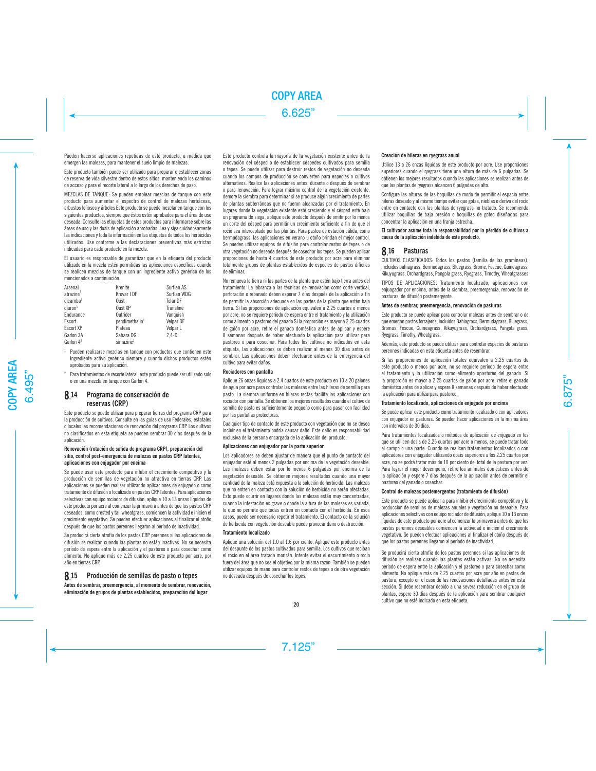Pueden hacerse aplicaciones repetidas de este producto, a medida que emergen las malezas, para mantener el suelo limpio de malezas.

Este producto también puede ser utilizado para preparar o establecer zonas de reserva de vida silvestre dentro de estos sitios, manteniendo los caminos de acceso y para el recorte lateral a lo largo de los derechos de paso.

MEZCLAS DE TANQUE: Se pueden emplear mezclas de tanque con este producto para aumentar el espectro de control de malezas herbáceas, arbustos leñosos y árboles Este producto se puede mezclar en tanque con los siguientes productos, siempre que éstos estén aprobados para el área de uso deseada. Consulte las etiquetas de estos productos para informarse sobre las áreas de uso y las dosis de aplicación aprobadas. Lea y siga cuidadosamente las indicaciones y toda la información en las etiquetas de todos los herbicidas utilizados. Use conforme a las declaraciones preventivas más estrictas indicadas para cada producto en la mezcla.

El usuario es responsable de garantizar que en la etiqueta del producto utilizado en la mezcla estén permitidas las aplicaciones específicas cuando se realicen mezclas de tanque con un ingrediente activo genérico de los mencionados a continuación.

| | | |
|---|---|---|
| Arsenal | Krenite | Surflan AS |
| atrazine[1] | Krovar I DF | Surflan WDG |
| dicamba[1] | Oust | Telar DF |
| diuron[1] | Oust XP | Transline |
| Endurance | Outrider | Vanquish |
| Escort | pendimethalin[1] | Velpar DF |
| Escort XP | Plateau | Velpar L |
| Garlon 3A | Sahara DG | 2,4-D[1] |
| Garlon 4[2] | simazine[1] | |

[1] Pueden realizarse mezclas en tanque con productos que contienen este ingrediente activo genérico siempre y cuando dichos productos estén aprobados para su aplicación.

[2] Para tratamientos de recorte lateral, este producto puede ser utilizado solo o en una mezcla en tanque con Garlon 4.

## 8.14 Programa de conservación de reservas (CRP)

Este producto se puede utilizar para preparar tierras del programa CRP para la producción de cultivos. Consulte en las guías de uso Federales, estatales o locales las recomendaciones de renovación del programa CRP. Los cultivos no clasificados en esta etiqueta se pueden sembrar 30 días después de la aplicación.

**Renovación (rotación de salida de programa CRP), preparación del sitio, control post-emergencia de malezas en pastos CRP latentes, aplicaciones con enjugador por encima**

Se puede usar este producto para inhibir el crecimiento competitivo y la producción de semillas de vegetación no atractiva en tierras CRP. Las aplicaciones se pueden realizar utilizando aplicaciones de enjugado o como tratamiento de difusión o localizado en pastos CRP latentes. Para aplicaciones selectivas con equipo rociador de difusión, aplique 10 a 13 onzas líquidas de este producto por acre al comenzar la primavera antes de que los pastos CRP deseados, como crested y tall wheatgrass, comiencen la actividad e inicien el crecimiento vegetativo. Se pueden efectuar aplicaciones al finalizar el otoño después de que los pastos perennes llegaron al período de inactividad.

Se producirá cierta atrofia de los pastos CRP perennes si las aplicaciones de difusión se realizan cuando las plantas no están inactivas. No se necesita período de espera entre la aplicación y el pastoreo o para cosechar como alimento. No aplique más de 2.25 cuartos de este producto por acre, por año en tierras CRP.

## 8.15 Producción de semillas de pasto o tepes

**Antes de sembrar, preemergencia, al momento de sembrar, renovación, eliminación de grupos de plantas establecidos, preparación del lugar**

Este producto controla la mayoría de la vegetación existente antes de la renovación del césped o de establecer céspedes cultivados para semilla o tepes. Se puede utilizar para destruir restos de vegetación no deseada cuando los campos de producción se conviertan para especies o cultivos alternativos. Realice las aplicaciones antes, durante o después de sembrar o para renovación. Para lograr máximo control de la vegetación existente, demore la siembra para determinar si se produce algún crecimiento de partes de plantas subterráneas que no fueron alcanzadas por el tratamiento. En lugares donde la vegetación existente esté creciendo y el césped esté bajo un programa de siega, aplique este producto después de omitir por lo menos un corte del césped para permitir un crecimiento suficiente a fin de que el rocío sea interceptado por las plantas. Para pastos de estación cálida, como bermudagrass, las aplicaciones en verano u otoño brindan el mejor control. Se pueden utilizar equipos de difusión para controlar restos de tepes o de otra vegetación no deseada después de cosechar los tepes. Se pueden aplicar proporciones de hasta 4 cuartos de este producto por acre para eliminar totalmente grupos de plantas establecidos de especies de pastos difíciles de eliminar.

No remueva la tierra ni las partes de la planta que estén bajo tierra antes del tratamiento. La labranza o las técnicas de renovación como corte vertical, perforación o rebanado deben esperar 7 días después de la aplicación a fin de permitir la absorción adecuada en las partes de la planta que estén bajo tierra. Si las proporciones de aplicación equivalen a 2.25 cuartos o menos por acre, no se requiere período de espera entre el tratamiento y la utilización como alimento o pastoreo del ganado Si la proporción es mayor a 2.25 cuartos de galón por acre, retire el ganado doméstico antes de aplicar y espere 8 semanas después de haber efectuado la aplicación para utilizar para pastoreo o para cosechar. Para todos los cultivos no indicados en esta etiqueta, las aplicaciones se deben realizar al menos 30 días antes de sembrar. Las aplicaciones deben efectuarse antes de la emergencia del cultivo para evitar daños.

**Rociadores con pantalla**

Aplique 26 onzas líquidas a 2.4 cuartos de este producto en 10 a 20 galones de agua por acre para controlar las malezas entre las hileras de semilla para pasto. La siembra uniforme en hileras rectas facilita las aplicaciones con rociador con pantalla. Se obtienen los mejores resultados cuando el cultivo de semilla de pasto es suficientemente pequeño como para pasar con facilidad por las pantallas protectoras.

Cualquier tipo de contacto de este producto con vegetación que no se desea incluir en el tratamiento podría causar daño. Este daño es responsabilidad exclusiva de la persona encargada de la aplicación del producto.

**Aplicaciones con enjugador por la parte superior**

Los aplicadores se deben ajustar de manera que el punto de contacto del enjugador esté al menos 2 pulgadas por encima de la vegetación deseable. Las malezas deben estar por lo menos 6 pulgadas por encima de la vegetación deseable. Se obtienen mejores resultados cuando una mayor cantidad de la maleza está expuesta a la solución de herbicida. Las malezas que no entren en contacto con la solución de herbicida no serán afectadas. Esto puede ocurrir en lugares donde las malezas están muy concentradas, cuando la infestación es grave o donde la altura de las malezas es variada, lo que no permite que todas entren en contacto con el herbicida. En esos casos, puede ser necesario repetir el tratamiento. El contacto de la solución de herbicida con vegetación deseable puede provocar daño o destrucción.

**Tratamiento localizado**

Aplique una solución del 1.0 al 1.6 por ciento. Aplique este producto antes del despunte de los pastos cultivados para semilla. Los cultivos que reciban el rocío en el área tratada morirán. Intente evitar el escurrimiento o rocío fuera del área que no sea el objetivo por la misma razón. También se pueden utilizar equipos de mano para controlar restos de tepes o de otra vegetación no deseada después de cosechar los tepes.

**Creación de hileras en ryegrass anual**

Utilice 13 a 26 onzas líquidas de este producto por acre. Use proporciones superiores cuando el ryegrass tiene una altura de más de 6 pulgadas. Se obtienen los mejores resultados cuando las aplicaciones se realizan antes de que las plantas de ryegrass alcancen 6 pulgadas de alto.

Configure las alturas de las boquillas de modo de permitir el espacio entre hileras deseado y al mismo tiempo evitar que gotas, nieblas o deriva del rocío entre en contacto con las plantas de ryegrass no tratado. Se recomienda utilizar boquillas de baja presión o boquillas de goteo diseñadas para concentrar la aplicación en una franja estrecha.

**El cultivador asume toda la responsabilidad por la pérdida de cultivos a causa de la aplicación indebida de este producto.**

## 8.16 Pasturas

CULTIVOS CLASIFICADOS: Todos los pastos (familia de las gramíneas), incluidos bahiagrass, Bermudagrass, Bluegrass, Brome, Fescue, Guineagrass, Kikuyugrass, Orchardgrass, Pangola grass, Ryegrass, Timothy, Wheatgrasses

TIPOS DE APLICACIONES: Tratamiento localizado, aplicaciones con enjugador por encima, antes de la siembra, preemergencia, renovación de pasturas, de difusión postemergente.

**Antes de sembrar, preemergencia, renovación de pasturas**

Este producto se puede aplicar para controlar malezas antes de sembrar o de que emerjan pastos forrajeros, incluidos Bahiagrass, Bermudagrass, Bluegrass, Bromus, Fescue, Guineagrass, Kikuyugrass, Orchardgrass, Pangola grass, Ryegrass, Timothy, Wheatgrass.

Además, este producto se puede utilizar para controlar especies de pasturas perennes indicadas en esta etiqueta antes de resembrar.

Si las proporciones de aplicación totales equivalen a 2.25 cuartos de este producto o menos por acre, no se requiere período de espera entre el tratamiento y la utilización como alimento opastoreo del ganado. Si la proporción es mayor a 2.25 cuartos de galón por acre, retire el ganado doméstico antes de aplicar y espere 8 semanas después de haber efectuado la aplicación para utilizarpara pastoreo.

**Tratamiento localizado, aplicaciones de enjugado por encima**

Se puede aplicar este producto como tratamiento localizado o con aplicadores con enjugador en pasturas. Se pueden hacer aplicaciones en la misma área con intervalos de 30 días.

Para tratamientos localizados o métodos de aplicación de enjugado en los que se utilicen dosis de 2.25 cuartos por acre o menos, se puede tratar todo el campo o una parte. Cuando se realicen tratamientos localizados o con aplicadores con enjugador utilizando dosis superiores a los 2.25 cuartos por acre, no se podrá tratar más de 10 por ciento del total de la pastura por vez. Para lograr el mejor desempeño, retire los animales domésticos antes de la aplicación y espere 7 días después de la aplicación antes de permitir el pastoreo del ganado o cosechar.

**Control de malezas postemergentes (tratamiento de difusión)**

Este producto se puede aplicar a para inhibir el crecimiento competitivo y la producción de semillas de malezas anuales y vegetación no deseable. Para aplicaciones selectivas con equipo rociador de difusión, aplique 10 a 13 onzas líquidas de este producto por acre al comenzar la primavera antes de que los pastos perennes deseables comiencen la actividad e inicien el crecimiento vegetativo. Se pueden efectuar aplicaciones al finalizar el otoño después de que los pastos perennes llegaron al período de inactividad.

Se producirá cierta atrofia de los pastos perennes si las aplicaciones de difusión se realizan cuando las plantas están activas. No se necesita período de espera entre la aplicación y el pastoreo o para cosechar como alimento. No aplique más de 2.25 cuartos por acre por año en pastos de pastura, excepto en el caso de las renovaciones detalladas antes en esta sección. Si debe resembrar debido a una severa reducción en el grupo de plantas, espere 30 días después de la aplicación para sembrar cualquier cultivo que no esté indicado en esta etiqueta.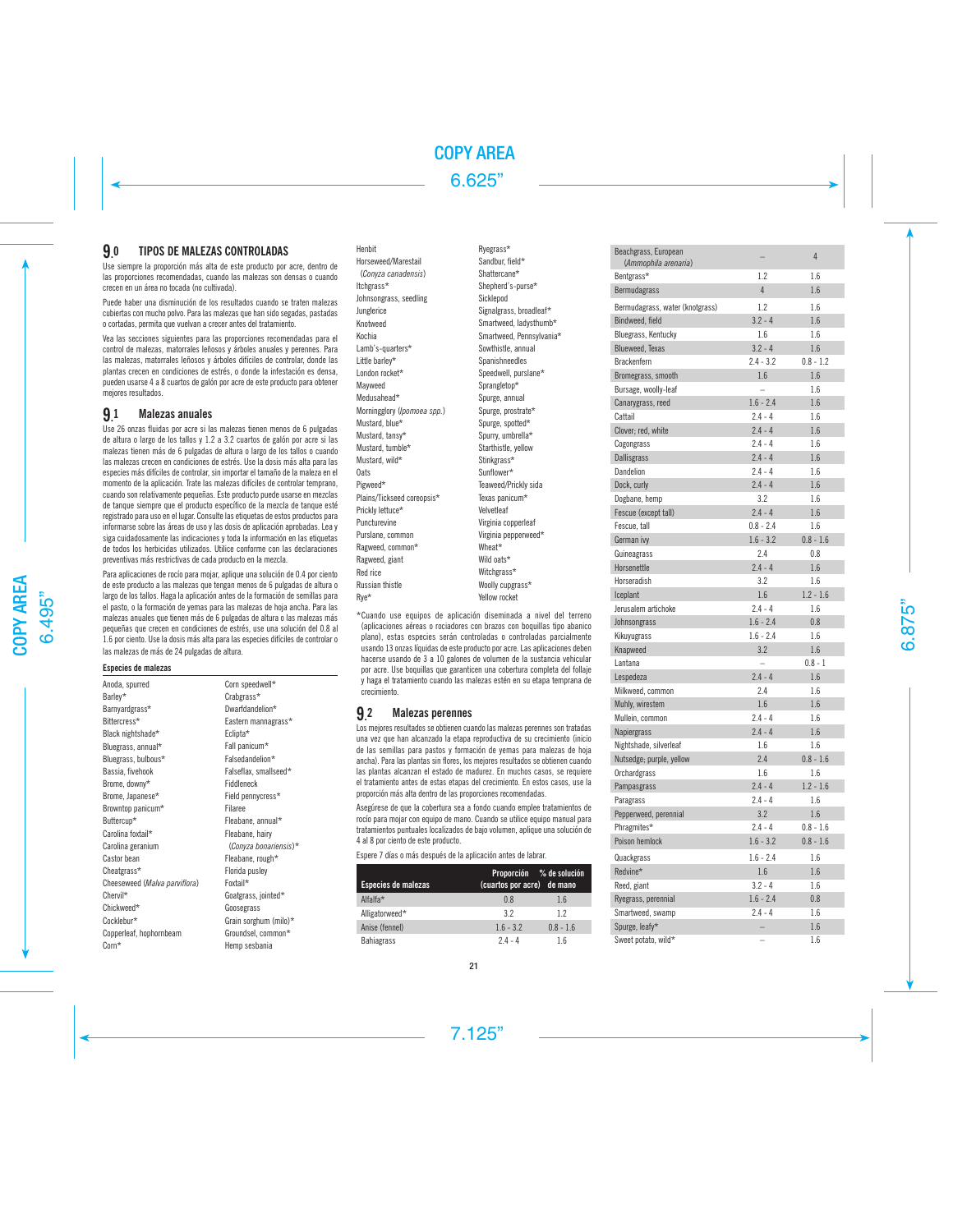## 9.0 TIPOS DE MALEZAS CONTROLADAS

Use siempre la proporción más alta de este producto por acre, dentro de las proporciones recomendadas, cuando las malezas son densas o cuando crecen en un área no tocada (no cultivada).

Puede haber una disminución de los resultados cuando se traten malezas cubiertas con mucho polvo. Para las malezas que han sido segadas, pastadas o cortadas, permita que vuelvan a crecer antes del tratamiento.

Vea las secciones siguientes para las proporciones recomendadas para el control de malezas, matorrales leñosos y árboles anuales y perennes. Para las malezas, matorrales leñosos y árboles difíciles de controlar, donde las plantas crecen en condiciones de estrés, o donde la infestación es densa, pueden usarse 4 a 8 cuartos de galón por acre de este producto para obtener mejores resultados.

## 9.1 Malezas anuales

Use 26 onzas fluidas por acre si las malezas tienen menos de 6 pulgadas de altura o largo de los tallos y 1.2 a 3.2 cuartos de galón por acre si las malezas tienen más de 6 pulgadas de altura o largo de los tallos o cuando las malezas crecen en condiciones de estrés. Use la dosis más alta para las especies más difíciles de controlar, sin importar el tamaño de la maleza en el momento de la aplicación. Trate las malezas difíciles de controlar temprano, cuando son relativamente pequeñas. Este producto puede usarse en mezclas de tanque siempre que el producto específico de la mezcla de tanque esté registrado para uso en el lugar. Consulte las etiquetas de estos productos para informarse sobre las áreas de uso y las dosis de aplicación aprobadas. Lea y siga cuidadosamente las indicaciones y toda la información en las etiquetas de todos los herbicidas utilizados. Utilice conforme con las declaraciones preventivas más restrictivas de cada producto en la mezcla.

Para aplicaciones de rocío para mojar, aplique una solución de 0.4 por ciento de este producto a las malezas que tengan menos de 6 pulgadas de altura o largo de los tallos. Haga la aplicación antes de la formación de semillas para el pasto, o la formación de yemas para las malezas de hoja ancha. Para las malezas anuales que tienen más de 6 pulgadas de altura o las malezas más pequeñas que crecen en condiciones de estrés, use una solución del 0.8 al 1.6 por ciento. Use la dosis más alta para las especies difíciles de controlar o las malezas de más de 24 pulgadas de altura.

**Especies de malezas**

Anoda, spurred
Barley*
Barnyardgrass*
Bittercress*
Black nightshade*
Bluegrass, annual*
Bluegrass, bulbous*
Bassia, fivehook
Brome, downy*
Brome, Japanese*
Browntop panicum*
Buttercup*
Carolina foxtail*
Carolina geranium
Castor bean
Cheatgrass*
Cheeseweed (*Malva parviflora*)
Chervil*
Chickweed*
Cocklebur*
Copperleaf, hophornbeam
Corn*
Corn speedwell*
Crabgrass*
Dwarfdandelion*
Eastern mannagrass*
Eclipta*
Fall panicum*
Falsedandelion*
Falseflax, smallseed*
Fiddleneck
Field pennycress*
Filaree
Fleabane, annual*
Fleabane, hairy (*Conyza bonariensis*)*
Fleabane, rough*
Florida pusley
Foxtail*
Goatgrass, jointed*
Goosegrass
Grain sorghum (milo)*
Groundsel, common*
Hemp sesbania
Henbit
Horseweed/Marestail (*Conyza canadensis*)
Itchgrass*
Johnsongrass, seedling
Junglerice
Knotweed
Kochia
Lamb's-quarters*
Little barley*
London rocket*
Mayweed
Medusahead*
Morningglory (*Ipomoea spp.*)
Mustard, blue*
Mustard, tansy*
Mustard, tumble*
Mustard, wild*
Oats
Pigweed*
Plains/Tickseed coreopsis*
Prickly lettuce*
Puncturevine
Purslane, common
Ragweed, common*
Ragweed, giant
Red rice
Russian thistle
Rye*
Ryegrass*
Sandbur, field*
Shattercane*
Shepherd's-purse*
Sicklepod
Signalgrass, broadleaf*
Smartweed, ladysthumb*
Smartweed, Pennsylvania*
Sowthistle, annual
Spanishneedles
Speedwell, purslane*
Sprangletop*
Spurge, annual
Spurge, prostrate*
Spurge, spotted*
Spurry, umbrella*
Starthistle, yellow
Stinkgrass*
Sunflower*
Teaweed/Prickly sida
Texas panicum*
Velvetleaf
Virginia copperleaf
Virginia pepperweed*
Wheat*
Wild oats*
Witchgrass*
Woolly cupgrass*
Yellow rocket

*Cuando use equipos de aplicación diseminada a nivel del terreno (aplicaciones aéreas o rociadores con brazos con boquillas tipo abanico plano), estas especies serán controladas o controladas parcialmente usando 13 onzas líquidas de este producto por acre. Las aplicaciones deben hacerse usando de 3 a 10 galones de volumen de la sustancia vehicular por acre. Use boquillas que garanticen una cobertura completa del follaje y haga el tratamiento cuando las malezas estén en su etapa temprana de crecimiento.

## 9.2 Malezas perennes

Los mejores resultados se obtienen cuando las malezas perennes son tratadas una vez que han alcanzado la etapa reproductiva de su crecimiento (inicio de las semillas para pastos y formación de yemas para malezas de hoja ancha). Para las plantas sin flores, los mejores resultados se obtienen cuando las plantas alcanzan el estado de madurez. En muchos casos, se requiere el tratamiento antes de estas etapas del crecimiento. En estos casos, use la proporción más alta dentro de las proporciones recomendadas.

Asegúrese de que la cobertura sea a fondo cuando emplee tratamientos de rocío para mojar con equipo de mano. Cuando se utilice equipo manual para tratamientos puntuales localizados de bajo volumen, aplique una solución de 4 al 8 por ciento de este producto.

Espere 7 días o más después de la aplicación antes de labrar.

| Especies de malezas | Proporción (cuartos por acre) | % de solución de mano |
|---|---|---|
| Alfalfa* | 0.8 | 1.6 |
| Alligatorweed* | 3.2 | 1.2 |
| Anise (fennel) | 1.6 - 3.2 | 0.8 - 1.6 |
| Bahiagrass | 2.4 - 4 | 1.6 |
| Beachgrass, European (*Ammophila arenaria*) | – | 4 |
| Bentgrass* | 1.2 | 1.6 |
| Bermudagrass | 4 | 1.6 |
| Bermudagrass, water (knotgrass) | 1.2 | 1.6 |
| Bindweed, field | 3.2 - 4 | 1.6 |
| Bluegrass, Kentucky | 1.6 | 1.6 |
| Blueweed, Texas | 3.2 - 4 | 1.6 |
| Brackenfern | 2.4 - 3.2 | 0.8 - 1.2 |
| Bromegrass, smooth | 1.6 | 1.6 |
| Bursage, woolly-leaf | – | 1.6 |
| Canarygrass, reed | 1.6 - 2.4 | 1.6 |
| Cattail | 2.4 - 4 | 1.6 |
| Clover; red, white | 2.4 - 4 | 1.6 |
| Cogongrass | 2.4 - 4 | 1.6 |
| Dallisgrass | 2.4 - 4 | 1.6 |
| Dandelion | 2.4 - 4 | 1.6 |
| Dock, curly | 2.4 - 4 | 1.6 |
| Dogbane, hemp | 3.2 | 1.6 |
| Fescue (except tall) | 2.4 - 4 | 1.6 |
| Fescue, tall | 0.8 - 2.4 | 1.6 |
| German ivy | 1.6 - 3.2 | 0.8 - 1.6 |
| Guineagrass | 2.4 | 0.8 |
| Horsenettle | 2.4 - 4 | 1.6 |
| Horseradish | 3.2 | 1.6 |
| Iceplant | 1.6 | 1.2 - 1.6 |
| Jerusalem artichoke | 2.4 - 4 | 1.6 |
| Johnsongrass | 1.6 - 2.4 | 0.8 |
| Kikuyugrass | 1.6 - 2.4 | 1.6 |
| Knapweed | 3.2 | 1.6 |
| Lantana | – | 0.8 - 1 |
| Lespedeza | 2.4 - 4 | 1.6 |
| Milkweed, common | 2.4 | 1.6 |
| Muhly, wirestem | 1.6 | 1.6 |
| Mullein, common | 2.4 - 4 | 1.6 |
| Napiergrass | 2.4 - 4 | 1.6 |
| Nightshade, silverleaf | 1.6 | 1.6 |
| Nutsedge; purple, yellow | 2.4 | 0.8 - 1.6 |
| Orchardgrass | 1.6 | 1.6 |
| Pampasgrass | 2.4 - 4 | 1.2 - 1.6 |
| Paragrass | 2.4 - 4 | 1.6 |
| Pepperweed, perennial | 3.2 | 1.6 |
| Phragmites* | 2.4 - 4 | 0.8 - 1.6 |
| Poison hemlock | 1.6 - 3.2 | 0.8 - 1.6 |
| Quackgrass | 1.6 - 2.4 | 1.6 |
| Redvine* | 1.6 | 1.6 |
| Reed, giant | 3.2 - 4 | 1.6 |
| Ryegrass, perennial | 1.6 - 2.4 | 0.8 |
| Smartweed, swamp | 2.4 - 4 | 1.6 |
| Spurge, leafy* | – | 1.6 |
| Sweet potato, wild* | – | 1.6 |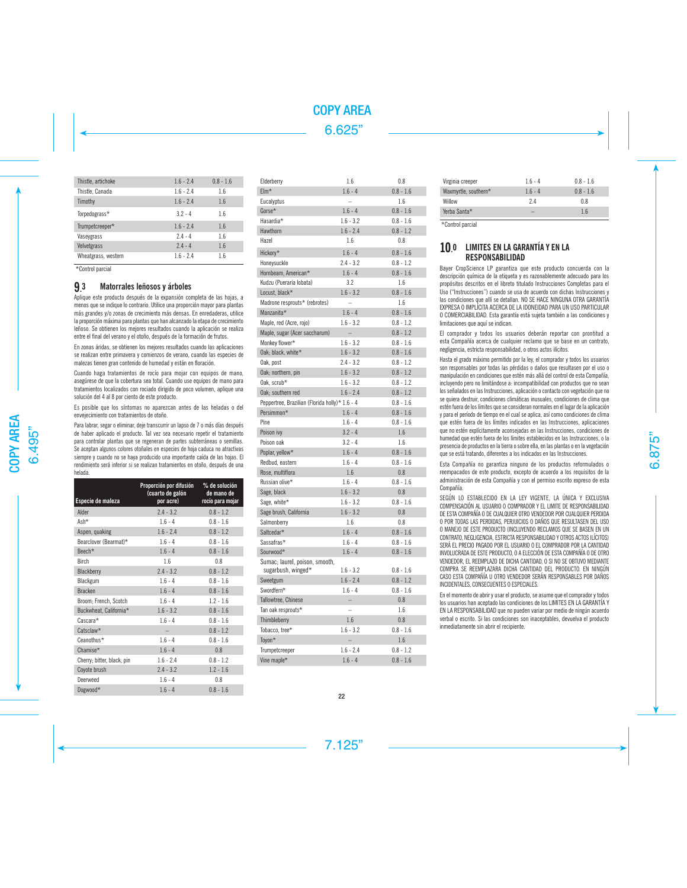| | | |
|---|---|---|
| Thistle, artichoke | 1.6 - 2.4 | 0.8 - 1.6 |
| Thistle, Canada | 1.6 - 2.4 | 1.6 |
| Timothy | 1.6 - 2.4 | 1.6 |
| Torpedograss* | 3.2 - 4 | 1.6 |
| Trumpetcreeper* | 1.6 - 2.4 | 1.6 |
| Vaseygrass | 2.4 - 4 | 1.6 |
| Velvetgrass | 2.4 - 4 | 1.6 |
| Wheatgrass, western | 1.6 - 2.4 | 1.6 |

*Control parcial

## 9.3 Matorrales leñosos y árboles

Aplique este producto después de la expansión completa de las hojas, a menos que se indique lo contrario. Utilice una proporción mayor para plantas más grandes y/o zonas de crecimiento más densas. En enredaderas, utilice la proporción máxima para plantas que han alcanzado la etapa de crecimiento leñoso. Se obtienen los mejores resultados cuando la aplicación se realiza entre el final del verano y el otoño, después de la formación de frutos.

En zonas áridas, se obtienen los mejores resultados cuando las aplicaciones se realizan entre primavera y comienzos de verano, cuando las especies de malezas tienen gran contenido de humedad y están en floración.

Cuando haga tratamientos de rocío para mojar con equipos de mano, asegúrese de que la cobertura sea total. Cuando use equipos de mano para tratamientos localizados con rociado dirigido de poco volumen, aplique una solución del 4 al 8 por ciento de este producto.

Es posible que los síntomas no aparezcan antes de las heladas o del envejecimiento con tratamientos de otoño.

Para labrar, segar o eliminar, deje transcurrir un lapso de 7 o más días después de haber aplicado el producto. Tal vez sea necesario repetir el tratamiento para controlar plantas que se regeneran de partes subterráneas o semillas. Se aceptan algunos colores otoñales en especies de hoja caduca no atractivas siempre y cuando no se haya producido una importante caída de las hojas. El rendimiento será inferior si se realizan tratamientos en otoño, después de una helada.

| Especie de maleza | Proporción por difusión (cuarto de galón por acre) | % de solución de mano de rocío para mojar |
|---|---|---|
| Alder | 2.4 - 3.2 | 0.8 - 1.2 |
| Ash* | 1.6 - 4 | 0.8 - 1.6 |
| Aspen, quaking | 1.6 - 2.4 | 0.8 - 1.2 |
| Bearclover (Bearmat)* | 1.6 - 4 | 0.8 - 1.6 |
| Beech* | 1.6 - 4 | 0.8 - 1.6 |
| Birch | 1.6 | 0.8 |
| Blackberry | 2.4 - 3.2 | 0.8 - 1.2 |
| Blackgum | 1.6 - 4 | 0.8 - 1.6 |
| Bracken | 1.6 - 4 | 0.8 - 1.6 |
| Broom; French, Scotch | 1.6 - 4 | 1.2 - 1.6 |
| Buckwheat, California* | 1.6 - 3.2 | 0.8 - 1.6 |
| Cascara* | 1.6 - 4 | 0.8 - 1.6 |
| Catsclaw* | – | 0.8 - 1.2 |
| Ceanothus* | 1.6 - 4 | 0.8 - 1.6 |
| Chamise* | 1.6 - 4 | 0.8 |
| Cherry; bitter, black, pin | 1.6 - 2.4 | 0.8 - 1.2 |
| Coyote brush | 2.4 - 3.2 | 1.2 - 1.6 |
| Deerweed | 1.6 - 4 | 0.8 |
| Dogwood* | 1.6 - 4 | 0.8 - 1.6 |
| Elderberry | 1.6 | 0.8 |
| Elm* | 1.6 - 4 | 0.8 - 1.6 |
| Eucalyptus | – | 1.6 |
| Gorse* | 1.6 - 4 | 0.8 - 1.6 |
| Hasardia* | 1.6 - 3.2 | 0.8 - 1.6 |
| Hawthorn | 1.6 - 2.4 | 0.8 - 1.2 |
| Hazel | 1.6 | 0.8 |
| Hickory* | 1.6 - 4 | 0.8 - 1.6 |
| Honeysuckle | 2.4 - 3.2 | 0.8 - 1.2 |
| Hornbeam, American* | 1.6 - 4 | 0.8 - 1.6 |
| Kudzu (Pueraria lobata) | 3.2 | 1.6 |
| Locust, black* | 1.6 - 3.2 | 0.8 - 1.6 |
| Madrone resprouts* (rebrotes) | – | 1.6 |
| Manzanita* | 1.6 - 4 | 0.8 - 1.6 |
| Maple, red (Acre, rojo) | 1.6 - 3.2 | 0.8 - 1.2 |
| Maple, sugar (Acer saccharum) | – | 0.8 - 1.2 |
| Monkey flower* | 1.6 - 3.2 | 0.8 - 1.6 |
| Oak; black, white* | 1.6 - 3.2 | 0.8 - 1.6 |
| Oak, post | 2.4 - 3.2 | 0.8 - 1.2 |
| Oak; northern, pin | 1.6 - 3.2 | 0.8 - 1.2 |
| Oak, scrub* | 1.6 - 3.2 | 0.8 - 1.2 |
| Oak; southern red | 1.6 - 2.4 | 0.8 - 1.2 |
| Peppertree, Brazilian (Florida holly)* | 1.6 - 4 | 0.8 - 1.6 |
| Persimmon* | 1.6 - 4 | 0.8 - 1.6 |
| Pine | 1.6 - 4 | 0.8 - 1.6 |
| Poison ivy | 3.2 - 4 | 1.6 |
| Poison oak | 3.2 - 4 | 1.6 |
| Poplar, yellow* | 1.6 - 4 | 0.8 - 1.6 |
| Redbud, eastern | 1.6 - 4 | 0.8 - 1.6 |
| Rose, multiflora | 1.6 | 0.8 |
| Russian olive* | 1.6 - 4 | 0.8 - 1.6 |
| Sage, black | 1.6 - 3.2 | 0.8 |
| Sage, white* | 1.6 - 3.2 | 0.8 - 1.6 |
| Sage brush, California | 1.6 - 3.2 | 0.8 |
| Salmonberry | 1.6 | 0.8 |
| Saltcedar* | 1.6 - 4 | 0.8 - 1.6 |
| Sassafras* | 1.6 - 4 | 0.8 - 1.6 |
| Sourwood* | 1.6 - 4 | 0.8 - 1.6 |
| Sumac; laurel, poison, smooth, sugarbush, winged* | 1.6 - 3.2 | 0.8 - 1.6 |
| Sweetgum | 1.6 - 2.4 | 0.8 - 1.2 |
| Swordfern* | 1.6 - 4 | 0.8 - 1.6 |
| Tallowtree, Chinese | – | 0.8 |
| Tan oak resprouts* | – | 1.6 |
| Thimbleberry | 1.6 | 0.8 |
| Tobacco, tree* | 1.6 - 3.2 | 0.8 - 1.6 |
| Toyon* | – | 1.6 |
| Trumpetcreeper | 1.6 - 2.4 | 0.8 - 1.2 |
| Vine maple* | 1.6 - 4 | 0.8 - 1.6 |
| Virginia creeper | 1.6 - 4 | 0.8 - 1.6 |
| Waxmyrtle, southern* | 1.6 - 4 | 0.8 - 1.6 |
| Willow | 2.4 | 0.8 |
| Yerba Santa* | – | 1.6 |

*Control parcial

## 10.0 LIMITES EN LA GARANTÍA Y EN LA RESPONSABILIDAD

Bayer CropScience LP garantiza que este producto concuerda con la descripción química de la etiqueta y es razonablemente adecuado para los propósitos descritos en el libreto titulado Instrucciones Completas para el Uso ("Instrucciones") cuando se usa de acuerdo con dichas Instrucciones y las condiciones que allí se detallan. NO SE HACE NINGUNA OTRA GARANTÍA EXPRESA O IMPLÍCITA ACERCA DE LA IDONEIDAD PARA UN USO PARTICULAR O COMERCIABILIDAD. Esta garantía está sujeta también a las condiciones y limitaciones que aquí se indican.

El comprador y todos los usuarios deberán reportar con prontitud a esta Compañía acerca de cualquier reclamo que se base en un contrato, negligencia, estricta responsabilidad, o otros actos ilícitos.

Hasta el grado máximo permitido por la ley, el comprador y todos los usuarios son responsables por todas las pérdidas o daños que resultasen por el uso o manipulación en condiciones que estén más allá del control de esta Compañía, incluyendo pero no limitándose a: incompatibilidad con productos que no sean los señalados en las Instrucciones, aplicación o contacto con vegetación que no se quiera destruir, condiciones climáticas inusuales, condiciones de clima que estén fuera de los límites que se consideran normales en el lugar de la aplicación y para el período de tiempo en el cual se aplica, así como condiciones de clima que estén fuera de los límites indicados en las Instrucciones, aplicaciones que no estén explícitamente aconsejadas en las Instrucciones, condiciones de humedad que estén fuera de los límites establecidos en las Instrucciones, o la presencia de productos en la tierra o sobre ella, en las plantas o en la vegetación que se está tratando, diferentes a los indicados en las Instrucciones.

Esta Compañía no garantiza ninguno de los productos reformulados o reempacados de este producto, excepto de acuerdo a los requisitos de la administración de esta Compañía y con el permiso escrito expreso de esta Compañía.

SEGÚN LO ESTABLECIDO EN LA LEY VIGENTE, LA ÚNICA Y EXCLUSIVA COMPENSACIÓN AL USUARIO O COMPRADOR Y EL LIMITE DE RESPONSABILIDAD DE ESTA COMPAÑÍA O DE CUALQUIER OTRO VENDEDOR POR CUALQUIER PERDIDA O POR TODAS LAS PERDIDAS, PERJUICIOS O DAÑOS QUE RESULTASEN DEL USO O MANEJO DE ESTE PRODUCTO (INCLUYENDO RECLAMOS QUE SE BASEN EN UN CONTRATO, NEGLIGENCIA, ESTRICTA RESPONSABILIDAD Y OTROS ACTOS ILÍCITOS) SERÁ EL PRECIO PAGADO POR EL USUARIO O EL COMPRADOR POR LA CANTIDAD INVOLUCRADA DE ESTE PRODUCTO, O A ELECCIÓN DE ESTA COMPAÑÍA O DE OTRO VENDEDOR, EL REEMPLAZO DE DICHA CANTIDAD, O SI NO SE OBTUVO MEDIANTE COMPRA SE REEMPLAZARA DICHA CANTIDAD DEL PRODUCTO. EN NINGÚN CASO ESTA COMPAÑÍA U OTRO VENDEDOR SERÁN RESPONSABLES POR DAÑOS INCIDENTALES, CONSECUENTES O ESPECIALES.

En el momento de abrir y usar el producto, se asume que el comprador y todos los usuarios han aceptado las condiciones de los LIMITES EN LA GARANTÍA Y EN LA RESPONSABILIDAD que no pueden variar por medio de ningún acuerdo verbal o escrito. Si las condiciones son inaceptables, devuelva el producto inmediatamente sin abrir el recipiente.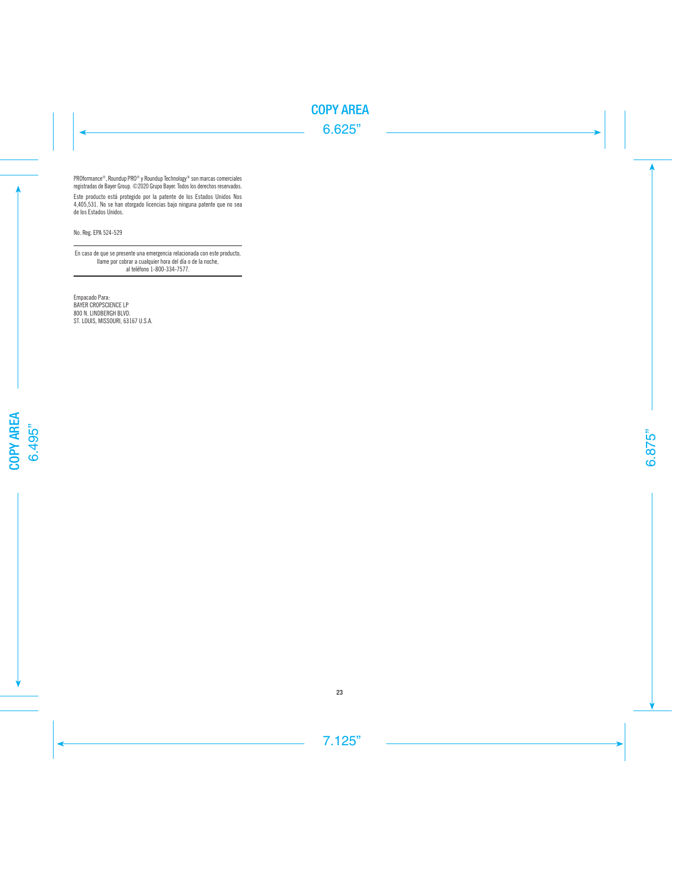PROformance®, Roundup PRO® y Roundup Technology® son marcas comerciales registradas de Bayer Group. ©2020 Grupo Bayer. Todos los derechos reservados.

Este producto está protegido por la patente de los Estados Unidos Nos 4,405,531. No se han otorgado licencias bajo ninguna patente que no sea de los Estados Unidos.

No. Reg. EPA 524-529

---

En caso de que se presente una emergencia relacionada con este producto, llame por cobrar a cualquier hora del día o de la noche, al teléfono 1-800-334-7577.

---

Empacado Para:
BAYER CROPSCIENCE LP
800 N. LINDBERGH BLVD.
ST. LOUIS, MISSOURI, 63167 U.S.A.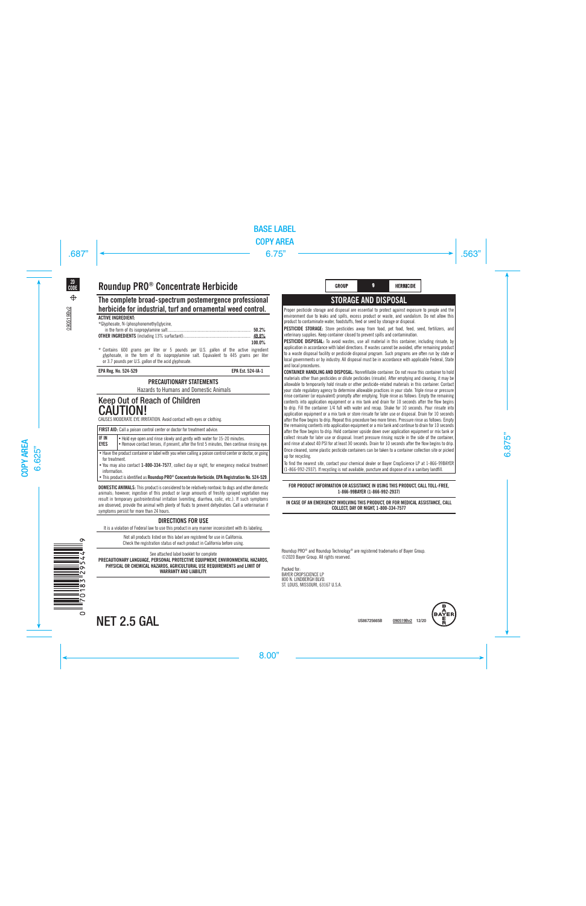# Roundup PRO® Concentrate Herbicide

## The complete broad-spectrum postemergence professional herbicide for industrial, turf and ornamental weed control.

**ACTIVE INGREDIENT:**

| | |
|---|---|
| *Glyphosate, N-(phosphonomethyl)glycine, in the form of its isopropylamine salt | 50.2% |
| **OTHER INGREDIENTS** (including 13% surfactant) | 49.8% |
| | 100.0% |

* Contains 600 grams per liter or 5 pounds per U.S. gallon of the active ingredient glyphosate, in the form of its isopropylamine salt. Equivalent to 445 grams per liter or 3.7 pounds per U.S. gallon of the acid glyphosate.

**EPA Reg. No. 524-529** **EPA Est. 524-IA-1**

### PRECAUTIONARY STATEMENTS

Hazards to Humans and Domestic Animals

## Keep Out of Reach of Children

# CAUTION!

CAUSES MODERATE EYE IRRITATION. Avoid contact with eyes or clothing.

**FIRST AID:** Call a poison control center or doctor for treatment advice.

| | |
|---|---|
| IF IN EYES | • Hold eye open and rinse slowly and gently with water for 15-20 minutes.<br>• Remove contact lenses, if present, after the first 5 minutes, then continue rinsing eye. |

- Have the product container or label with you when calling a poison control center or doctor, or going for treatment.
- You may also contact **1-800-334-7577**, collect day or night, for emergency medical treatment information.
- This product is identified as **Roundup PRO® Concentrate Herbicide, EPA Registration No. 524-529.**

**DOMESTIC ANIMALS:** This product is considered to be relatively nontoxic to dogs and other domestic animals; however, ingestion of this product or large amounts of freshly sprayed vegetation may result in temporary gastrointestinal irritation (vomiting, diarrhea, colic, etc.). If such symptoms are observed, provide the animal with plenty of fluids to prevent dehydration. Call a veterinarian if symptoms persist for more than 24 hours.

### DIRECTIONS FOR USE

It is a violation of Federal law to use this product in any manner inconsistent with its labeling.

Not all products listed on this label are registered for use in California. Check the registration status of each product in California before using.

See attached label booklet for complete

**PRECAUTIONARY LANGUAGE, PERSONAL PROTECTIVE EQUIPMENT, ENVIRONMENTAL HAZARDS, PHYSICAL OR CHEMICAL HAZARDS, AGRICULTURAL USE REQUIREMENTS and LIMIT OF WARRANTY AND LIABILITY.**

# NET 2.5 GAL

**GROUP 9 HERBICIDE**

## STORAGE AND DISPOSAL

Proper pesticide storage and disposal are essential to protect against exposure to people and the environment due to leaks and spills, excess product or waste, and vandalism. Do not allow this product to contaminate water, foodstuffs, feed or seed by storage or disposal.

**PESTICIDE STORAGE:** Store pesticides away from food, pet food, feed, seed, fertilizers, and veterinary supplies. Keep container closed to prevent spills and contamination.

**PESTICIDE DISPOSAL:** To avoid wastes, use all material in this container, including rinsate, by application in accordance with label directions. If wastes cannot be avoided, offer remaining product to a waste disposal facility or pesticide disposal program. Such programs are often run by state or local governments or by industry. All disposal must be in accordance with applicable Federal, State and local procedures.

**CONTAINER HANDLING AND DISPOSAL:** Nonrefillable container. Do not reuse this container to hold materials other than pesticides or dilute pesticides (rinsate). After emptying and cleaning, it may be allowable to temporarily hold rinsate or other pesticide-related materials in this container. Contact your state regulatory agency to determine allowable practices in your state. Triple rinse or pressure rinse container (or equivalent) promptly after emptying. Triple rinse as follows: Empty the remaining contents into application equipment or a mix tank and drain for 10 seconds after the flow begins to drip. Fill the container 1/4 full with water and recap. Shake for 10 seconds. Pour rinsate into application equipment or a mix tank or store rinsate for later use or disposal. Drain for 10 seconds after the flow begins to drip. Repeat this procedure two more times. Pressure rinse as follows: Empty the remaining contents into application equipment or a mix tank and continue to drain for 10 seconds after the flow begins to drip. Hold container upside down over application equipment or mix tank or collect rinsate for later use or disposal. Insert pressure rinsing nozzle in the side of the container, and rinse at about 40 PSI for at least 30 seconds. Drain for 10 seconds after the flow begins to drip. Once cleaned, some plastic pesticide containers can be taken to a container collection site or picked up for recycling.

To find the nearest site, contact your chemical dealer or Bayer CropScience LP at 1-866-99BAYER (1-866-992-2937). If recycling is not available, puncture and dispose of in a sanitary landfill.

**FOR PRODUCT INFORMATION OR ASSISTANCE IN USING THIS PRODUCT, CALL TOLL-FREE, 1-866-99BAYER (1-866-992-2937)**

**IN CASE OF AN EMERGENCY INVOLVING THIS PRODUCT, OR FOR MEDICAL ASSISTANCE, CALL COLLECT, DAY OR NIGHT, 1-800-334-7577**

Roundup PRO® and Roundup Technology® are registered trademarks of Bayer Group.
©2020 Bayer Group. All rights reserved.

Packed for:
BAYER CROPSCIENCE LP
800 N. LINDBERGH BLVD.
ST. LOUIS, MISSOURI, 63167 U.S.A.

US86725665B 090519Bv2 12/20